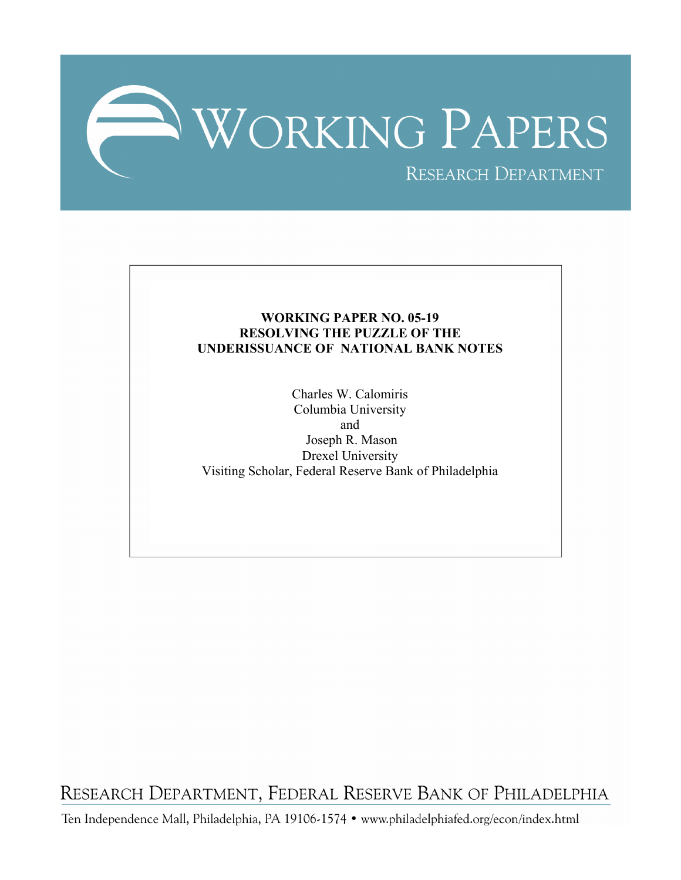# WORKING PAPERS

RESEARCH DEPARTMENT

**WORKING PAPER NO. 05-19**
**RESOLVING THE PUZZLE OF THE UNDERISSUANCE OF NATIONAL BANK NOTES**

Charles W. Calomiris
Columbia University
and
Joseph R. Mason
Drexel University
Visiting Scholar, Federal Reserve Bank of Philadelphia

RESEARCH DEPARTMENT, FEDERAL RESERVE BANK OF PHILADELPHIA

Ten Independence Mall, Philadelphia, PA 19106-1574 • www.philadelphiafed.org/econ/index.html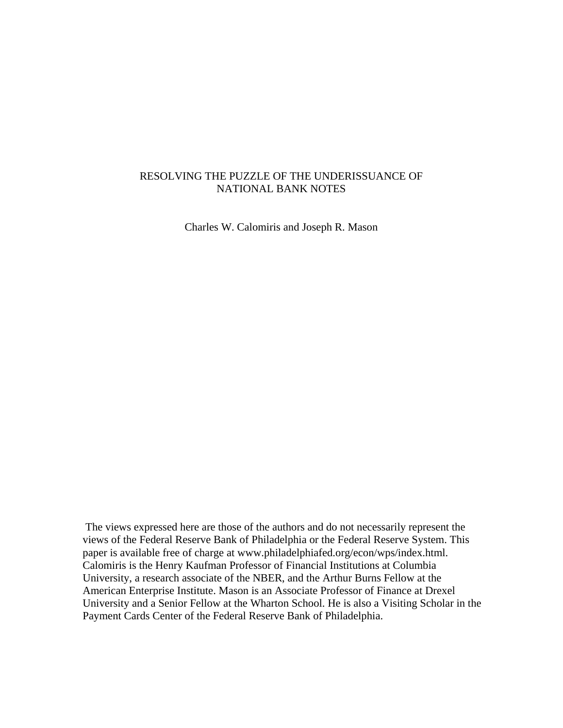# RESOLVING THE PUZZLE OF THE UNDERISSUANCE OF NATIONAL BANK NOTES

Charles W. Calomiris and Joseph R. Mason

The views expressed here are those of the authors and do not necessarily represent the views of the Federal Reserve Bank of Philadelphia or the Federal Reserve System. This paper is available free of charge at www.philadelphiafed.org/econ/wps/index.html. Calomiris is the Henry Kaufman Professor of Financial Institutions at Columbia University, a research associate of the NBER, and the Arthur Burns Fellow at the American Enterprise Institute. Mason is an Associate Professor of Finance at Drexel University and a Senior Fellow at the Wharton School. He is also a Visiting Scholar in the Payment Cards Center of the Federal Reserve Bank of Philadelphia.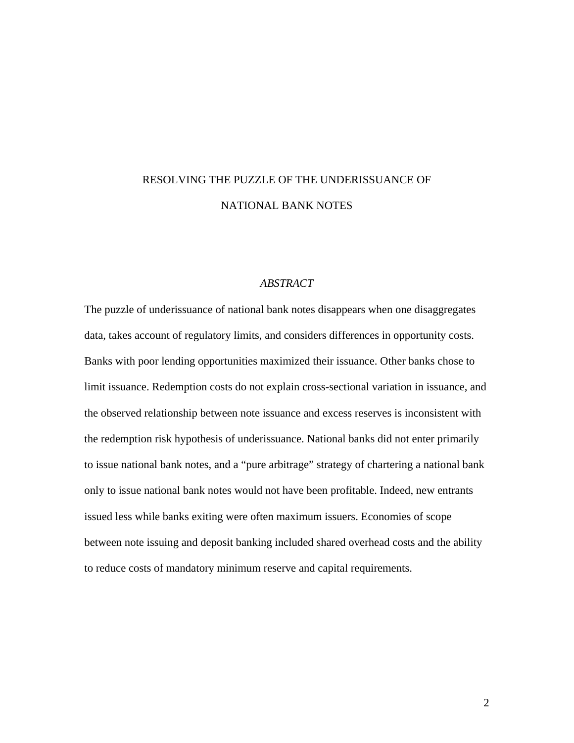# RESOLVING THE PUZZLE OF THE UNDERISSUANCE OF NATIONAL BANK NOTES

*ABSTRACT*

The puzzle of underissuance of national bank notes disappears when one disaggregates data, takes account of regulatory limits, and considers differences in opportunity costs. Banks with poor lending opportunities maximized their issuance. Other banks chose to limit issuance. Redemption costs do not explain cross-sectional variation in issuance, and the observed relationship between note issuance and excess reserves is inconsistent with the redemption risk hypothesis of underissuance. National banks did not enter primarily to issue national bank notes, and a "pure arbitrage" strategy of chartering a national bank only to issue national bank notes would not have been profitable. Indeed, new entrants issued less while banks exiting were often maximum issuers. Economies of scope between note issuing and deposit banking included shared overhead costs and the ability to reduce costs of mandatory minimum reserve and capital requirements.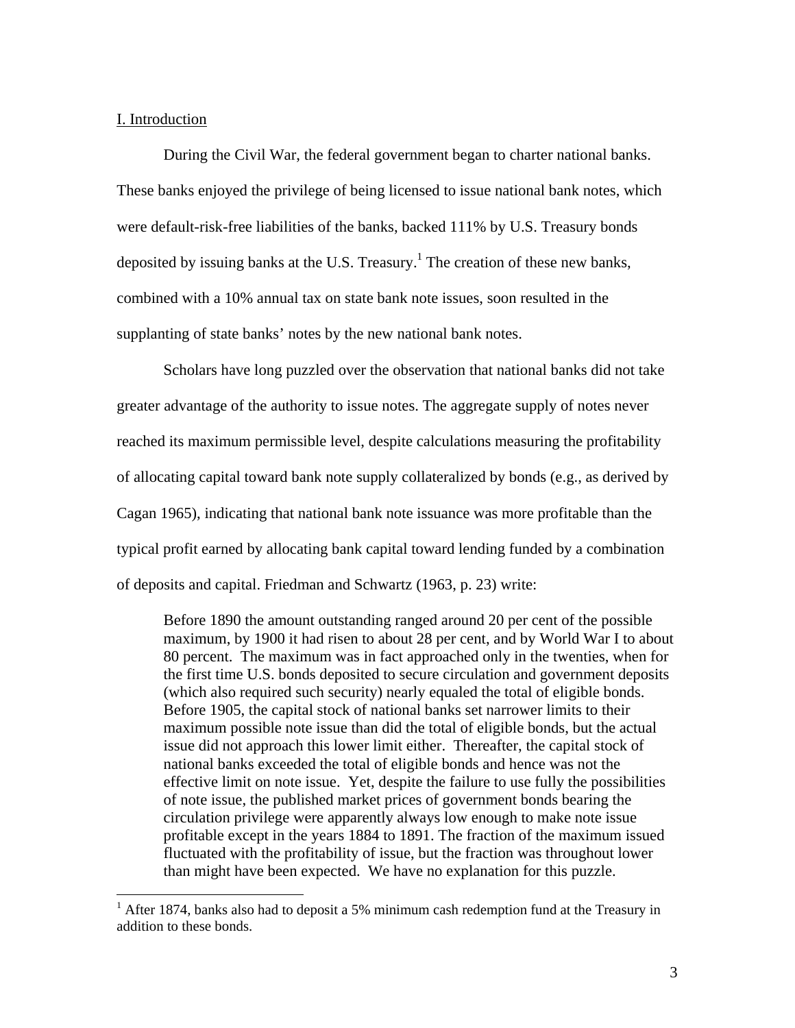## I. Introduction

During the Civil War, the federal government began to charter national banks. These banks enjoyed the privilege of being licensed to issue national bank notes, which were default-risk-free liabilities of the banks, backed 111% by U.S. Treasury bonds deposited by issuing banks at the U.S. Treasury.[1] The creation of these new banks, combined with a 10% annual tax on state bank note issues, soon resulted in the supplanting of state banks' notes by the new national bank notes.

Scholars have long puzzled over the observation that national banks did not take greater advantage of the authority to issue notes. The aggregate supply of notes never reached its maximum permissible level, despite calculations measuring the profitability of allocating capital toward bank note supply collateralized by bonds (e.g., as derived by Cagan 1965), indicating that national bank note issuance was more profitable than the typical profit earned by allocating bank capital toward lending funded by a combination of deposits and capital. Friedman and Schwartz (1963, p. 23) write:

> Before 1890 the amount outstanding ranged around 20 per cent of the possible maximum, by 1900 it had risen to about 28 per cent, and by World War I to about 80 percent. The maximum was in fact approached only in the twenties, when for the first time U.S. bonds deposited to secure circulation and government deposits (which also required such security) nearly equaled the total of eligible bonds. Before 1905, the capital stock of national banks set narrower limits to their maximum possible note issue than did the total of eligible bonds, but the actual issue did not approach this lower limit either. Thereafter, the capital stock of national banks exceeded the total of eligible bonds and hence was not the effective limit on note issue. Yet, despite the failure to use fully the possibilities of note issue, the published market prices of government bonds bearing the circulation privilege were apparently always low enough to make note issue profitable except in the years 1884 to 1891. The fraction of the maximum issued fluctuated with the profitability of issue, but the fraction was throughout lower than might have been expected. We have no explanation for this puzzle.

[1] After 1874, banks also had to deposit a 5% minimum cash redemption fund at the Treasury in addition to these bonds.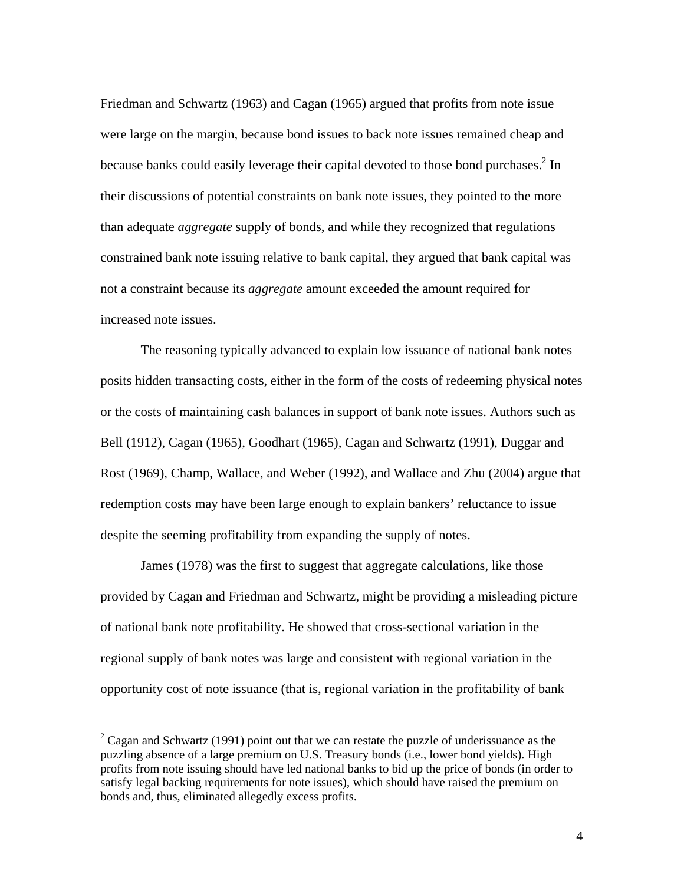Friedman and Schwartz (1963) and Cagan (1965) argued that profits from note issue were large on the margin, because bond issues to back note issues remained cheap and because banks could easily leverage their capital devoted to those bond purchases.[2] In their discussions of potential constraints on bank note issues, they pointed to the more than adequate *aggregate* supply of bonds, and while they recognized that regulations constrained bank note issuing relative to bank capital, they argued that bank capital was not a constraint because its *aggregate* amount exceeded the amount required for increased note issues.

The reasoning typically advanced to explain low issuance of national bank notes posits hidden transacting costs, either in the form of the costs of redeeming physical notes or the costs of maintaining cash balances in support of bank note issues. Authors such as Bell (1912), Cagan (1965), Goodhart (1965), Cagan and Schwartz (1991), Duggar and Rost (1969), Champ, Wallace, and Weber (1992), and Wallace and Zhu (2004) argue that redemption costs may have been large enough to explain bankers' reluctance to issue despite the seeming profitability from expanding the supply of notes.

James (1978) was the first to suggest that aggregate calculations, like those provided by Cagan and Friedman and Schwartz, might be providing a misleading picture of national bank note profitability. He showed that cross-sectional variation in the regional supply of bank notes was large and consistent with regional variation in the opportunity cost of note issuance (that is, regional variation in the profitability of bank

---

[2] Cagan and Schwartz (1991) point out that we can restate the puzzle of underissuance as the puzzling absence of a large premium on U.S. Treasury bonds (i.e., lower bond yields). High profits from note issuing should have led national banks to bid up the price of bonds (in order to satisfy legal backing requirements for note issues), which should have raised the premium on bonds and, thus, eliminated allegedly excess profits.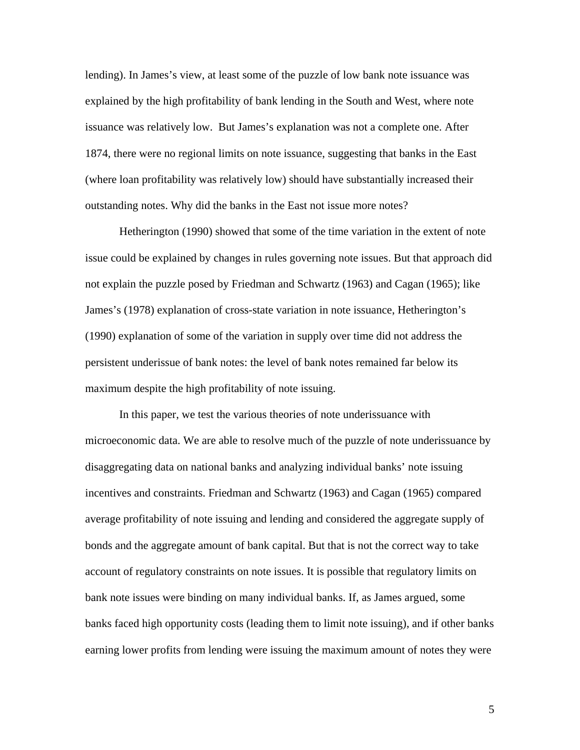lending). In James's view, at least some of the puzzle of low bank note issuance was explained by the high profitability of bank lending in the South and West, where note issuance was relatively low. But James's explanation was not a complete one. After 1874, there were no regional limits on note issuance, suggesting that banks in the East (where loan profitability was relatively low) should have substantially increased their outstanding notes. Why did the banks in the East not issue more notes?

Hetherington (1990) showed that some of the time variation in the extent of note issue could be explained by changes in rules governing note issues. But that approach did not explain the puzzle posed by Friedman and Schwartz (1963) and Cagan (1965); like James's (1978) explanation of cross-state variation in note issuance, Hetherington's (1990) explanation of some of the variation in supply over time did not address the persistent underissue of bank notes: the level of bank notes remained far below its maximum despite the high profitability of note issuing.

In this paper, we test the various theories of note underissuance with microeconomic data. We are able to resolve much of the puzzle of note underissuance by disaggregating data on national banks and analyzing individual banks' note issuing incentives and constraints. Friedman and Schwartz (1963) and Cagan (1965) compared average profitability of note issuing and lending and considered the aggregate supply of bonds and the aggregate amount of bank capital. But that is not the correct way to take account of regulatory constraints on note issues. It is possible that regulatory limits on bank note issues were binding on many individual banks. If, as James argued, some banks faced high opportunity costs (leading them to limit note issuing), and if other banks earning lower profits from lending were issuing the maximum amount of notes they were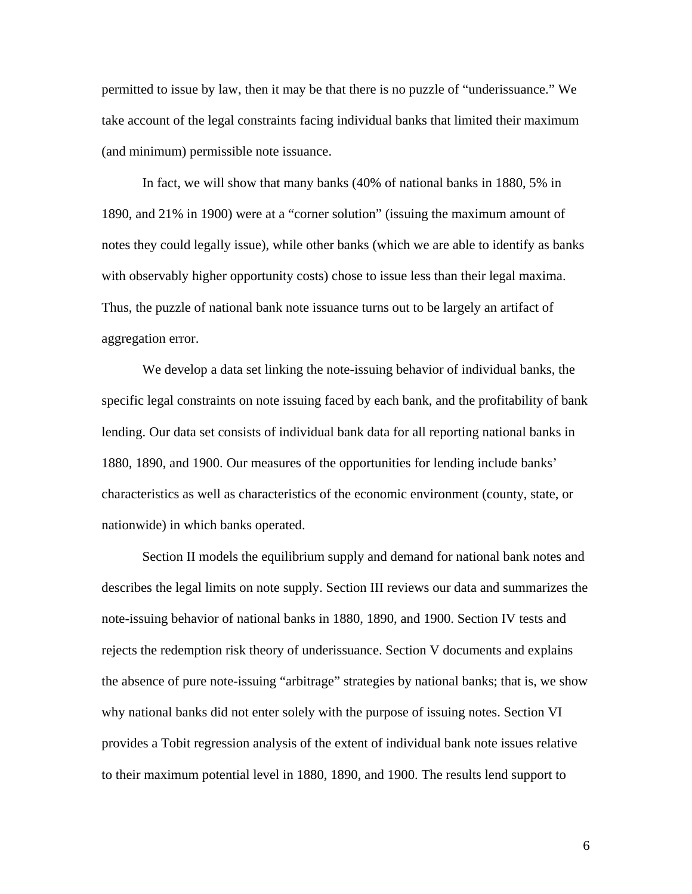permitted to issue by law, then it may be that there is no puzzle of "underissuance." We take account of the legal constraints facing individual banks that limited their maximum (and minimum) permissible note issuance.

In fact, we will show that many banks (40% of national banks in 1880, 5% in 1890, and 21% in 1900) were at a "corner solution" (issuing the maximum amount of notes they could legally issue), while other banks (which we are able to identify as banks with observably higher opportunity costs) chose to issue less than their legal maxima. Thus, the puzzle of national bank note issuance turns out to be largely an artifact of aggregation error.

We develop a data set linking the note-issuing behavior of individual banks, the specific legal constraints on note issuing faced by each bank, and the profitability of bank lending. Our data set consists of individual bank data for all reporting national banks in 1880, 1890, and 1900. Our measures of the opportunities for lending include banks' characteristics as well as characteristics of the economic environment (county, state, or nationwide) in which banks operated.

Section II models the equilibrium supply and demand for national bank notes and describes the legal limits on note supply. Section III reviews our data and summarizes the note-issuing behavior of national banks in 1880, 1890, and 1900. Section IV tests and rejects the redemption risk theory of underissuance. Section V documents and explains the absence of pure note-issuing "arbitrage" strategies by national banks; that is, we show why national banks did not enter solely with the purpose of issuing notes. Section VI provides a Tobit regression analysis of the extent of individual bank note issues relative to their maximum potential level in 1880, 1890, and 1900. The results lend support to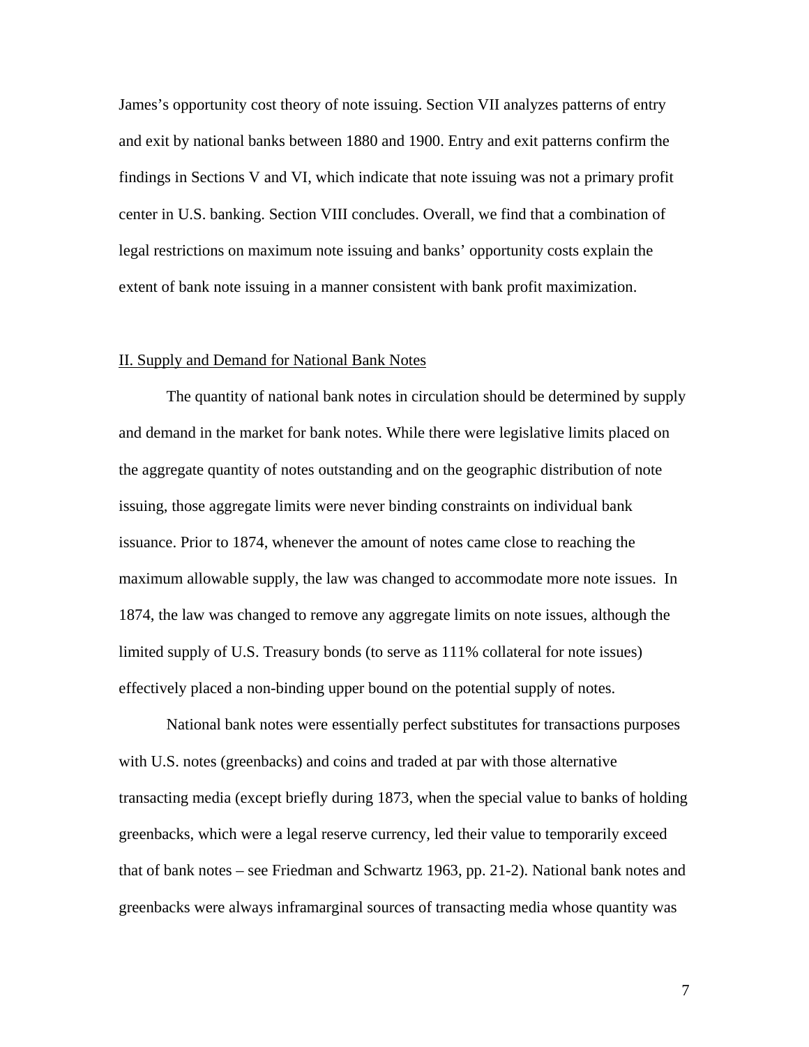James's opportunity cost theory of note issuing. Section VII analyzes patterns of entry and exit by national banks between 1880 and 1900. Entry and exit patterns confirm the findings in Sections V and VI, which indicate that note issuing was not a primary profit center in U.S. banking. Section VIII concludes. Overall, we find that a combination of legal restrictions on maximum note issuing and banks' opportunity costs explain the extent of bank note issuing in a manner consistent with bank profit maximization.

## II. Supply and Demand for National Bank Notes

The quantity of national bank notes in circulation should be determined by supply and demand in the market for bank notes. While there were legislative limits placed on the aggregate quantity of notes outstanding and on the geographic distribution of note issuing, those aggregate limits were never binding constraints on individual bank issuance. Prior to 1874, whenever the amount of notes came close to reaching the maximum allowable supply, the law was changed to accommodate more note issues. In 1874, the law was changed to remove any aggregate limits on note issues, although the limited supply of U.S. Treasury bonds (to serve as 111% collateral for note issues) effectively placed a non-binding upper bound on the potential supply of notes.

National bank notes were essentially perfect substitutes for transactions purposes with U.S. notes (greenbacks) and coins and traded at par with those alternative transacting media (except briefly during 1873, when the special value to banks of holding greenbacks, which were a legal reserve currency, led their value to temporarily exceed that of bank notes – see Friedman and Schwartz 1963, pp. 21-2). National bank notes and greenbacks were always inframarginal sources of transacting media whose quantity was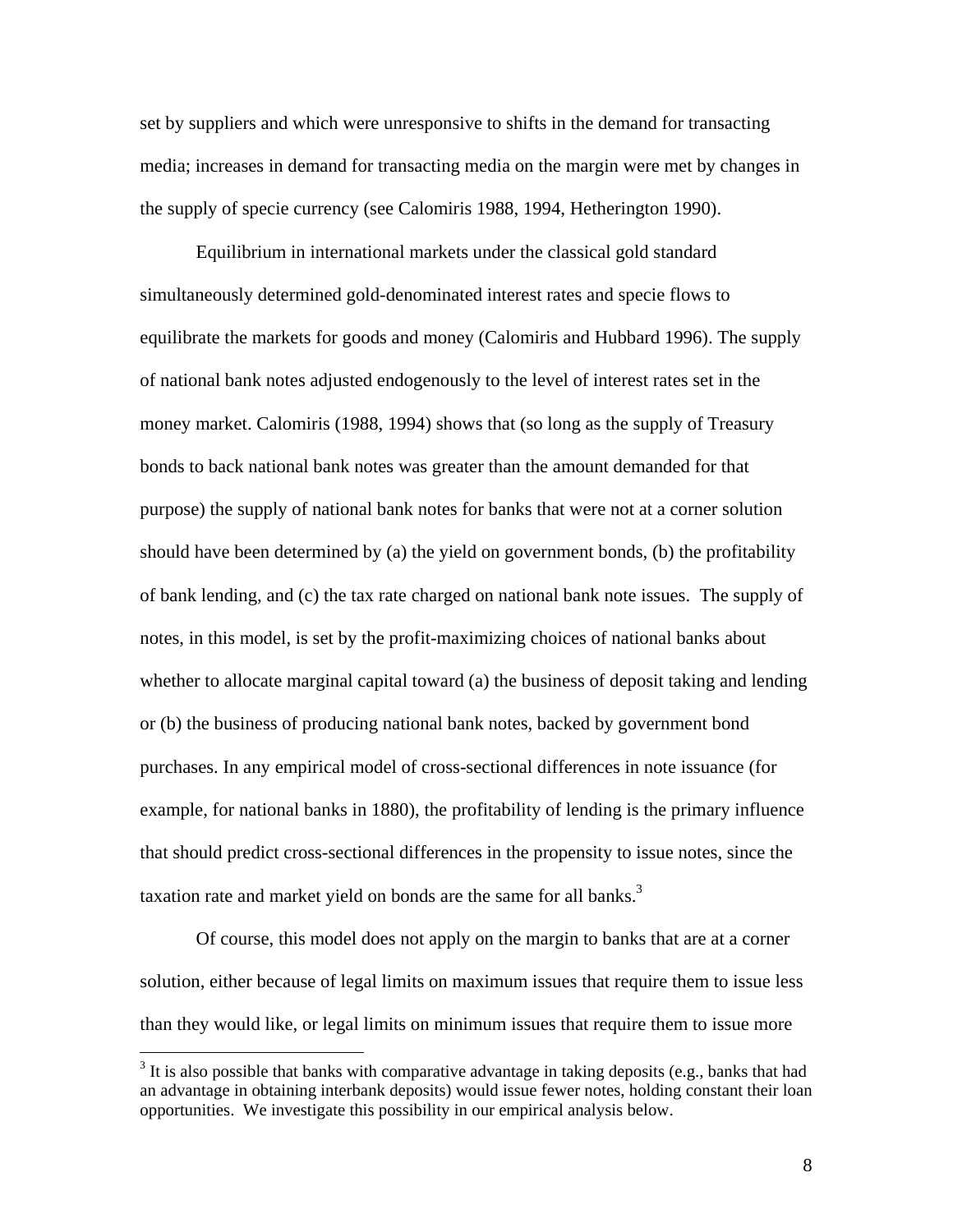set by suppliers and which were unresponsive to shifts in the demand for transacting media; increases in demand for transacting media on the margin were met by changes in the supply of specie currency (see Calomiris 1988, 1994, Hetherington 1990).

Equilibrium in international markets under the classical gold standard simultaneously determined gold-denominated interest rates and specie flows to equilibrate the markets for goods and money (Calomiris and Hubbard 1996). The supply of national bank notes adjusted endogenously to the level of interest rates set in the money market. Calomiris (1988, 1994) shows that (so long as the supply of Treasury bonds to back national bank notes was greater than the amount demanded for that purpose) the supply of national bank notes for banks that were not at a corner solution should have been determined by (a) the yield on government bonds, (b) the profitability of bank lending, and (c) the tax rate charged on national bank note issues. The supply of notes, in this model, is set by the profit-maximizing choices of national banks about whether to allocate marginal capital toward (a) the business of deposit taking and lending or (b) the business of producing national bank notes, backed by government bond purchases. In any empirical model of cross-sectional differences in note issuance (for example, for national banks in 1880), the profitability of lending is the primary influence that should predict cross-sectional differences in the propensity to issue notes, since the taxation rate and market yield on bonds are the same for all banks.[3]

Of course, this model does not apply on the margin to banks that are at a corner solution, either because of legal limits on maximum issues that require them to issue less than they would like, or legal limits on minimum issues that require them to issue more

[3] It is also possible that banks with comparative advantage in taking deposits (e.g., banks that had an advantage in obtaining interbank deposits) would issue fewer notes, holding constant their loan opportunities. We investigate this possibility in our empirical analysis below.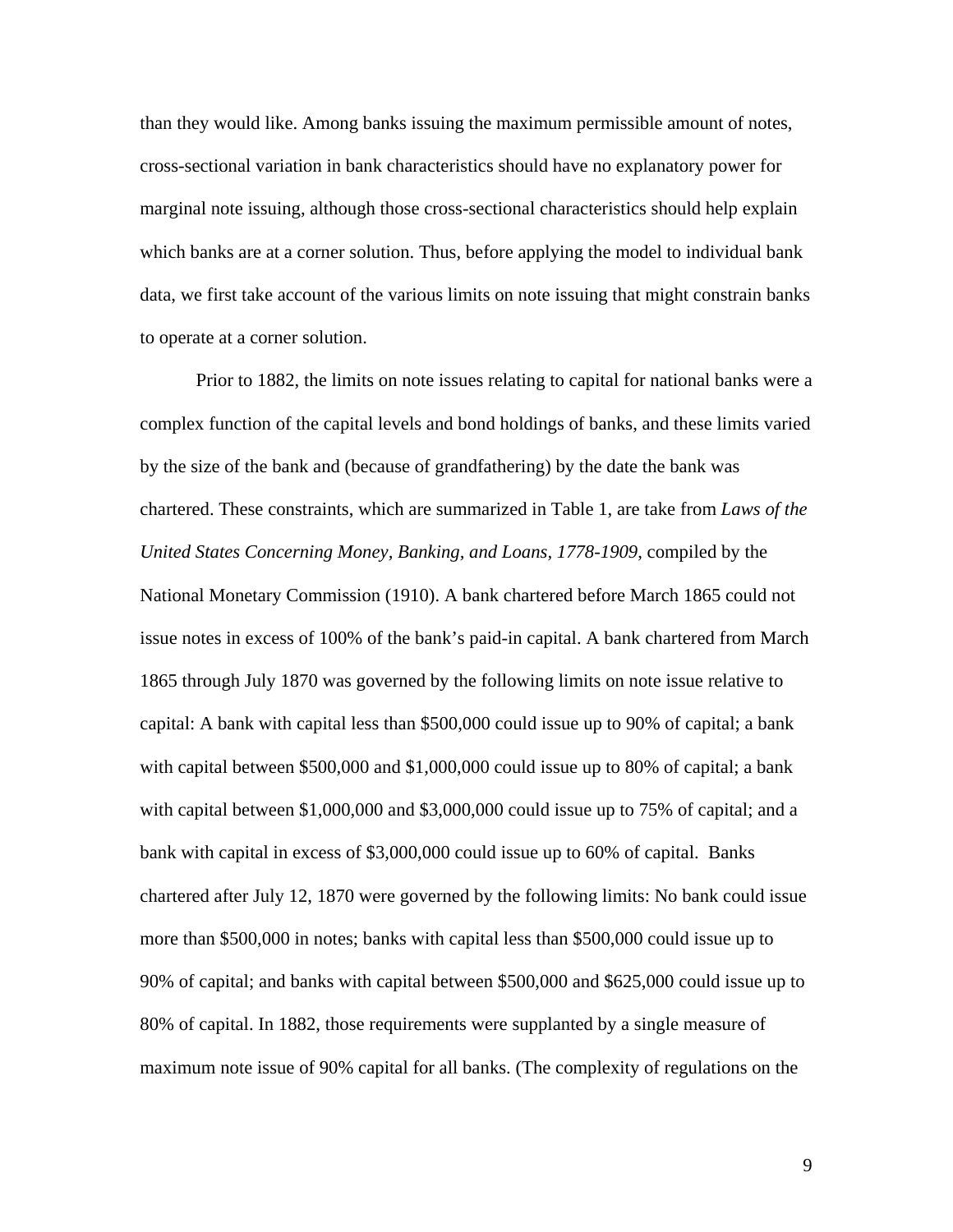than they would like. Among banks issuing the maximum permissible amount of notes, cross-sectional variation in bank characteristics should have no explanatory power for marginal note issuing, although those cross-sectional characteristics should help explain which banks are at a corner solution. Thus, before applying the model to individual bank data, we first take account of the various limits on note issuing that might constrain banks to operate at a corner solution.

Prior to 1882, the limits on note issues relating to capital for national banks were a complex function of the capital levels and bond holdings of banks, and these limits varied by the size of the bank and (because of grandfathering) by the date the bank was chartered. These constraints, which are summarized in Table 1, are take from *Laws of the United States Concerning Money, Banking, and Loans, 1778-1909*, compiled by the National Monetary Commission (1910). A bank chartered before March 1865 could not issue notes in excess of 100% of the bank's paid-in capital. A bank chartered from March 1865 through July 1870 was governed by the following limits on note issue relative to capital: A bank with capital less than $500,000 could issue up to 90% of capital; a bank with capital between $500,000 and $1,000,000 could issue up to 80% of capital; a bank with capital between $1,000,000 and $3,000,000 could issue up to 75% of capital; and a bank with capital in excess of $3,000,000 could issue up to 60% of capital. Banks chartered after July 12, 1870 were governed by the following limits: No bank could issue more than $500,000 in notes; banks with capital less than $500,000 could issue up to 90% of capital; and banks with capital between $500,000 and $625,000 could issue up to 80% of capital. In 1882, those requirements were supplanted by a single measure of maximum note issue of 90% capital for all banks. (The complexity of regulations on the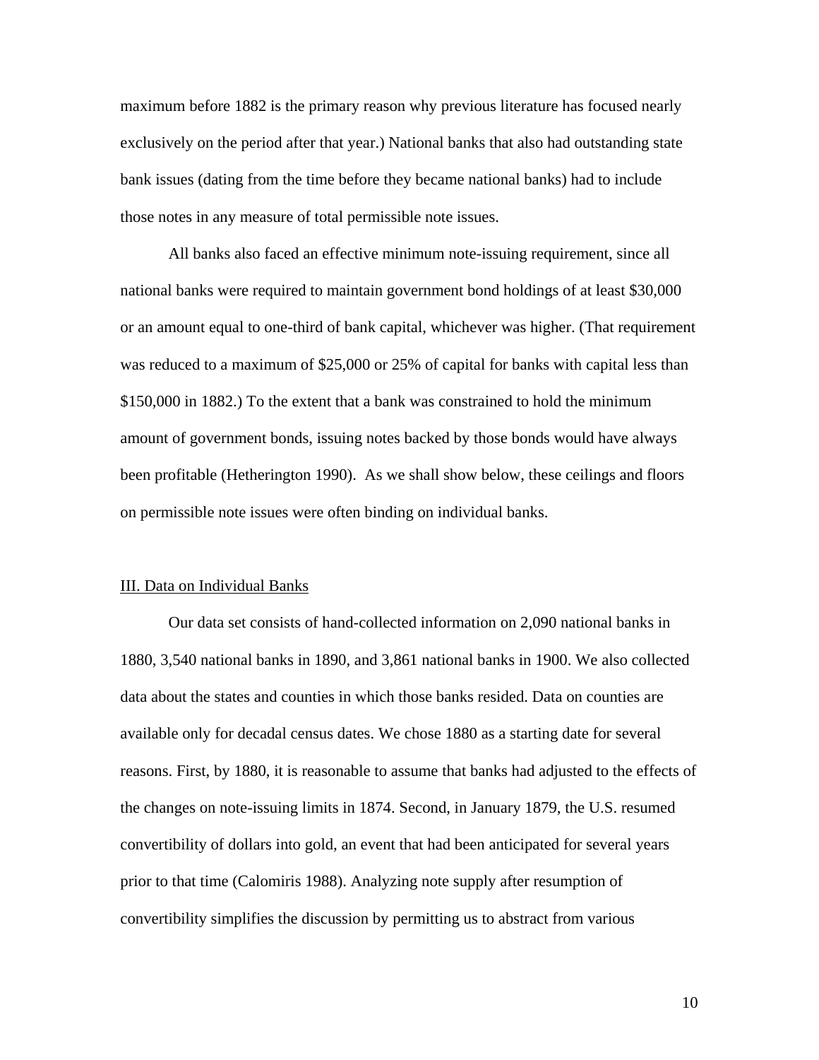maximum before 1882 is the primary reason why previous literature has focused nearly exclusively on the period after that year.) National banks that also had outstanding state bank issues (dating from the time before they became national banks) had to include those notes in any measure of total permissible note issues.

All banks also faced an effective minimum note-issuing requirement, since all national banks were required to maintain government bond holdings of at least $30,000 or an amount equal to one-third of bank capital, whichever was higher. (That requirement was reduced to a maximum of $25,000 or 25% of capital for banks with capital less than $150,000 in 1882.) To the extent that a bank was constrained to hold the minimum amount of government bonds, issuing notes backed by those bonds would have always been profitable (Hetherington 1990). As we shall show below, these ceilings and floors on permissible note issues were often binding on individual banks.

## III. Data on Individual Banks

Our data set consists of hand-collected information on 2,090 national banks in 1880, 3,540 national banks in 1890, and 3,861 national banks in 1900. We also collected data about the states and counties in which those banks resided. Data on counties are available only for decadal census dates. We chose 1880 as a starting date for several reasons. First, by 1880, it is reasonable to assume that banks had adjusted to the effects of the changes on note-issuing limits in 1874. Second, in January 1879, the U.S. resumed convertibility of dollars into gold, an event that had been anticipated for several years prior to that time (Calomiris 1988). Analyzing note supply after resumption of convertibility simplifies the discussion by permitting us to abstract from various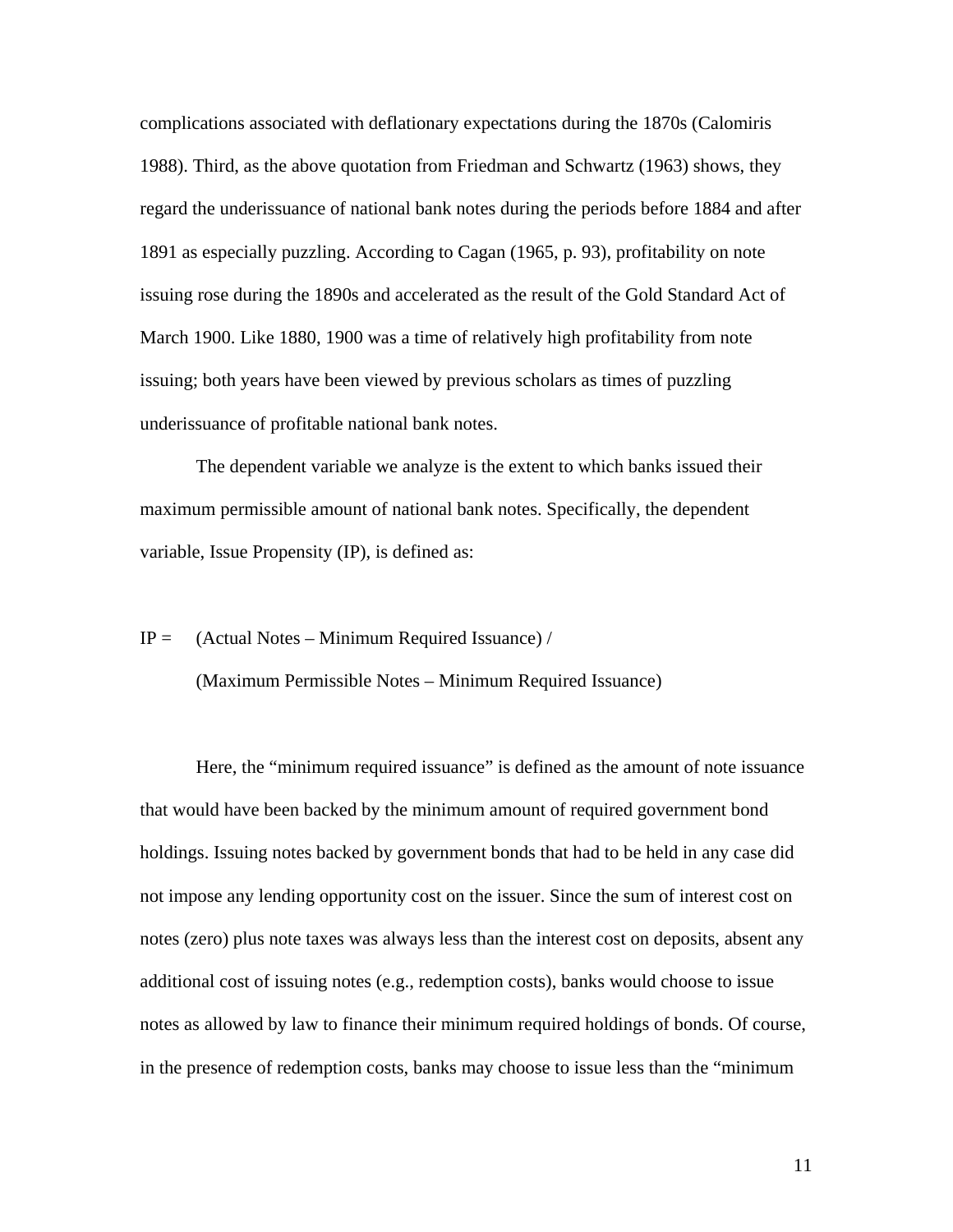complications associated with deflationary expectations during the 1870s (Calomiris 1988). Third, as the above quotation from Friedman and Schwartz (1963) shows, they regard the underissuance of national bank notes during the periods before 1884 and after 1891 as especially puzzling. According to Cagan (1965, p. 93), profitability on note issuing rose during the 1890s and accelerated as the result of the Gold Standard Act of March 1900. Like 1880, 1900 was a time of relatively high profitability from note issuing; both years have been viewed by previous scholars as times of puzzling underissuance of profitable national bank notes.

The dependent variable we analyze is the extent to which banks issued their maximum permissible amount of national bank notes. Specifically, the dependent variable, Issue Propensity (IP), is defined as:

$$\text{IP} = \frac{\text{(Actual Notes – Minimum Required Issuance)}}{\text{(Maximum Permissible Notes – Minimum Required Issuance)}}$$

Here, the "minimum required issuance" is defined as the amount of note issuance that would have been backed by the minimum amount of required government bond holdings. Issuing notes backed by government bonds that had to be held in any case did not impose any lending opportunity cost on the issuer. Since the sum of interest cost on notes (zero) plus note taxes was always less than the interest cost on deposits, absent any additional cost of issuing notes (e.g., redemption costs), banks would choose to issue notes as allowed by law to finance their minimum required holdings of bonds. Of course, in the presence of redemption costs, banks may choose to issue less than the "minimum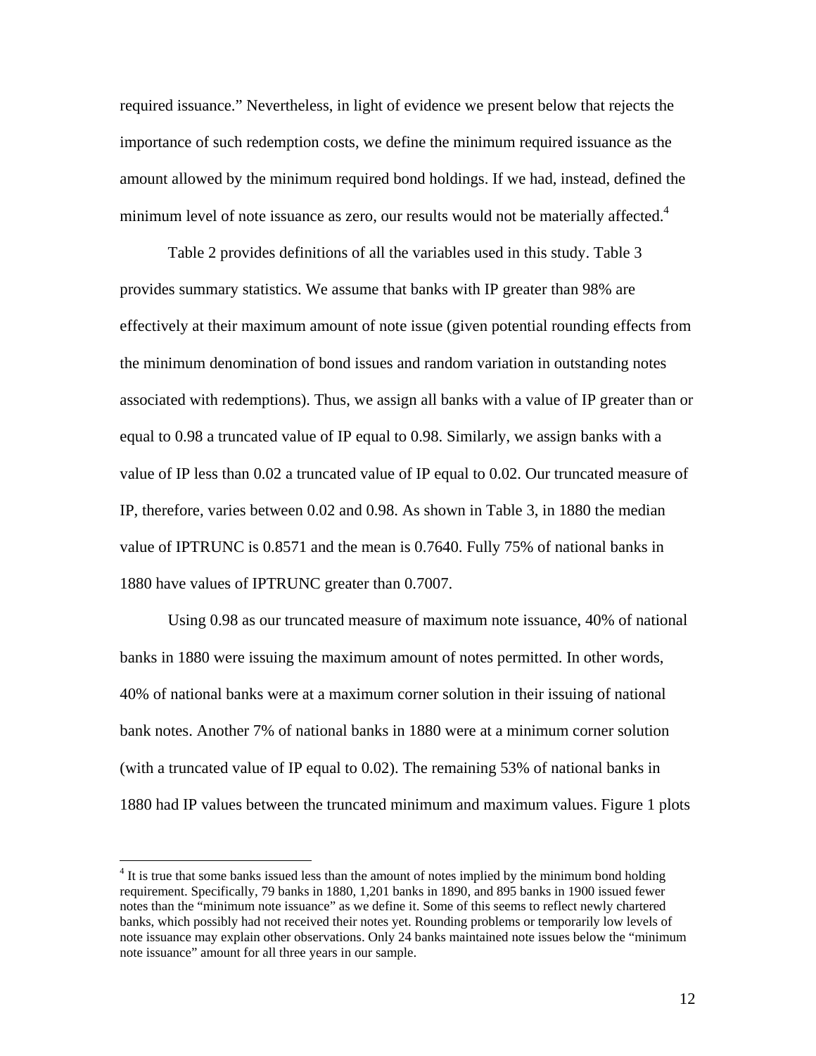required issuance." Nevertheless, in light of evidence we present below that rejects the importance of such redemption costs, we define the minimum required issuance as the amount allowed by the minimum required bond holdings. If we had, instead, defined the minimum level of note issuance as zero, our results would not be materially affected.[4]

Table 2 provides definitions of all the variables used in this study. Table 3 provides summary statistics. We assume that banks with IP greater than 98% are effectively at their maximum amount of note issue (given potential rounding effects from the minimum denomination of bond issues and random variation in outstanding notes associated with redemptions). Thus, we assign all banks with a value of IP greater than or equal to 0.98 a truncated value of IP equal to 0.98. Similarly, we assign banks with a value of IP less than 0.02 a truncated value of IP equal to 0.02. Our truncated measure of IP, therefore, varies between 0.02 and 0.98. As shown in Table 3, in 1880 the median value of IPTRUNC is 0.8571 and the mean is 0.7640. Fully 75% of national banks in 1880 have values of IPTRUNC greater than 0.7007.

Using 0.98 as our truncated measure of maximum note issuance, 40% of national banks in 1880 were issuing the maximum amount of notes permitted. In other words, 40% of national banks were at a maximum corner solution in their issuing of national bank notes. Another 7% of national banks in 1880 were at a minimum corner solution (with a truncated value of IP equal to 0.02). The remaining 53% of national banks in 1880 had IP values between the truncated minimum and maximum values. Figure 1 plots

[4] It is true that some banks issued less than the amount of notes implied by the minimum bond holding requirement. Specifically, 79 banks in 1880, 1,201 banks in 1890, and 895 banks in 1900 issued fewer notes than the "minimum note issuance" as we define it. Some of this seems to reflect newly chartered banks, which possibly had not received their notes yet. Rounding problems or temporarily low levels of note issuance may explain other observations. Only 24 banks maintained note issues below the "minimum note issuance" amount for all three years in our sample.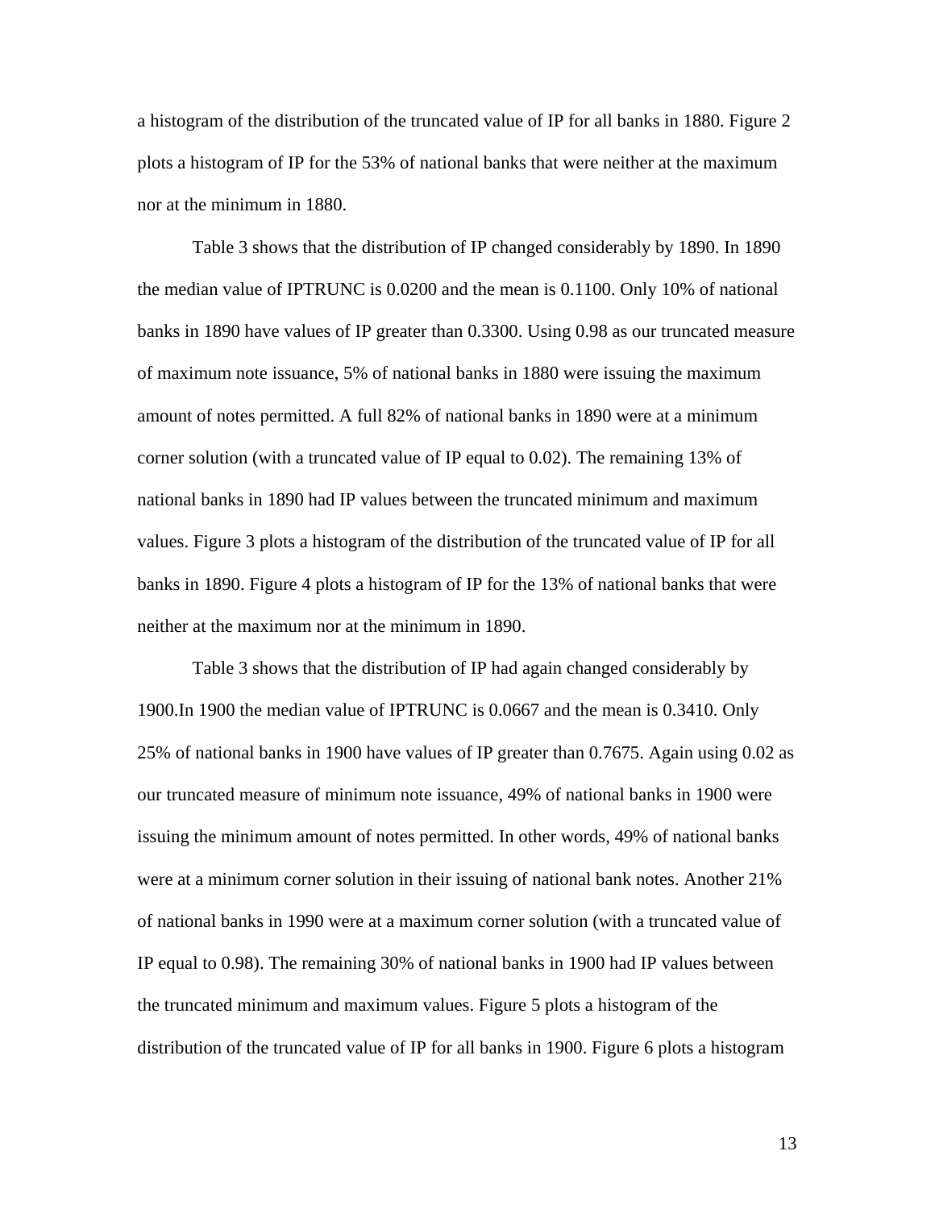a histogram of the distribution of the truncated value of IP for all banks in 1880. Figure 2 plots a histogram of IP for the 53% of national banks that were neither at the maximum nor at the minimum in 1880.

Table 3 shows that the distribution of IP changed considerably by 1890. In 1890 the median value of IPTRUNC is 0.0200 and the mean is 0.1100. Only 10% of national banks in 1890 have values of IP greater than 0.3300. Using 0.98 as our truncated measure of maximum note issuance, 5% of national banks in 1880 were issuing the maximum amount of notes permitted. A full 82% of national banks in 1890 were at a minimum corner solution (with a truncated value of IP equal to 0.02). The remaining 13% of national banks in 1890 had IP values between the truncated minimum and maximum values. Figure 3 plots a histogram of the distribution of the truncated value of IP for all banks in 1890. Figure 4 plots a histogram of IP for the 13% of national banks that were neither at the maximum nor at the minimum in 1890.

Table 3 shows that the distribution of IP had again changed considerably by 1900.In 1900 the median value of IPTRUNC is 0.0667 and the mean is 0.3410. Only 25% of national banks in 1900 have values of IP greater than 0.7675. Again using 0.02 as our truncated measure of minimum note issuance, 49% of national banks in 1900 were issuing the minimum amount of notes permitted. In other words, 49% of national banks were at a minimum corner solution in their issuing of national bank notes. Another 21% of national banks in 1990 were at a maximum corner solution (with a truncated value of IP equal to 0.98). The remaining 30% of national banks in 1900 had IP values between the truncated minimum and maximum values. Figure 5 plots a histogram of the distribution of the truncated value of IP for all banks in 1900. Figure 6 plots a histogram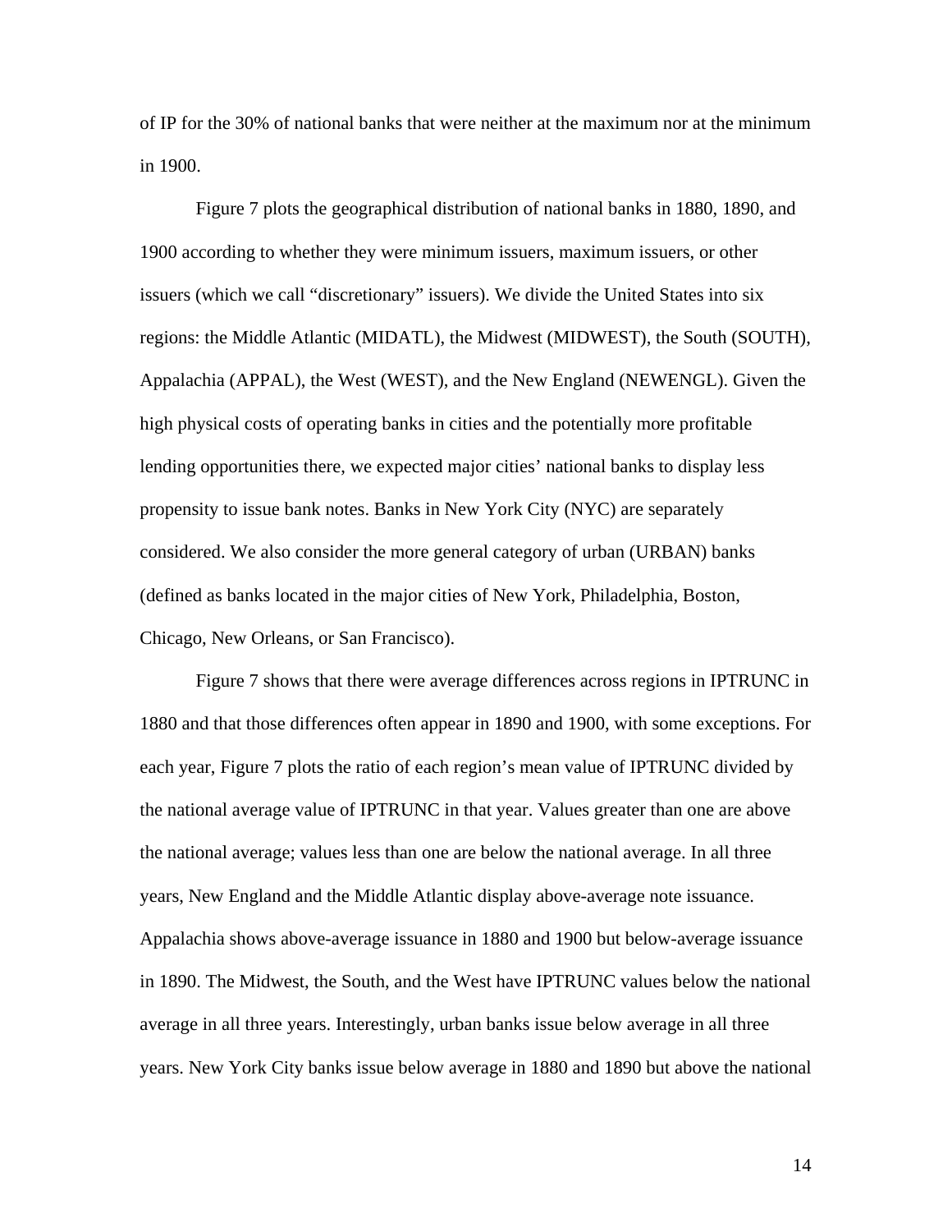of IP for the 30% of national banks that were neither at the maximum nor at the minimum in 1900.

Figure 7 plots the geographical distribution of national banks in 1880, 1890, and 1900 according to whether they were minimum issuers, maximum issuers, or other issuers (which we call "discretionary" issuers). We divide the United States into six regions: the Middle Atlantic (MIDATL), the Midwest (MIDWEST), the South (SOUTH), Appalachia (APPAL), the West (WEST), and the New England (NEWENGL). Given the high physical costs of operating banks in cities and the potentially more profitable lending opportunities there, we expected major cities' national banks to display less propensity to issue bank notes. Banks in New York City (NYC) are separately considered. We also consider the more general category of urban (URBAN) banks (defined as banks located in the major cities of New York, Philadelphia, Boston, Chicago, New Orleans, or San Francisco).

Figure 7 shows that there were average differences across regions in IPTRUNC in 1880 and that those differences often appear in 1890 and 1900, with some exceptions. For each year, Figure 7 plots the ratio of each region's mean value of IPTRUNC divided by the national average value of IPTRUNC in that year. Values greater than one are above the national average; values less than one are below the national average. In all three years, New England and the Middle Atlantic display above-average note issuance. Appalachia shows above-average issuance in 1880 and 1900 but below-average issuance in 1890. The Midwest, the South, and the West have IPTRUNC values below the national average in all three years. Interestingly, urban banks issue below average in all three years. New York City banks issue below average in 1880 and 1890 but above the national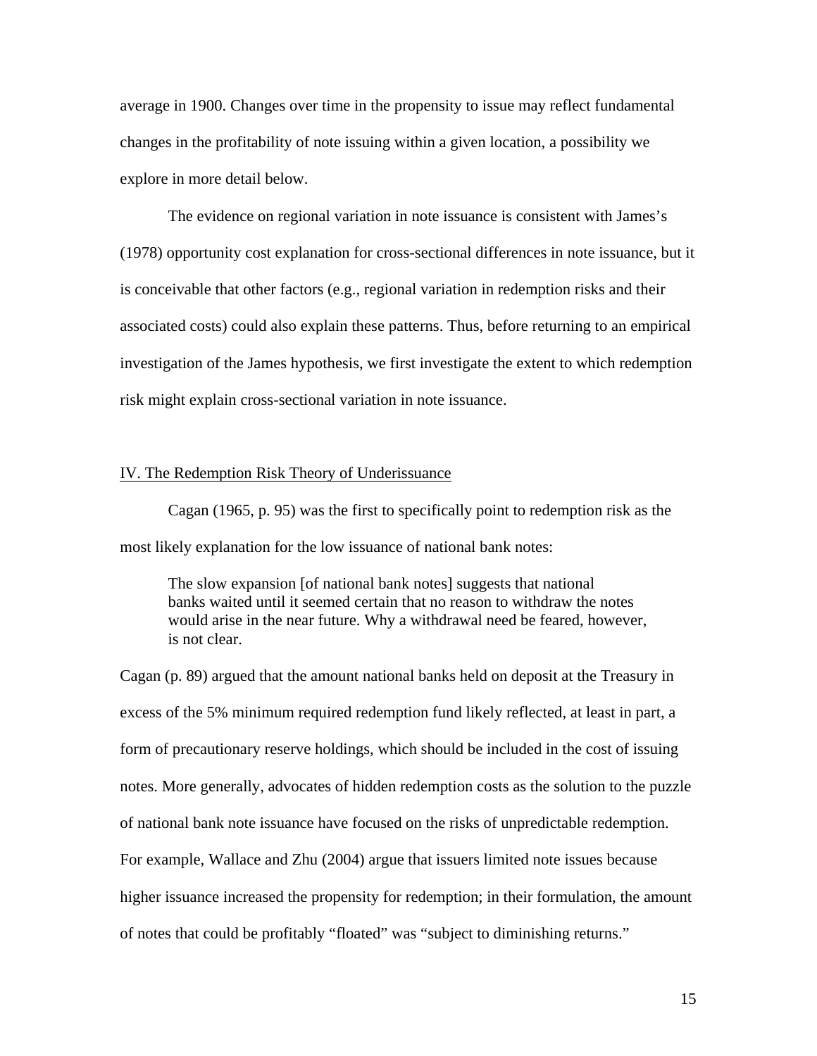average in 1900. Changes over time in the propensity to issue may reflect fundamental changes in the profitability of note issuing within a given location, a possibility we explore in more detail below.

The evidence on regional variation in note issuance is consistent with James's (1978) opportunity cost explanation for cross-sectional differences in note issuance, but it is conceivable that other factors (e.g., regional variation in redemption risks and their associated costs) could also explain these patterns. Thus, before returning to an empirical investigation of the James hypothesis, we first investigate the extent to which redemption risk might explain cross-sectional variation in note issuance.

## IV. The Redemption Risk Theory of Underissuance

Cagan (1965, p. 95) was the first to specifically point to redemption risk as the most likely explanation for the low issuance of national bank notes:

> The slow expansion [of national bank notes] suggests that national banks waited until it seemed certain that no reason to withdraw the notes would arise in the near future. Why a withdrawal need be feared, however, is not clear.

Cagan (p. 89) argued that the amount national banks held on deposit at the Treasury in excess of the 5% minimum required redemption fund likely reflected, at least in part, a form of precautionary reserve holdings, which should be included in the cost of issuing notes. More generally, advocates of hidden redemption costs as the solution to the puzzle of national bank note issuance have focused on the risks of unpredictable redemption. For example, Wallace and Zhu (2004) argue that issuers limited note issues because higher issuance increased the propensity for redemption; in their formulation, the amount of notes that could be profitably "floated" was "subject to diminishing returns."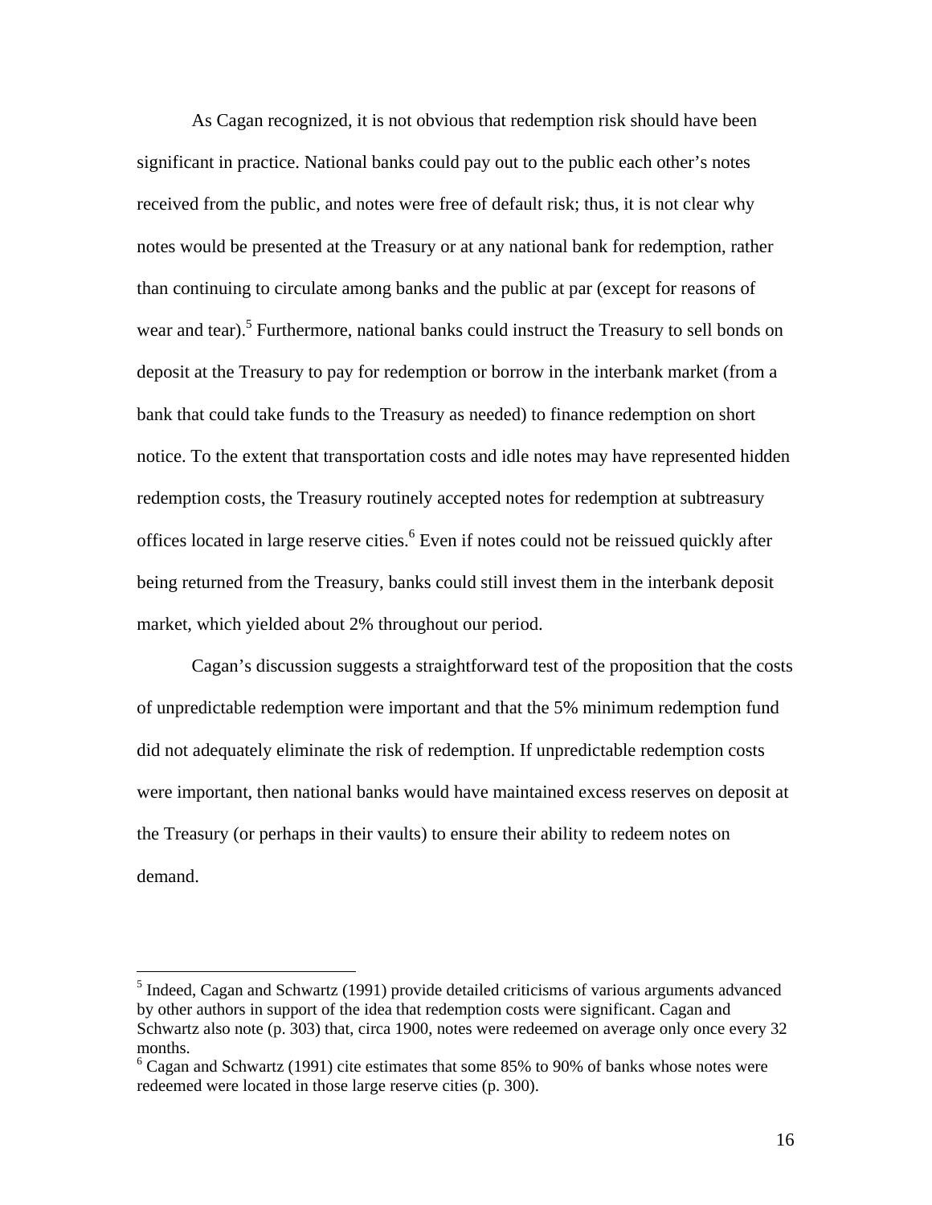As Cagan recognized, it is not obvious that redemption risk should have been significant in practice. National banks could pay out to the public each other's notes received from the public, and notes were free of default risk; thus, it is not clear why notes would be presented at the Treasury or at any national bank for redemption, rather than continuing to circulate among banks and the public at par (except for reasons of wear and tear).[5] Furthermore, national banks could instruct the Treasury to sell bonds on deposit at the Treasury to pay for redemption or borrow in the interbank market (from a bank that could take funds to the Treasury as needed) to finance redemption on short notice. To the extent that transportation costs and idle notes may have represented hidden redemption costs, the Treasury routinely accepted notes for redemption at subtreasury offices located in large reserve cities.[6] Even if notes could not be reissued quickly after being returned from the Treasury, banks could still invest them in the interbank deposit market, which yielded about 2% throughout our period.

Cagan's discussion suggests a straightforward test of the proposition that the costs of unpredictable redemption were important and that the 5% minimum redemption fund did not adequately eliminate the risk of redemption. If unpredictable redemption costs were important, then national banks would have maintained excess reserves on deposit at the Treasury (or perhaps in their vaults) to ensure their ability to redeem notes on demand.

---

[5] Indeed, Cagan and Schwartz (1991) provide detailed criticisms of various arguments advanced by other authors in support of the idea that redemption costs were significant. Cagan and Schwartz also note (p. 303) that, circa 1900, notes were redeemed on average only once every 32 months.

[6] Cagan and Schwartz (1991) cite estimates that some 85% to 90% of banks whose notes were redeemed were located in those large reserve cities (p. 300).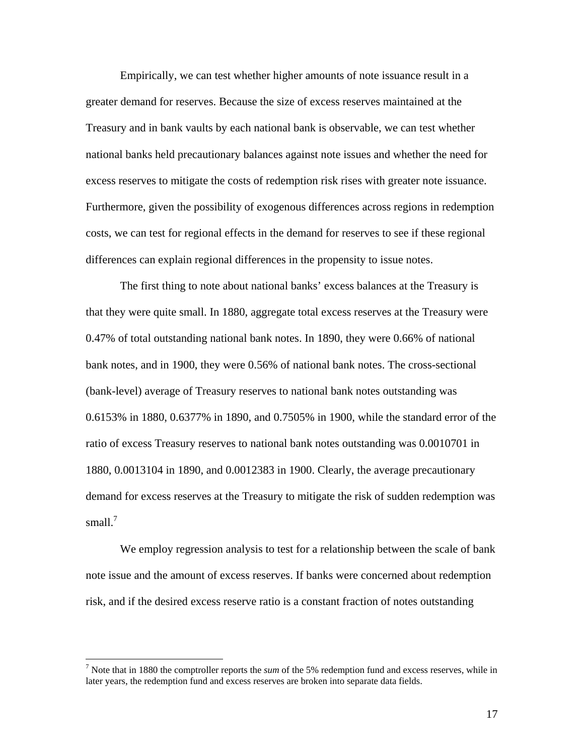Empirically, we can test whether higher amounts of note issuance result in a greater demand for reserves. Because the size of excess reserves maintained at the Treasury and in bank vaults by each national bank is observable, we can test whether national banks held precautionary balances against note issues and whether the need for excess reserves to mitigate the costs of redemption risk rises with greater note issuance. Furthermore, given the possibility of exogenous differences across regions in redemption costs, we can test for regional effects in the demand for reserves to see if these regional differences can explain regional differences in the propensity to issue notes.

The first thing to note about national banks' excess balances at the Treasury is that they were quite small. In 1880, aggregate total excess reserves at the Treasury were 0.47% of total outstanding national bank notes. In 1890, they were 0.66% of national bank notes, and in 1900, they were 0.56% of national bank notes. The cross-sectional (bank-level) average of Treasury reserves to national bank notes outstanding was 0.6153% in 1880, 0.6377% in 1890, and 0.7505% in 1900, while the standard error of the ratio of excess Treasury reserves to national bank notes outstanding was 0.0010701 in 1880, 0.0013104 in 1890, and 0.0012383 in 1900. Clearly, the average precautionary demand for excess reserves at the Treasury to mitigate the risk of sudden redemption was small.[7]

We employ regression analysis to test for a relationship between the scale of bank note issue and the amount of excess reserves. If banks were concerned about redemption risk, and if the desired excess reserve ratio is a constant fraction of notes outstanding

[7] Note that in 1880 the comptroller reports the *sum* of the 5% redemption fund and excess reserves, while in later years, the redemption fund and excess reserves are broken into separate data fields.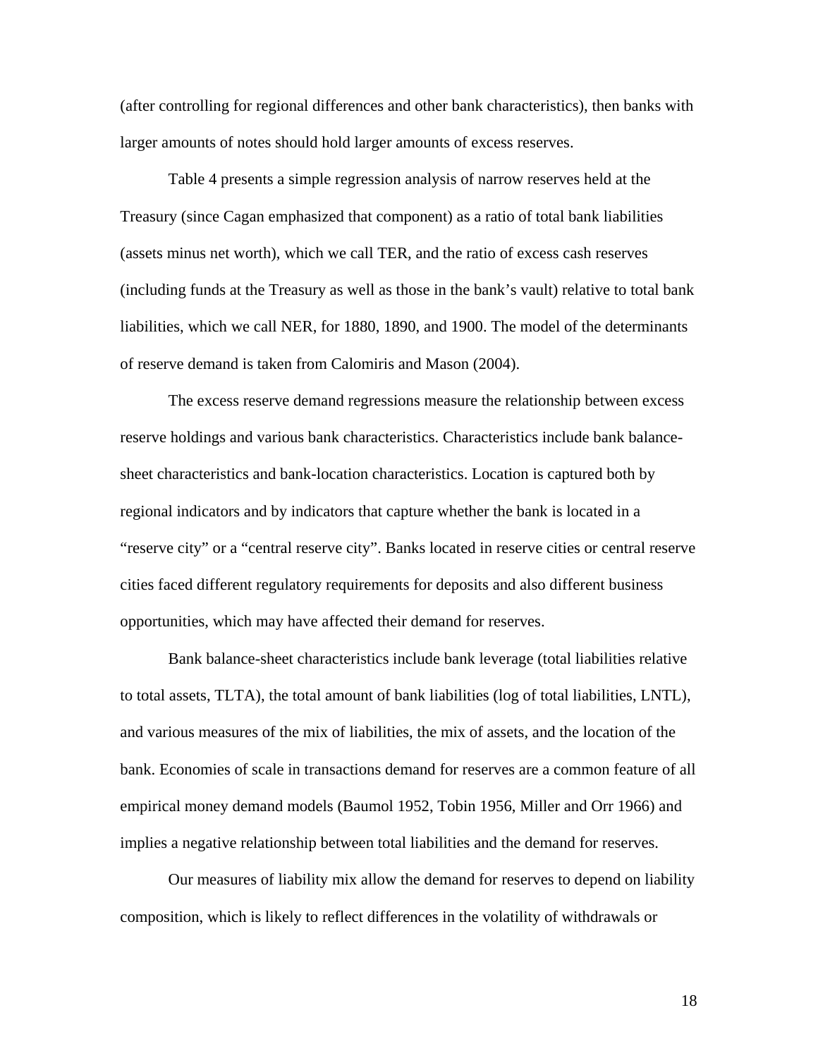(after controlling for regional differences and other bank characteristics), then banks with larger amounts of notes should hold larger amounts of excess reserves.

Table 4 presents a simple regression analysis of narrow reserves held at the Treasury (since Cagan emphasized that component) as a ratio of total bank liabilities (assets minus net worth), which we call TER, and the ratio of excess cash reserves (including funds at the Treasury as well as those in the bank's vault) relative to total bank liabilities, which we call NER, for 1880, 1890, and 1900. The model of the determinants of reserve demand is taken from Calomiris and Mason (2004).

The excess reserve demand regressions measure the relationship between excess reserve holdings and various bank characteristics. Characteristics include bank balance-sheet characteristics and bank-location characteristics. Location is captured both by regional indicators and by indicators that capture whether the bank is located in a "reserve city" or a "central reserve city". Banks located in reserve cities or central reserve cities faced different regulatory requirements for deposits and also different business opportunities, which may have affected their demand for reserves.

Bank balance-sheet characteristics include bank leverage (total liabilities relative to total assets, TLTA), the total amount of bank liabilities (log of total liabilities, LNTL), and various measures of the mix of liabilities, the mix of assets, and the location of the bank. Economies of scale in transactions demand for reserves are a common feature of all empirical money demand models (Baumol 1952, Tobin 1956, Miller and Orr 1966) and implies a negative relationship between total liabilities and the demand for reserves.

Our measures of liability mix allow the demand for reserves to depend on liability composition, which is likely to reflect differences in the volatility of withdrawals or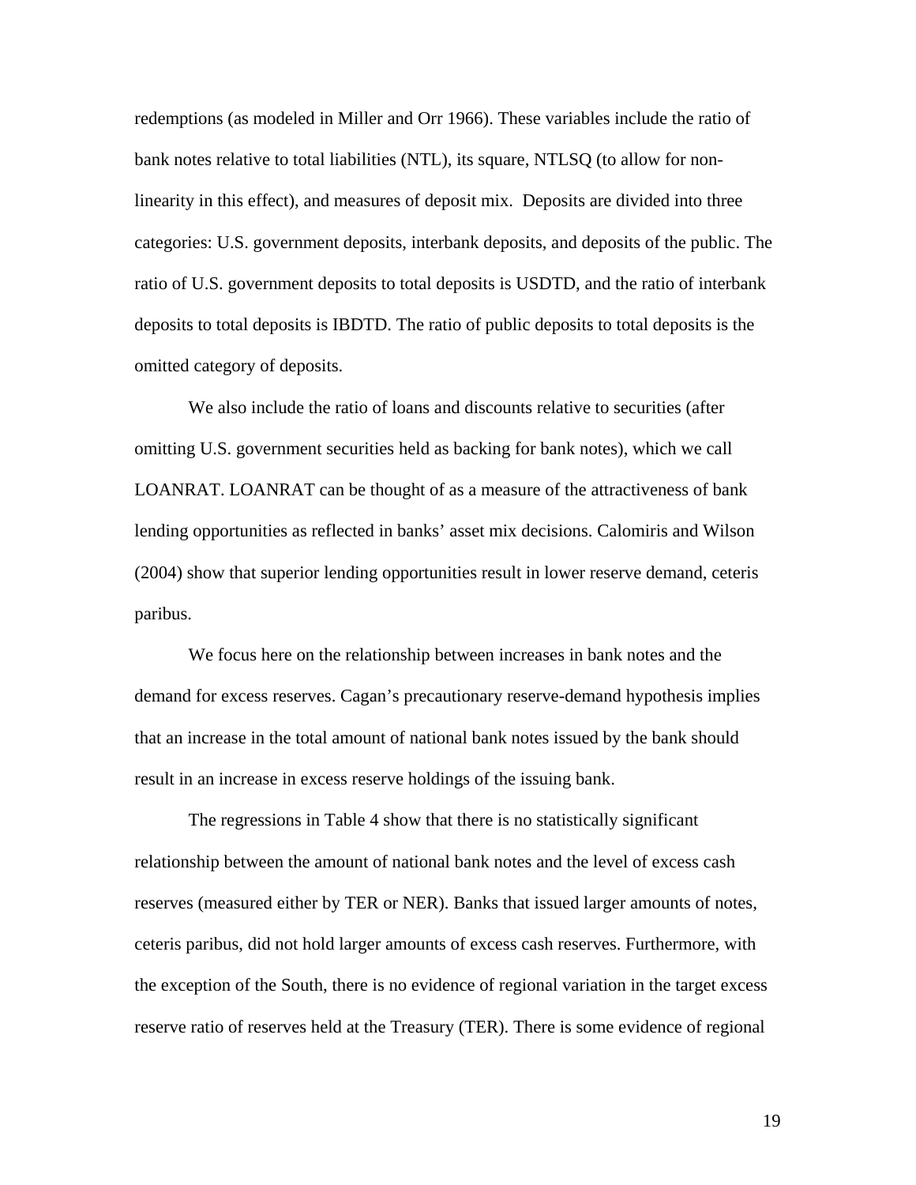redemptions (as modeled in Miller and Orr 1966). These variables include the ratio of bank notes relative to total liabilities (NTL), its square, NTLSQ (to allow for non-linearity in this effect), and measures of deposit mix. Deposits are divided into three categories: U.S. government deposits, interbank deposits, and deposits of the public. The ratio of U.S. government deposits to total deposits is USDTD, and the ratio of interbank deposits to total deposits is IBDTD. The ratio of public deposits to total deposits is the omitted category of deposits.

We also include the ratio of loans and discounts relative to securities (after omitting U.S. government securities held as backing for bank notes), which we call LOANRAT. LOANRAT can be thought of as a measure of the attractiveness of bank lending opportunities as reflected in banks' asset mix decisions. Calomiris and Wilson (2004) show that superior lending opportunities result in lower reserve demand, ceteris paribus.

We focus here on the relationship between increases in bank notes and the demand for excess reserves. Cagan's precautionary reserve-demand hypothesis implies that an increase in the total amount of national bank notes issued by the bank should result in an increase in excess reserve holdings of the issuing bank.

The regressions in Table 4 show that there is no statistically significant relationship between the amount of national bank notes and the level of excess cash reserves (measured either by TER or NER). Banks that issued larger amounts of notes, ceteris paribus, did not hold larger amounts of excess cash reserves. Furthermore, with the exception of the South, there is no evidence of regional variation in the target excess reserve ratio of reserves held at the Treasury (TER). There is some evidence of regional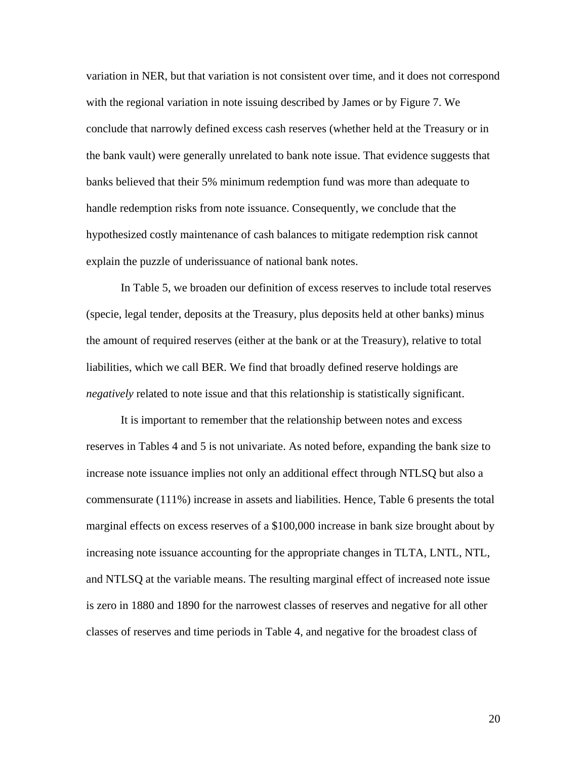variation in NER, but that variation is not consistent over time, and it does not correspond with the regional variation in note issuing described by James or by Figure 7. We conclude that narrowly defined excess cash reserves (whether held at the Treasury or in the bank vault) were generally unrelated to bank note issue. That evidence suggests that banks believed that their 5% minimum redemption fund was more than adequate to handle redemption risks from note issuance. Consequently, we conclude that the hypothesized costly maintenance of cash balances to mitigate redemption risk cannot explain the puzzle of underissuance of national bank notes.

In Table 5, we broaden our definition of excess reserves to include total reserves (specie, legal tender, deposits at the Treasury, plus deposits held at other banks) minus the amount of required reserves (either at the bank or at the Treasury), relative to total liabilities, which we call BER. We find that broadly defined reserve holdings are *negatively* related to note issue and that this relationship is statistically significant.

It is important to remember that the relationship between notes and excess reserves in Tables 4 and 5 is not univariate. As noted before, expanding the bank size to increase note issuance implies not only an additional effect through NTLSQ but also a commensurate (111%) increase in assets and liabilities. Hence, Table 6 presents the total marginal effects on excess reserves of a $100,000 increase in bank size brought about by increasing note issuance accounting for the appropriate changes in TLTA, LNTL, NTL, and NTLSQ at the variable means. The resulting marginal effect of increased note issue is zero in 1880 and 1890 for the narrowest classes of reserves and negative for all other classes of reserves and time periods in Table 4, and negative for the broadest class of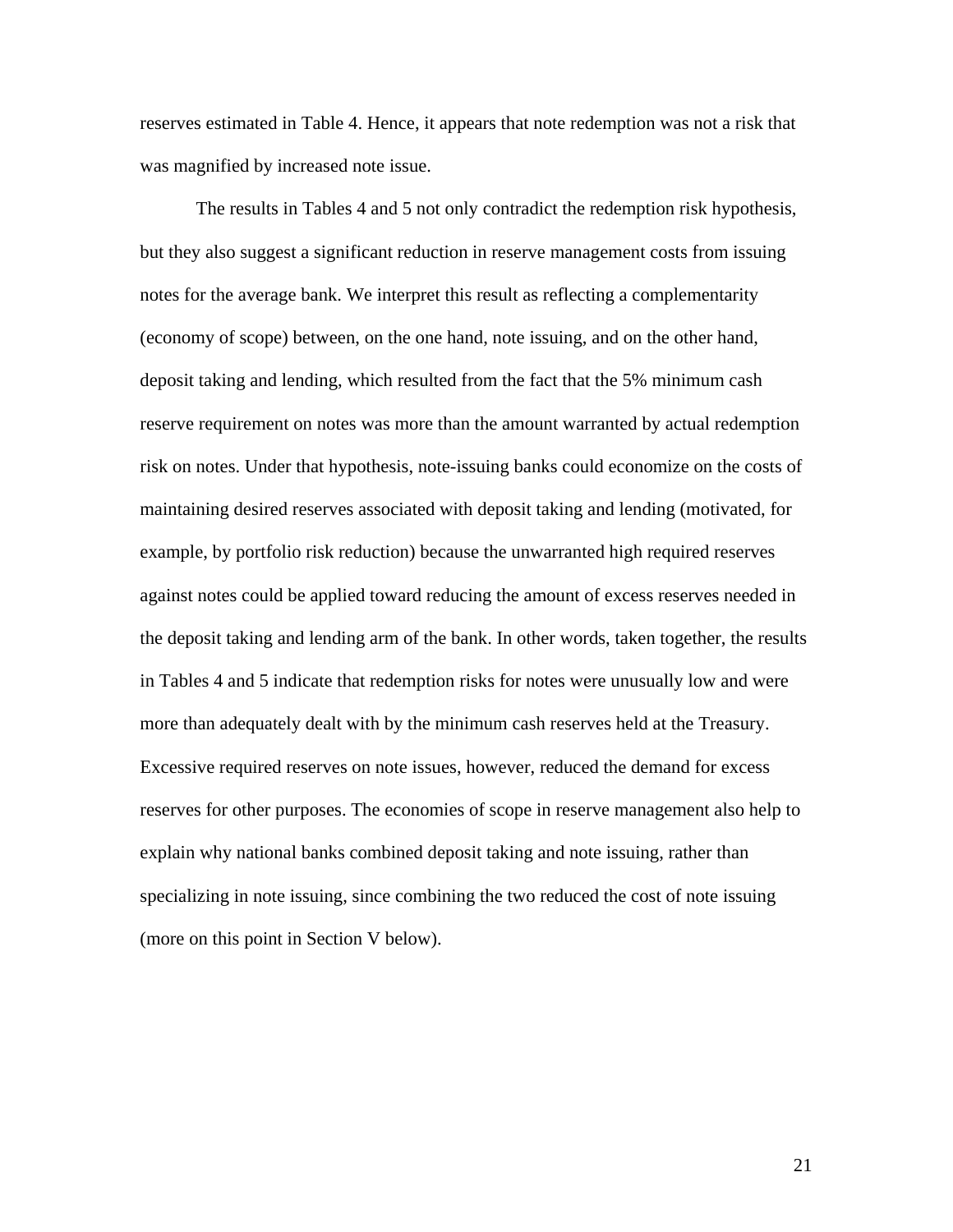reserves estimated in Table 4. Hence, it appears that note redemption was not a risk that was magnified by increased note issue.

The results in Tables 4 and 5 not only contradict the redemption risk hypothesis, but they also suggest a significant reduction in reserve management costs from issuing notes for the average bank. We interpret this result as reflecting a complementarity (economy of scope) between, on the one hand, note issuing, and on the other hand, deposit taking and lending, which resulted from the fact that the 5% minimum cash reserve requirement on notes was more than the amount warranted by actual redemption risk on notes. Under that hypothesis, note-issuing banks could economize on the costs of maintaining desired reserves associated with deposit taking and lending (motivated, for example, by portfolio risk reduction) because the unwarranted high required reserves against notes could be applied toward reducing the amount of excess reserves needed in the deposit taking and lending arm of the bank. In other words, taken together, the results in Tables 4 and 5 indicate that redemption risks for notes were unusually low and were more than adequately dealt with by the minimum cash reserves held at the Treasury. Excessive required reserves on note issues, however, reduced the demand for excess reserves for other purposes. The economies of scope in reserve management also help to explain why national banks combined deposit taking and note issuing, rather than specializing in note issuing, since combining the two reduced the cost of note issuing (more on this point in Section V below).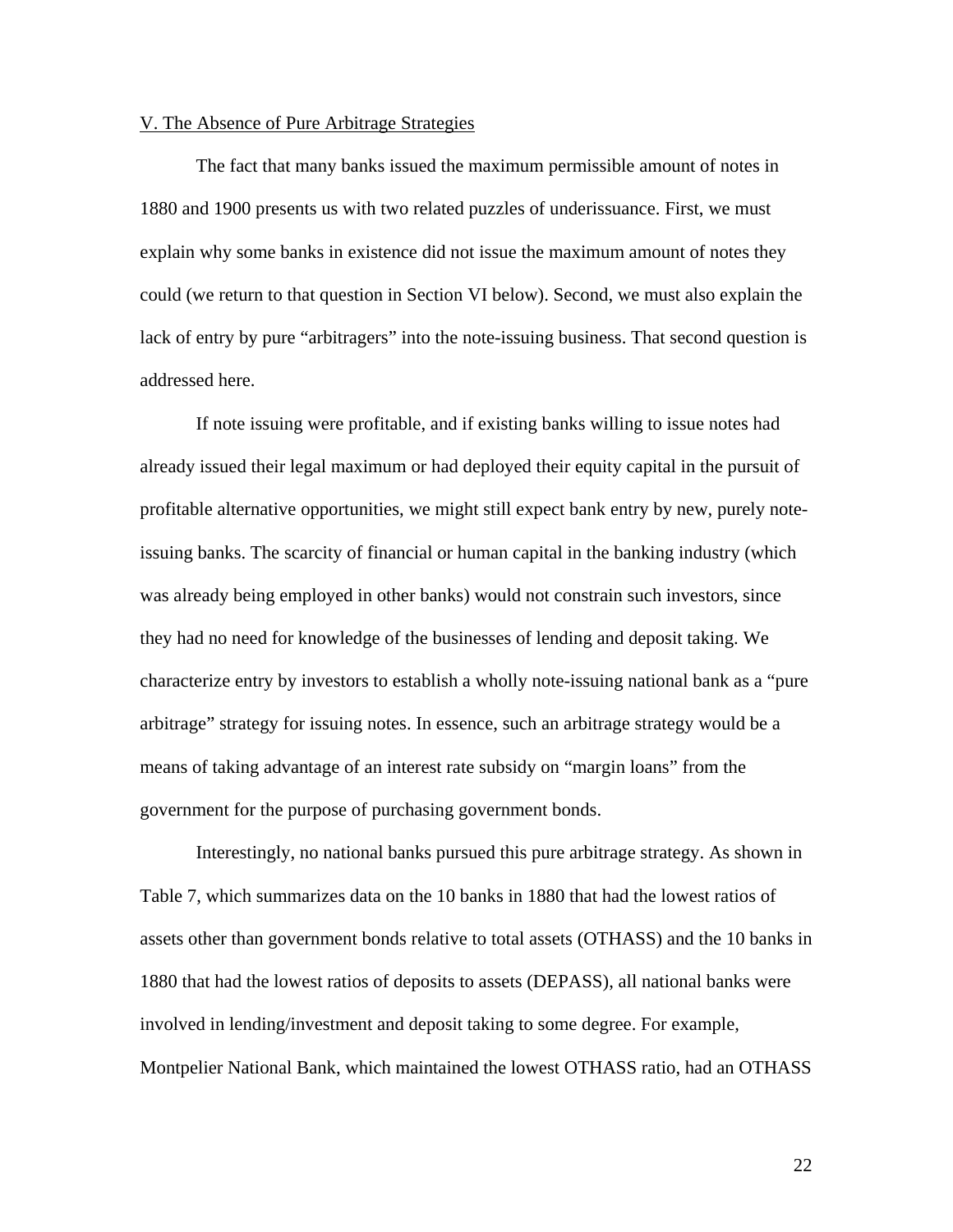## V. The Absence of Pure Arbitrage Strategies

The fact that many banks issued the maximum permissible amount of notes in 1880 and 1900 presents us with two related puzzles of underissuance. First, we must explain why some banks in existence did not issue the maximum amount of notes they could (we return to that question in Section VI below). Second, we must also explain the lack of entry by pure "arbitragers" into the note-issuing business. That second question is addressed here.

If note issuing were profitable, and if existing banks willing to issue notes had already issued their legal maximum or had deployed their equity capital in the pursuit of profitable alternative opportunities, we might still expect bank entry by new, purely note-issuing banks. The scarcity of financial or human capital in the banking industry (which was already being employed in other banks) would not constrain such investors, since they had no need for knowledge of the businesses of lending and deposit taking. We characterize entry by investors to establish a wholly note-issuing national bank as a "pure arbitrage" strategy for issuing notes. In essence, such an arbitrage strategy would be a means of taking advantage of an interest rate subsidy on "margin loans" from the government for the purpose of purchasing government bonds.

Interestingly, no national banks pursued this pure arbitrage strategy. As shown in Table 7, which summarizes data on the 10 banks in 1880 that had the lowest ratios of assets other than government bonds relative to total assets (OTHASS) and the 10 banks in 1880 that had the lowest ratios of deposits to assets (DEPASS), all national banks were involved in lending/investment and deposit taking to some degree. For example, Montpelier National Bank, which maintained the lowest OTHASS ratio, had an OTHASS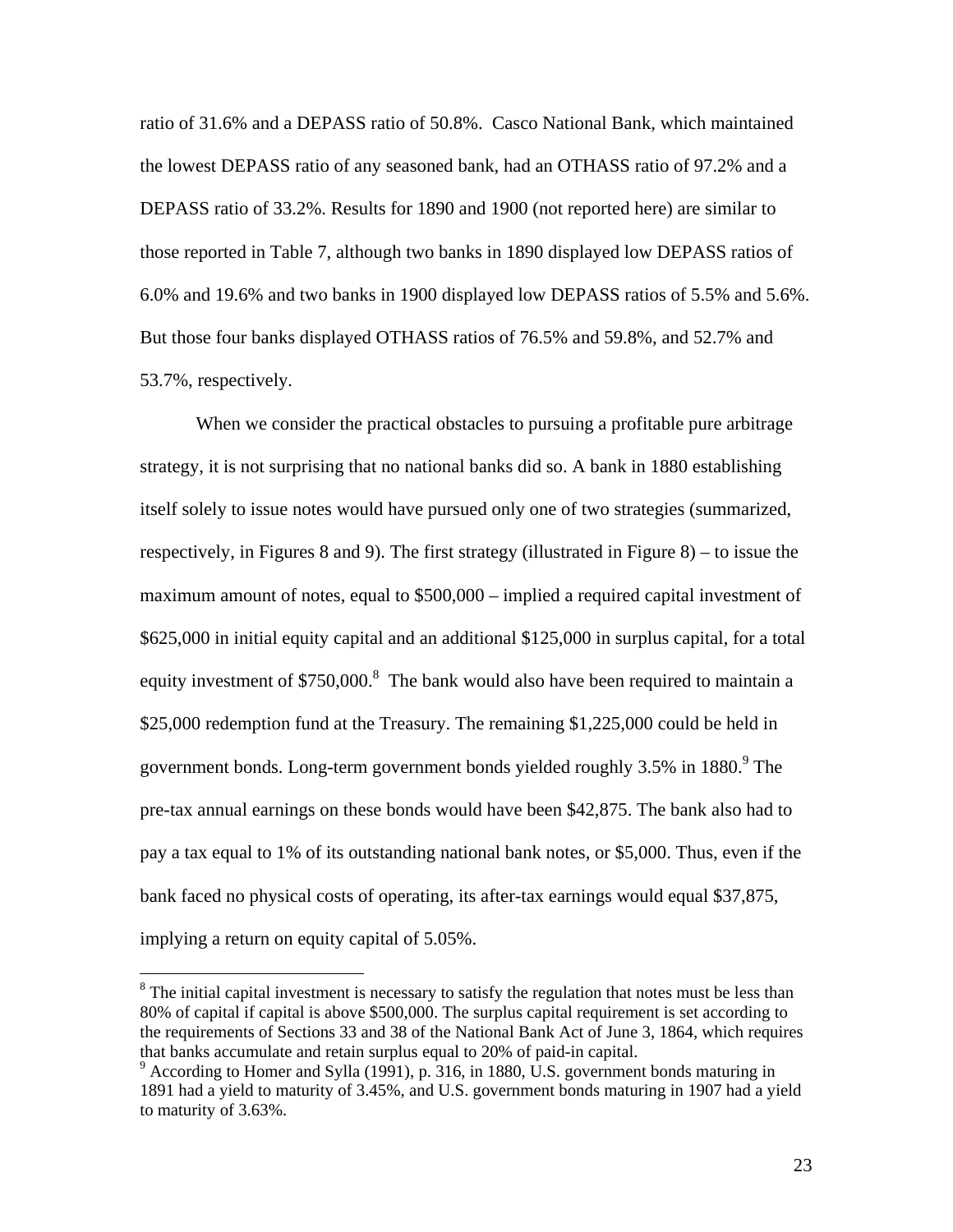ratio of 31.6% and a DEPASS ratio of 50.8%. Casco National Bank, which maintained the lowest DEPASS ratio of any seasoned bank, had an OTHASS ratio of 97.2% and a DEPASS ratio of 33.2%. Results for 1890 and 1900 (not reported here) are similar to those reported in Table 7, although two banks in 1890 displayed low DEPASS ratios of 6.0% and 19.6% and two banks in 1900 displayed low DEPASS ratios of 5.5% and 5.6%. But those four banks displayed OTHASS ratios of 76.5% and 59.8%, and 52.7% and 53.7%, respectively.

When we consider the practical obstacles to pursuing a profitable pure arbitrage strategy, it is not surprising that no national banks did so. A bank in 1880 establishing itself solely to issue notes would have pursued only one of two strategies (summarized, respectively, in Figures 8 and 9). The first strategy (illustrated in Figure 8) – to issue the maximum amount of notes, equal to $500,000 – implied a required capital investment of $625,000 in initial equity capital and an additional $125,000 in surplus capital, for a total equity investment of $750,000.[8] The bank would also have been required to maintain a $25,000 redemption fund at the Treasury. The remaining $1,225,000 could be held in government bonds. Long-term government bonds yielded roughly 3.5% in 1880.[9] The pre-tax annual earnings on these bonds would have been $42,875. The bank also had to pay a tax equal to 1% of its outstanding national bank notes, or $5,000. Thus, even if the bank faced no physical costs of operating, its after-tax earnings would equal $37,875, implying a return on equity capital of 5.05%.

---

[8] The initial capital investment is necessary to satisfy the regulation that notes must be less than 80% of capital if capital is above $500,000. The surplus capital requirement is set according to the requirements of Sections 33 and 38 of the National Bank Act of June 3, 1864, which requires that banks accumulate and retain surplus equal to 20% of paid-in capital.

[9] According to Homer and Sylla (1991), p. 316, in 1880, U.S. government bonds maturing in 1891 had a yield to maturity of 3.45%, and U.S. government bonds maturing in 1907 had a yield to maturity of 3.63%.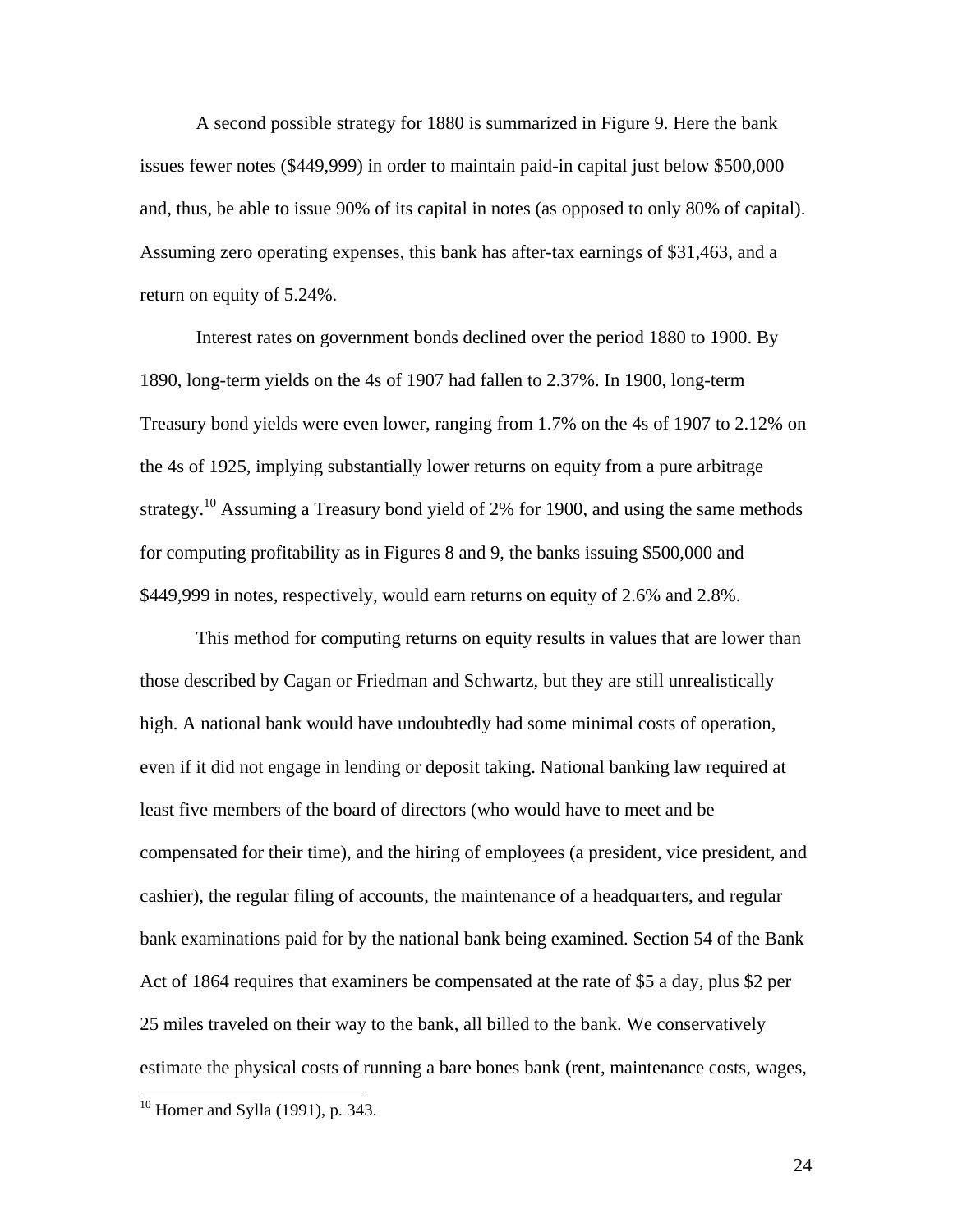A second possible strategy for 1880 is summarized in Figure 9. Here the bank issues fewer notes ($449,999) in order to maintain paid-in capital just below $500,000 and, thus, be able to issue 90% of its capital in notes (as opposed to only 80% of capital). Assuming zero operating expenses, this bank has after-tax earnings of $31,463, and a return on equity of 5.24%.

Interest rates on government bonds declined over the period 1880 to 1900. By 1890, long-term yields on the 4s of 1907 had fallen to 2.37%. In 1900, long-term Treasury bond yields were even lower, ranging from 1.7% on the 4s of 1907 to 2.12% on the 4s of 1925, implying substantially lower returns on equity from a pure arbitrage strategy.[10] Assuming a Treasury bond yield of 2% for 1900, and using the same methods for computing profitability as in Figures 8 and 9, the banks issuing $500,000 and $449,999 in notes, respectively, would earn returns on equity of 2.6% and 2.8%.

This method for computing returns on equity results in values that are lower than those described by Cagan or Friedman and Schwartz, but they are still unrealistically high. A national bank would have undoubtedly had some minimal costs of operation, even if it did not engage in lending or deposit taking. National banking law required at least five members of the board of directors (who would have to meet and be compensated for their time), and the hiring of employees (a president, vice president, and cashier), the regular filing of accounts, the maintenance of a headquarters, and regular bank examinations paid for by the national bank being examined. Section 54 of the Bank Act of 1864 requires that examiners be compensated at the rate of $5 a day, plus $2 per 25 miles traveled on their way to the bank, all billed to the bank. We conservatively estimate the physical costs of running a bare bones bank (rent, maintenance costs, wages,

[10] Homer and Sylla (1991), p. 343.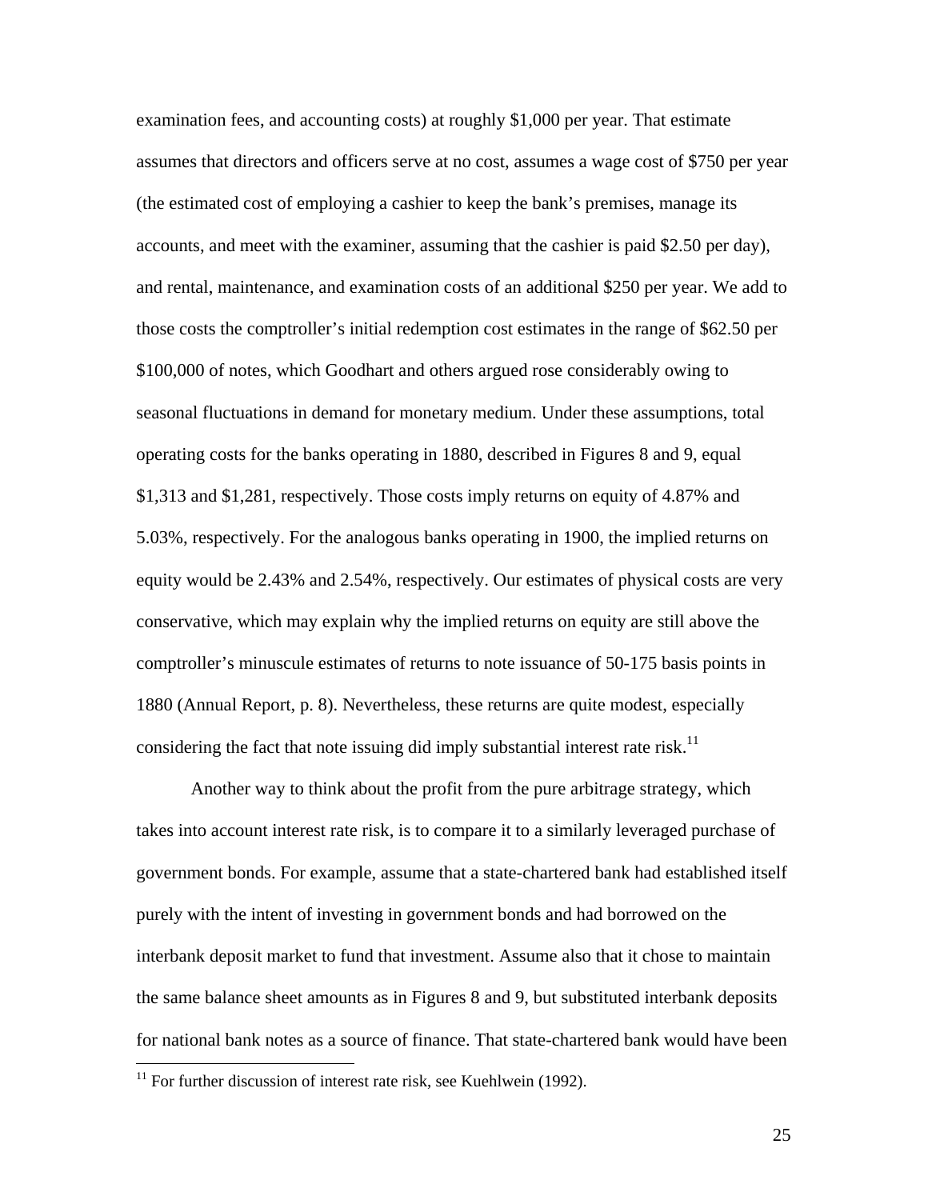examination fees, and accounting costs) at roughly $1,000 per year. That estimate assumes that directors and officers serve at no cost, assumes a wage cost of $750 per year (the estimated cost of employing a cashier to keep the bank's premises, manage its accounts, and meet with the examiner, assuming that the cashier is paid $2.50 per day), and rental, maintenance, and examination costs of an additional $250 per year. We add to those costs the comptroller's initial redemption cost estimates in the range of $62.50 per $100,000 of notes, which Goodhart and others argued rose considerably owing to seasonal fluctuations in demand for monetary medium. Under these assumptions, total operating costs for the banks operating in 1880, described in Figures 8 and 9, equal $1,313 and $1,281, respectively. Those costs imply returns on equity of 4.87% and 5.03%, respectively. For the analogous banks operating in 1900, the implied returns on equity would be 2.43% and 2.54%, respectively. Our estimates of physical costs are very conservative, which may explain why the implied returns on equity are still above the comptroller's minuscule estimates of returns to note issuance of 50-175 basis points in 1880 (Annual Report, p. 8). Nevertheless, these returns are quite modest, especially considering the fact that note issuing did imply substantial interest rate risk.[11]

Another way to think about the profit from the pure arbitrage strategy, which takes into account interest rate risk, is to compare it to a similarly leveraged purchase of government bonds. For example, assume that a state-chartered bank had established itself purely with the intent of investing in government bonds and had borrowed on the interbank deposit market to fund that investment. Assume also that it chose to maintain the same balance sheet amounts as in Figures 8 and 9, but substituted interbank deposits for national bank notes as a source of finance. That state-chartered bank would have been

[11] For further discussion of interest rate risk, see Kuehlwein (1992).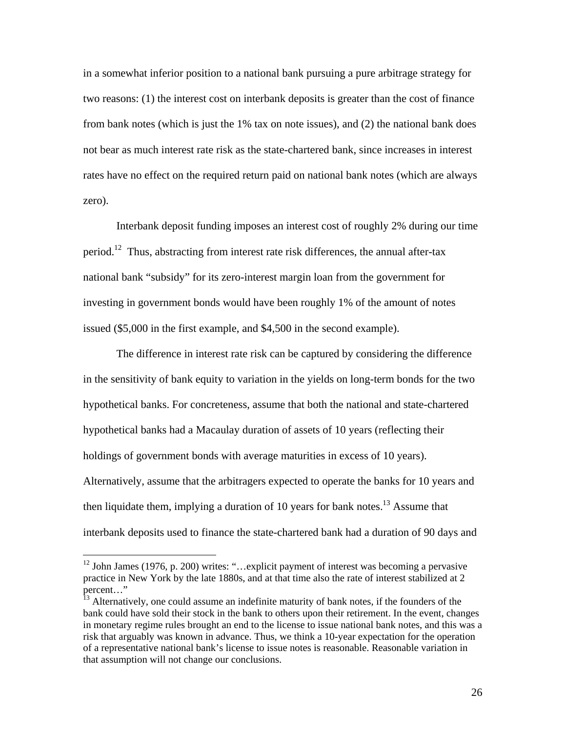in a somewhat inferior position to a national bank pursuing a pure arbitrage strategy for two reasons: (1) the interest cost on interbank deposits is greater than the cost of finance from bank notes (which is just the 1% tax on note issues), and (2) the national bank does not bear as much interest rate risk as the state-chartered bank, since increases in interest rates have no effect on the required return paid on national bank notes (which are always zero).

Interbank deposit funding imposes an interest cost of roughly 2% during our time period.[12] Thus, abstracting from interest rate risk differences, the annual after-tax national bank "subsidy" for its zero-interest margin loan from the government for investing in government bonds would have been roughly 1% of the amount of notes issued ($5,000 in the first example, and $4,500 in the second example).

The difference in interest rate risk can be captured by considering the difference in the sensitivity of bank equity to variation in the yields on long-term bonds for the two hypothetical banks. For concreteness, assume that both the national and state-chartered hypothetical banks had a Macaulay duration of assets of 10 years (reflecting their holdings of government bonds with average maturities in excess of 10 years). Alternatively, assume that the arbitragers expected to operate the banks for 10 years and then liquidate them, implying a duration of 10 years for bank notes.[13] Assume that interbank deposits used to finance the state-chartered bank had a duration of 90 days and

---

[12] John James (1976, p. 200) writes: "…explicit payment of interest was becoming a pervasive practice in New York by the late 1880s, and at that time also the rate of interest stabilized at 2 percent…"

[13] Alternatively, one could assume an indefinite maturity of bank notes, if the founders of the bank could have sold their stock in the bank to others upon their retirement. In the event, changes in monetary regime rules brought an end to the license to issue national bank notes, and this was a risk that arguably was known in advance. Thus, we think a 10-year expectation for the operation of a representative national bank's license to issue notes is reasonable. Reasonable variation in that assumption will not change our conclusions.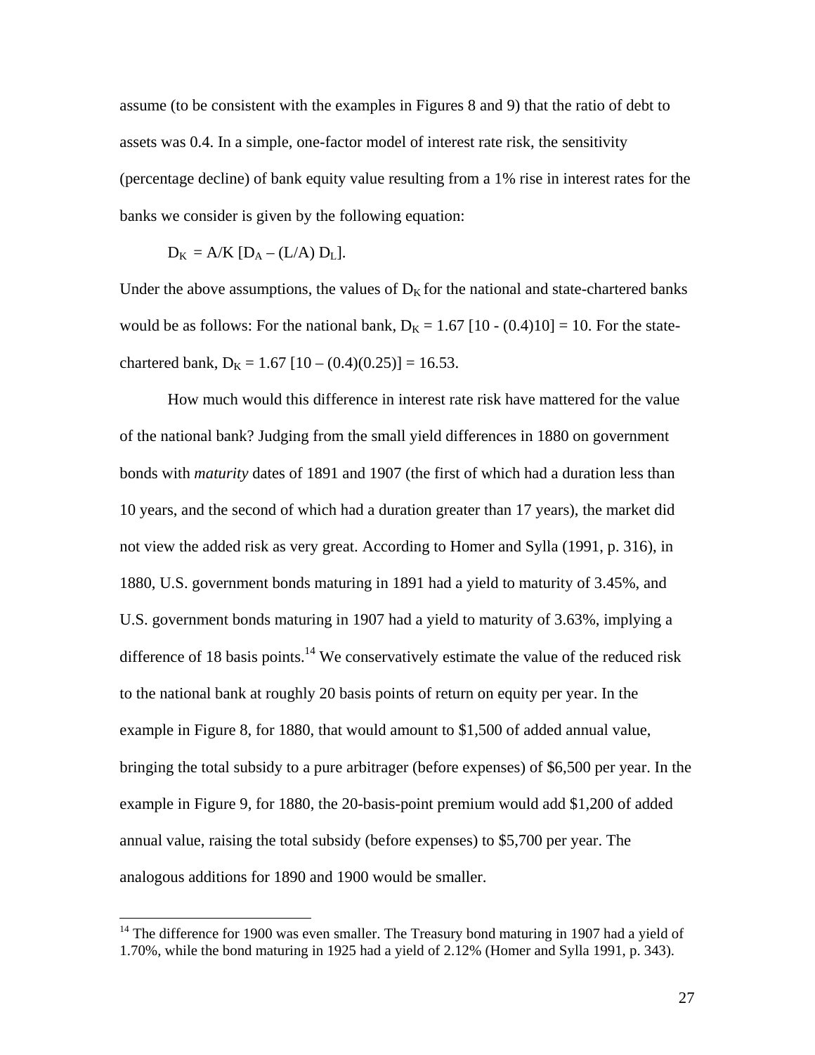assume (to be consistent with the examples in Figures 8 and 9) that the ratio of debt to assets was 0.4. In a simple, one-factor model of interest rate risk, the sensitivity (percentage decline) of bank equity value resulting from a 1% rise in interest rates for the banks we consider is given by the following equation:

$$D_K = A/K\,[D_A - (L/A)\,D_L].$$

Under the above assumptions, the values of $D_K$ for the national and state-chartered banks would be as follows: For the national bank, $D_K = 1.67\,[10 - (0.4)10] = 10$. For the state-chartered bank, $D_K = 1.67\,[10 - (0.4)(0.25)] = 16.53$.

How much would this difference in interest rate risk have mattered for the value of the national bank? Judging from the small yield differences in 1880 on government bonds with *maturity* dates of 1891 and 1907 (the first of which had a duration less than 10 years, and the second of which had a duration greater than 17 years), the market did not view the added risk as very great. According to Homer and Sylla (1991, p. 316), in 1880, U.S. government bonds maturing in 1891 had a yield to maturity of 3.45%, and U.S. government bonds maturing in 1907 had a yield to maturity of 3.63%, implying a difference of 18 basis points.[14] We conservatively estimate the value of the reduced risk to the national bank at roughly 20 basis points of return on equity per year. In the example in Figure 8, for 1880, that would amount to $1,500 of added annual value, bringing the total subsidy to a pure arbitrager (before expenses) of $6,500 per year. In the example in Figure 9, for 1880, the 20-basis-point premium would add $1,200 of added annual value, raising the total subsidy (before expenses) to $5,700 per year. The analogous additions for 1890 and 1900 would be smaller.

[14] The difference for 1900 was even smaller. The Treasury bond maturing in 1907 had a yield of 1.70%, while the bond maturing in 1925 had a yield of 2.12% (Homer and Sylla 1991, p. 343).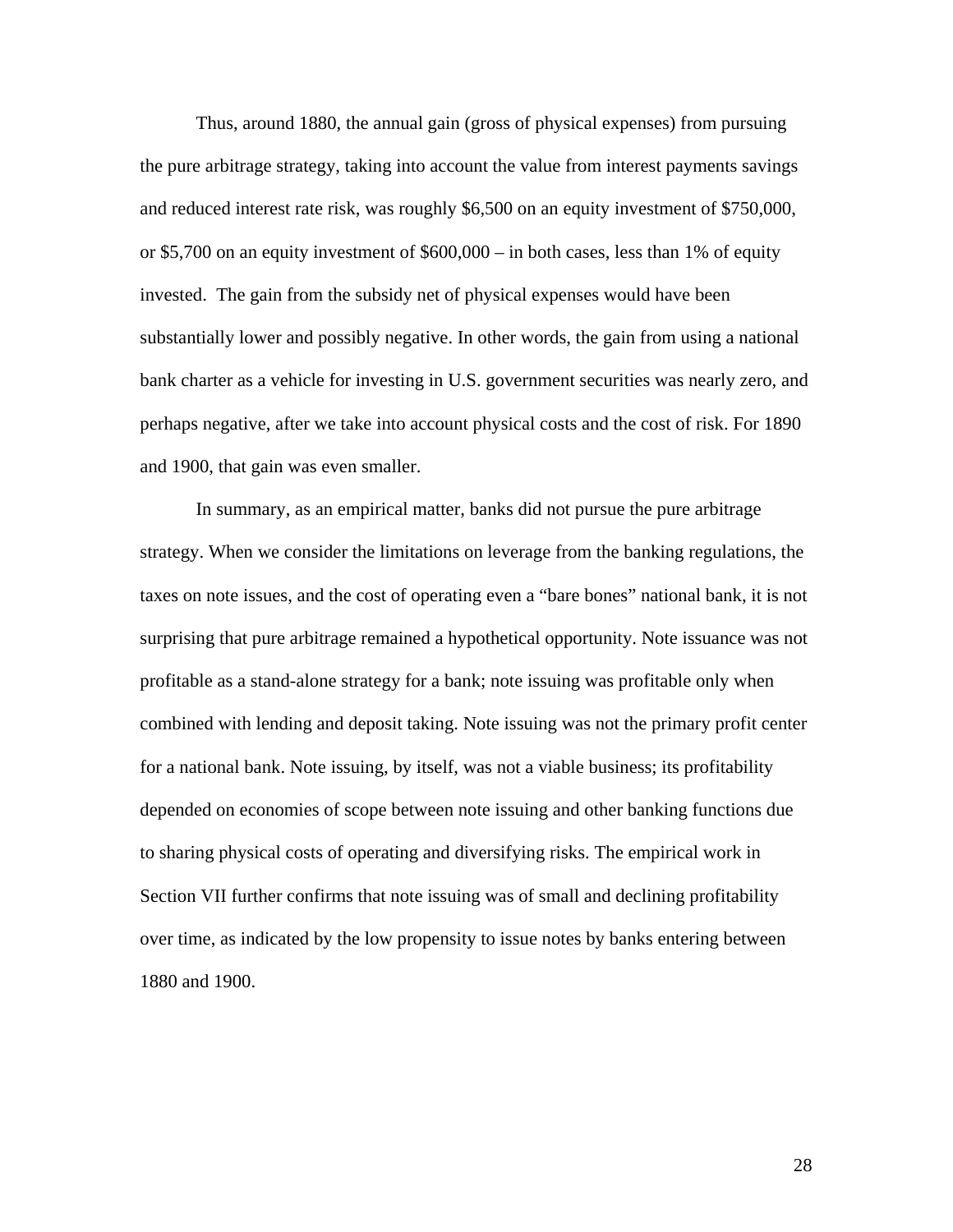Thus, around 1880, the annual gain (gross of physical expenses) from pursuing the pure arbitrage strategy, taking into account the value from interest payments savings and reduced interest rate risk, was roughly $6,500 on an equity investment of $750,000, or $5,700 on an equity investment of $600,000 – in both cases, less than 1% of equity invested. The gain from the subsidy net of physical expenses would have been substantially lower and possibly negative. In other words, the gain from using a national bank charter as a vehicle for investing in U.S. government securities was nearly zero, and perhaps negative, after we take into account physical costs and the cost of risk. For 1890 and 1900, that gain was even smaller.

In summary, as an empirical matter, banks did not pursue the pure arbitrage strategy. When we consider the limitations on leverage from the banking regulations, the taxes on note issues, and the cost of operating even a "bare bones" national bank, it is not surprising that pure arbitrage remained a hypothetical opportunity. Note issuance was not profitable as a stand-alone strategy for a bank; note issuing was profitable only when combined with lending and deposit taking. Note issuing was not the primary profit center for a national bank. Note issuing, by itself, was not a viable business; its profitability depended on economies of scope between note issuing and other banking functions due to sharing physical costs of operating and diversifying risks. The empirical work in Section VII further confirms that note issuing was of small and declining profitability over time, as indicated by the low propensity to issue notes by banks entering between 1880 and 1900.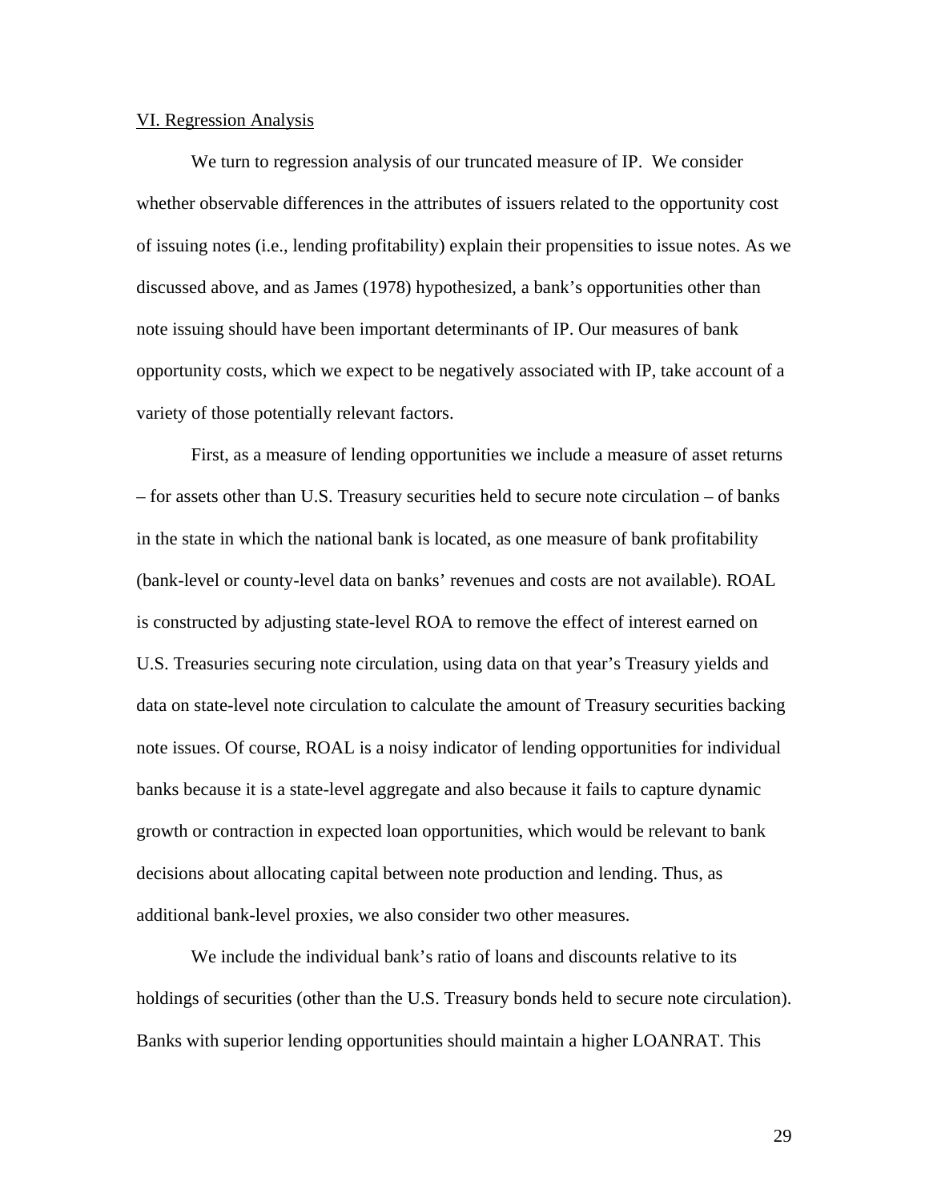## VI. Regression Analysis

We turn to regression analysis of our truncated measure of IP. We consider whether observable differences in the attributes of issuers related to the opportunity cost of issuing notes (i.e., lending profitability) explain their propensities to issue notes. As we discussed above, and as James (1978) hypothesized, a bank's opportunities other than note issuing should have been important determinants of IP. Our measures of bank opportunity costs, which we expect to be negatively associated with IP, take account of a variety of those potentially relevant factors.

First, as a measure of lending opportunities we include a measure of asset returns – for assets other than U.S. Treasury securities held to secure note circulation – of banks in the state in which the national bank is located, as one measure of bank profitability (bank-level or county-level data on banks' revenues and costs are not available). ROAL is constructed by adjusting state-level ROA to remove the effect of interest earned on U.S. Treasuries securing note circulation, using data on that year's Treasury yields and data on state-level note circulation to calculate the amount of Treasury securities backing note issues. Of course, ROAL is a noisy indicator of lending opportunities for individual banks because it is a state-level aggregate and also because it fails to capture dynamic growth or contraction in expected loan opportunities, which would be relevant to bank decisions about allocating capital between note production and lending. Thus, as additional bank-level proxies, we also consider two other measures.

We include the individual bank's ratio of loans and discounts relative to its holdings of securities (other than the U.S. Treasury bonds held to secure note circulation). Banks with superior lending opportunities should maintain a higher LOANRAT. This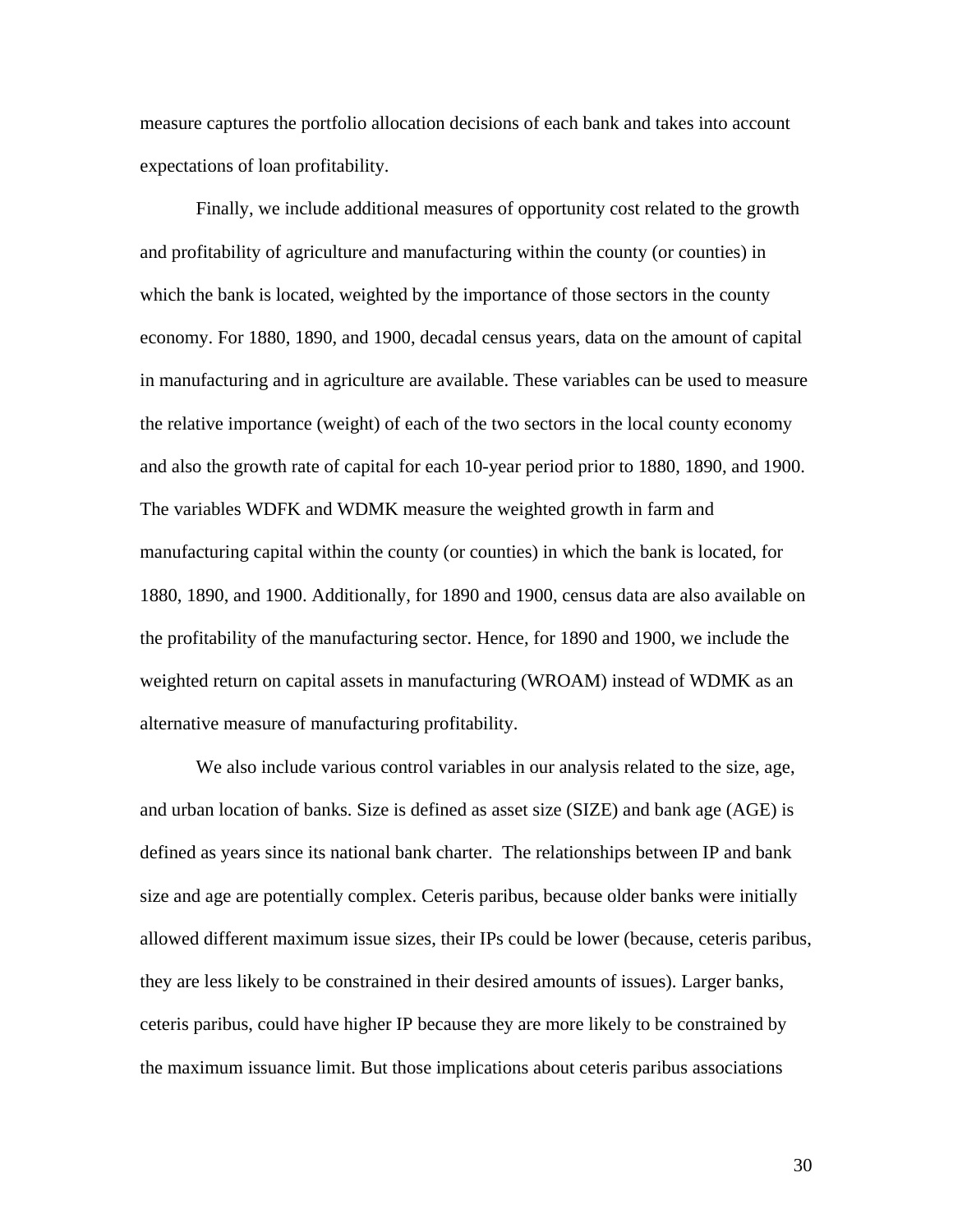measure captures the portfolio allocation decisions of each bank and takes into account expectations of loan profitability.

Finally, we include additional measures of opportunity cost related to the growth and profitability of agriculture and manufacturing within the county (or counties) in which the bank is located, weighted by the importance of those sectors in the county economy. For 1880, 1890, and 1900, decadal census years, data on the amount of capital in manufacturing and in agriculture are available. These variables can be used to measure the relative importance (weight) of each of the two sectors in the local county economy and also the growth rate of capital for each 10-year period prior to 1880, 1890, and 1900. The variables WDFK and WDMK measure the weighted growth in farm and manufacturing capital within the county (or counties) in which the bank is located, for 1880, 1890, and 1900. Additionally, for 1890 and 1900, census data are also available on the profitability of the manufacturing sector. Hence, for 1890 and 1900, we include the weighted return on capital assets in manufacturing (WROAM) instead of WDMK as an alternative measure of manufacturing profitability.

We also include various control variables in our analysis related to the size, age, and urban location of banks. Size is defined as asset size (SIZE) and bank age (AGE) is defined as years since its national bank charter. The relationships between IP and bank size and age are potentially complex. Ceteris paribus, because older banks were initially allowed different maximum issue sizes, their IPs could be lower (because, ceteris paribus, they are less likely to be constrained in their desired amounts of issues). Larger banks, ceteris paribus, could have higher IP because they are more likely to be constrained by the maximum issuance limit. But those implications about ceteris paribus associations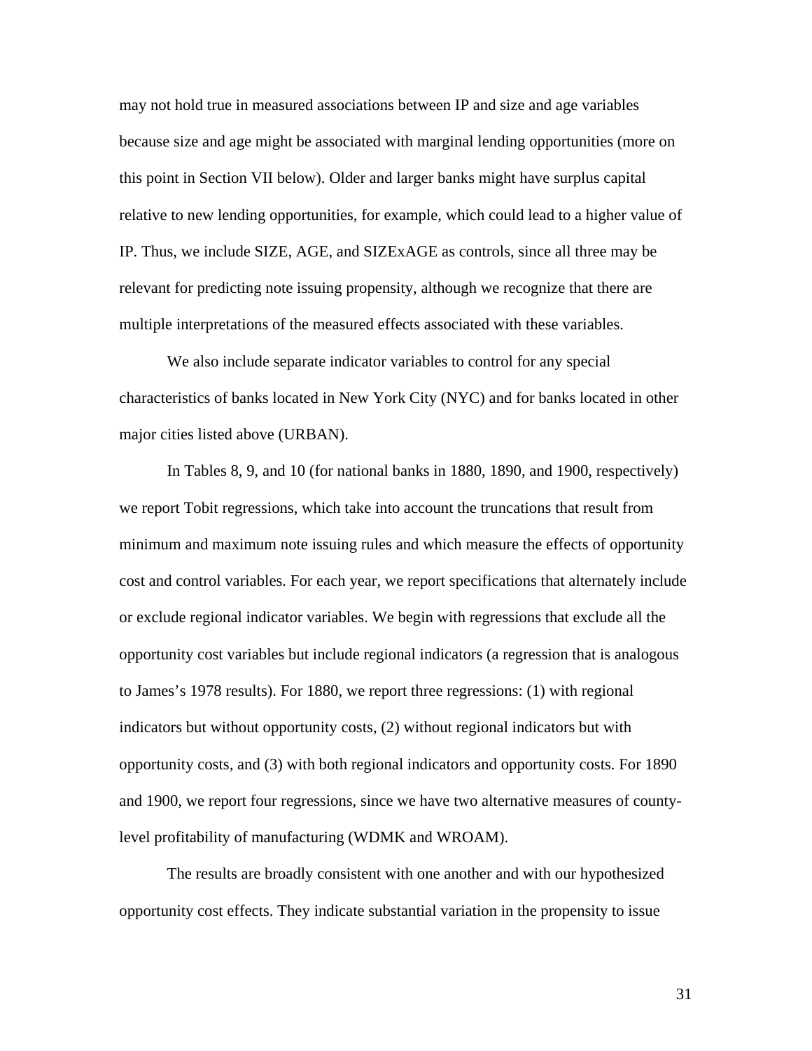may not hold true in measured associations between IP and size and age variables because size and age might be associated with marginal lending opportunities (more on this point in Section VII below). Older and larger banks might have surplus capital relative to new lending opportunities, for example, which could lead to a higher value of IP. Thus, we include SIZE, AGE, and SIZExAGE as controls, since all three may be relevant for predicting note issuing propensity, although we recognize that there are multiple interpretations of the measured effects associated with these variables.

We also include separate indicator variables to control for any special characteristics of banks located in New York City (NYC) and for banks located in other major cities listed above (URBAN).

In Tables 8, 9, and 10 (for national banks in 1880, 1890, and 1900, respectively) we report Tobit regressions, which take into account the truncations that result from minimum and maximum note issuing rules and which measure the effects of opportunity cost and control variables. For each year, we report specifications that alternately include or exclude regional indicator variables. We begin with regressions that exclude all the opportunity cost variables but include regional indicators (a regression that is analogous to James's 1978 results). For 1880, we report three regressions: (1) with regional indicators but without opportunity costs, (2) without regional indicators but with opportunity costs, and (3) with both regional indicators and opportunity costs. For 1890 and 1900, we report four regressions, since we have two alternative measures of county-level profitability of manufacturing (WDMK and WROAM).

The results are broadly consistent with one another and with our hypothesized opportunity cost effects. They indicate substantial variation in the propensity to issue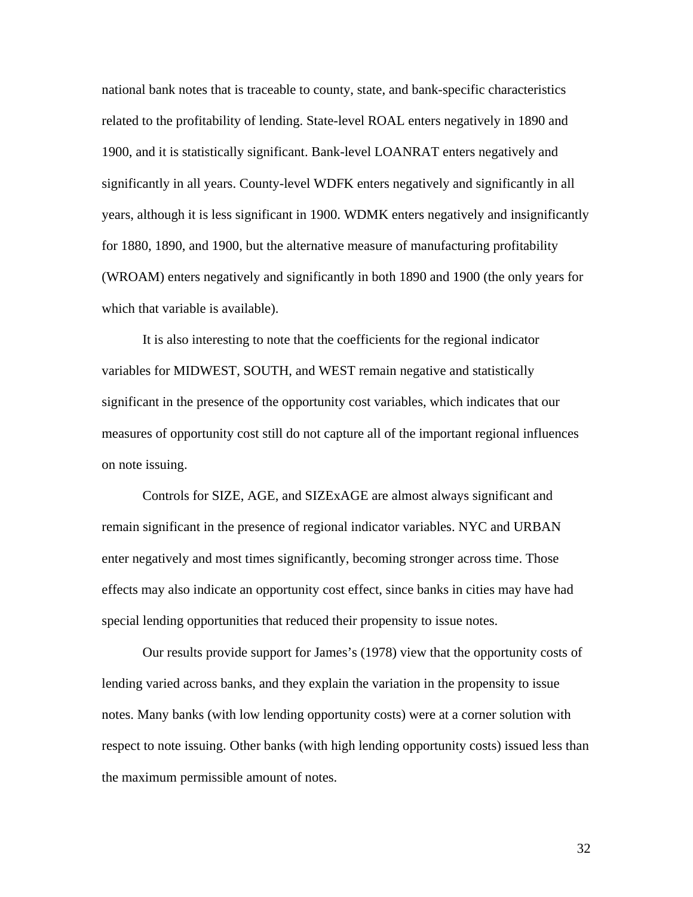national bank notes that is traceable to county, state, and bank-specific characteristics related to the profitability of lending. State-level ROAL enters negatively in 1890 and 1900, and it is statistically significant. Bank-level LOANRAT enters negatively and significantly in all years. County-level WDFK enters negatively and significantly in all years, although it is less significant in 1900. WDMK enters negatively and insignificantly for 1880, 1890, and 1900, but the alternative measure of manufacturing profitability (WROAM) enters negatively and significantly in both 1890 and 1900 (the only years for which that variable is available).

It is also interesting to note that the coefficients for the regional indicator variables for MIDWEST, SOUTH, and WEST remain negative and statistically significant in the presence of the opportunity cost variables, which indicates that our measures of opportunity cost still do not capture all of the important regional influences on note issuing.

Controls for SIZE, AGE, and SIZExAGE are almost always significant and remain significant in the presence of regional indicator variables. NYC and URBAN enter negatively and most times significantly, becoming stronger across time. Those effects may also indicate an opportunity cost effect, since banks in cities may have had special lending opportunities that reduced their propensity to issue notes.

Our results provide support for James's (1978) view that the opportunity costs of lending varied across banks, and they explain the variation in the propensity to issue notes. Many banks (with low lending opportunity costs) were at a corner solution with respect to note issuing. Other banks (with high lending opportunity costs) issued less than the maximum permissible amount of notes.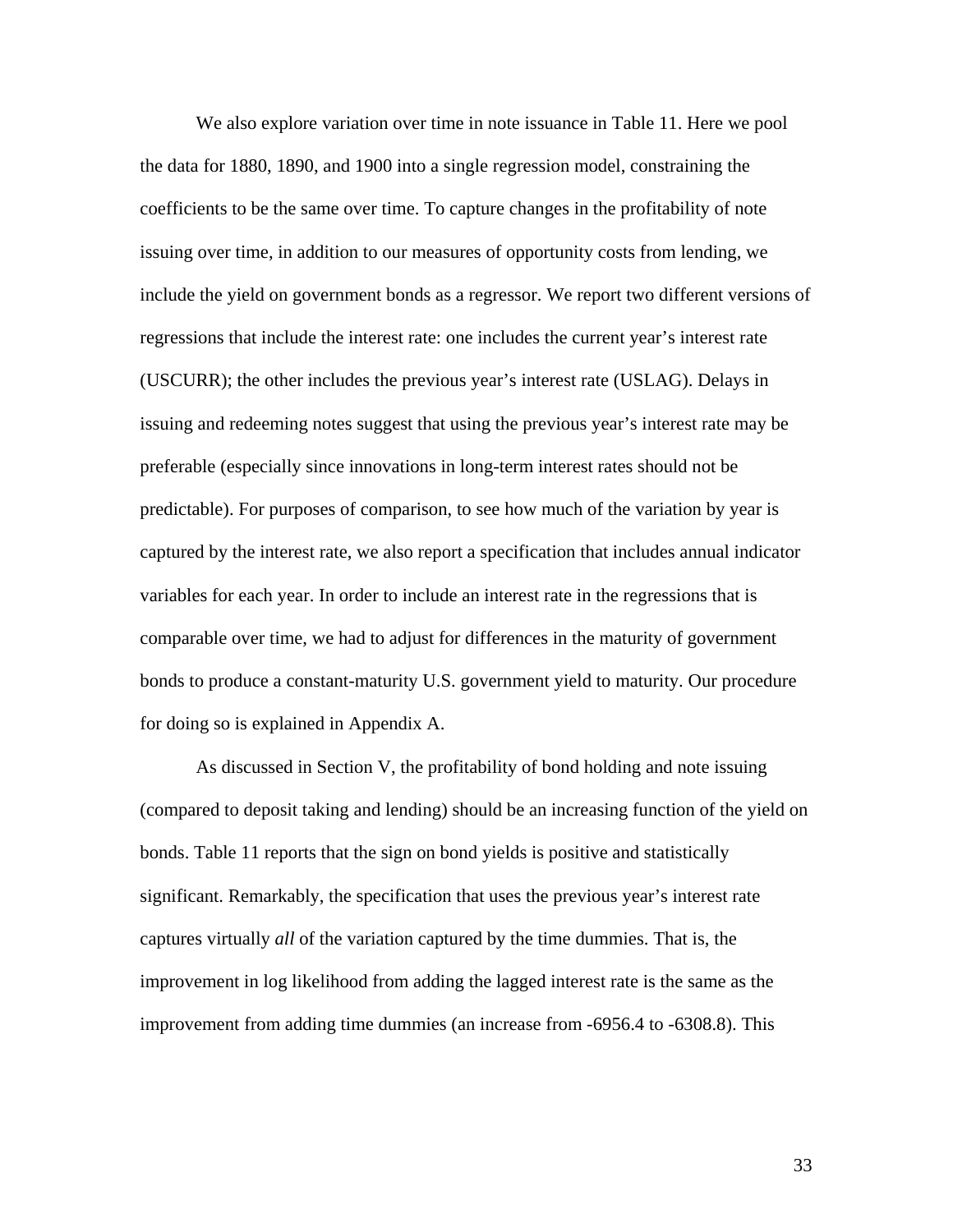We also explore variation over time in note issuance in Table 11. Here we pool the data for 1880, 1890, and 1900 into a single regression model, constraining the coefficients to be the same over time. To capture changes in the profitability of note issuing over time, in addition to our measures of opportunity costs from lending, we include the yield on government bonds as a regressor. We report two different versions of regressions that include the interest rate: one includes the current year's interest rate (USCURR); the other includes the previous year's interest rate (USLAG). Delays in issuing and redeeming notes suggest that using the previous year's interest rate may be preferable (especially since innovations in long-term interest rates should not be predictable). For purposes of comparison, to see how much of the variation by year is captured by the interest rate, we also report a specification that includes annual indicator variables for each year. In order to include an interest rate in the regressions that is comparable over time, we had to adjust for differences in the maturity of government bonds to produce a constant-maturity U.S. government yield to maturity. Our procedure for doing so is explained in Appendix A.

As discussed in Section V, the profitability of bond holding and note issuing (compared to deposit taking and lending) should be an increasing function of the yield on bonds. Table 11 reports that the sign on bond yields is positive and statistically significant. Remarkably, the specification that uses the previous year's interest rate captures virtually *all* of the variation captured by the time dummies. That is, the improvement in log likelihood from adding the lagged interest rate is the same as the improvement from adding time dummies (an increase from -6956.4 to -6308.8). This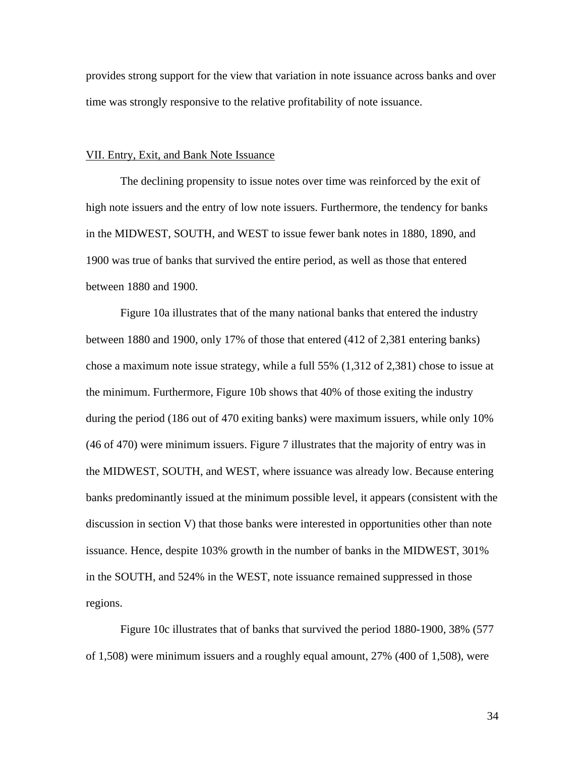provides strong support for the view that variation in note issuance across banks and over time was strongly responsive to the relative profitability of note issuance.

## VII. Entry, Exit, and Bank Note Issuance

The declining propensity to issue notes over time was reinforced by the exit of high note issuers and the entry of low note issuers. Furthermore, the tendency for banks in the MIDWEST, SOUTH, and WEST to issue fewer bank notes in 1880, 1890, and 1900 was true of banks that survived the entire period, as well as those that entered between 1880 and 1900.

Figure 10a illustrates that of the many national banks that entered the industry between 1880 and 1900, only 17% of those that entered (412 of 2,381 entering banks) chose a maximum note issue strategy, while a full 55% (1,312 of 2,381) chose to issue at the minimum. Furthermore, Figure 10b shows that 40% of those exiting the industry during the period (186 out of 470 exiting banks) were maximum issuers, while only 10% (46 of 470) were minimum issuers. Figure 7 illustrates that the majority of entry was in the MIDWEST, SOUTH, and WEST, where issuance was already low. Because entering banks predominantly issued at the minimum possible level, it appears (consistent with the discussion in section V) that those banks were interested in opportunities other than note issuance. Hence, despite 103% growth in the number of banks in the MIDWEST, 301% in the SOUTH, and 524% in the WEST, note issuance remained suppressed in those regions.

Figure 10c illustrates that of banks that survived the period 1880-1900, 38% (577 of 1,508) were minimum issuers and a roughly equal amount, 27% (400 of 1,508), were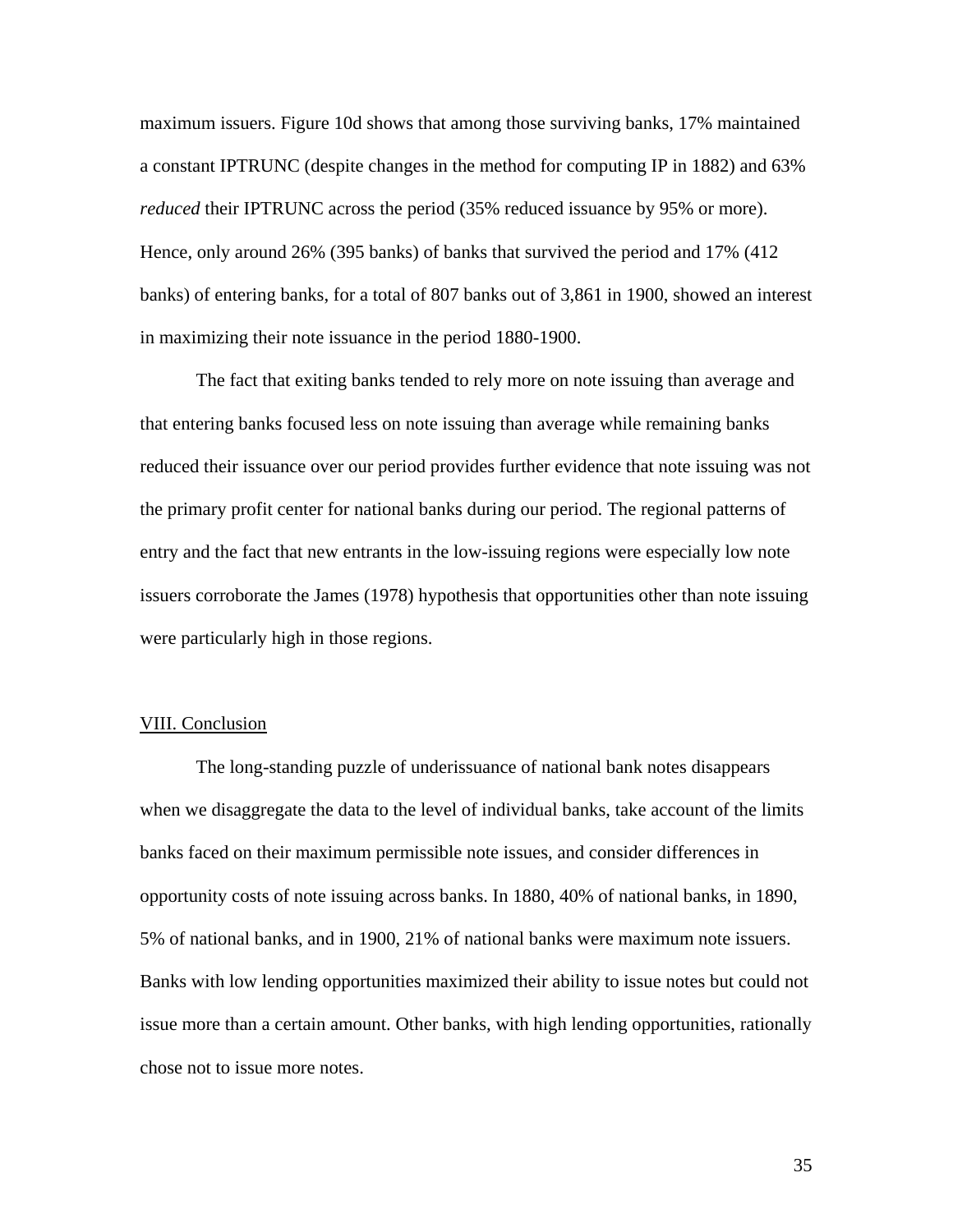maximum issuers. Figure 10d shows that among those surviving banks, 17% maintained a constant IPTRUNC (despite changes in the method for computing IP in 1882) and 63% *reduced* their IPTRUNC across the period (35% reduced issuance by 95% or more). Hence, only around 26% (395 banks) of banks that survived the period and 17% (412 banks) of entering banks, for a total of 807 banks out of 3,861 in 1900, showed an interest in maximizing their note issuance in the period 1880-1900.

The fact that exiting banks tended to rely more on note issuing than average and that entering banks focused less on note issuing than average while remaining banks reduced their issuance over our period provides further evidence that note issuing was not the primary profit center for national banks during our period. The regional patterns of entry and the fact that new entrants in the low-issuing regions were especially low note issuers corroborate the James (1978) hypothesis that opportunities other than note issuing were particularly high in those regions.

## VIII. Conclusion

The long-standing puzzle of underissuance of national bank notes disappears when we disaggregate the data to the level of individual banks, take account of the limits banks faced on their maximum permissible note issues, and consider differences in opportunity costs of note issuing across banks. In 1880, 40% of national banks, in 1890, 5% of national banks, and in 1900, 21% of national banks were maximum note issuers. Banks with low lending opportunities maximized their ability to issue notes but could not issue more than a certain amount. Other banks, with high lending opportunities, rationally chose not to issue more notes.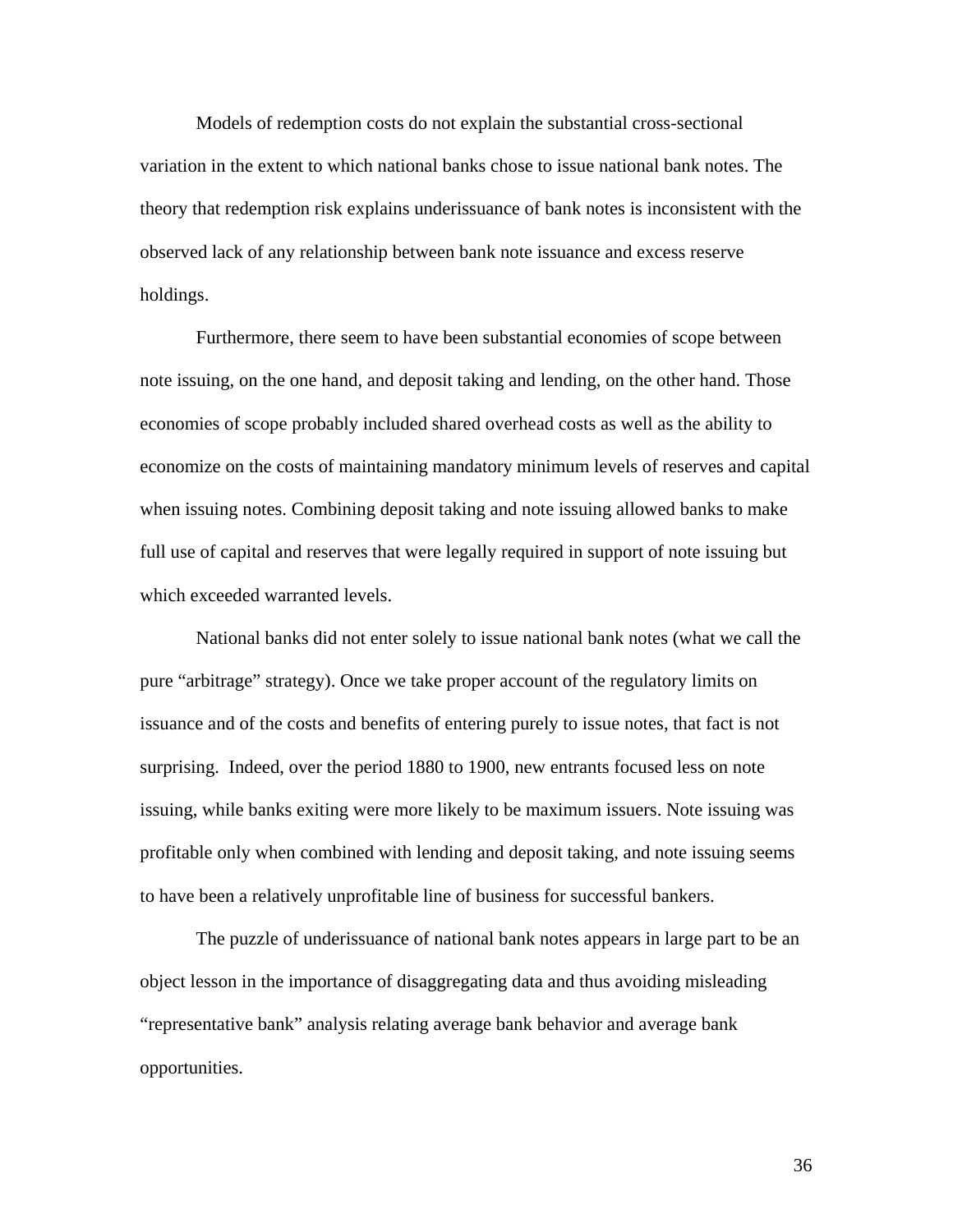Models of redemption costs do not explain the substantial cross-sectional variation in the extent to which national banks chose to issue national bank notes. The theory that redemption risk explains underissuance of bank notes is inconsistent with the observed lack of any relationship between bank note issuance and excess reserve holdings.

Furthermore, there seem to have been substantial economies of scope between note issuing, on the one hand, and deposit taking and lending, on the other hand. Those economies of scope probably included shared overhead costs as well as the ability to economize on the costs of maintaining mandatory minimum levels of reserves and capital when issuing notes. Combining deposit taking and note issuing allowed banks to make full use of capital and reserves that were legally required in support of note issuing but which exceeded warranted levels.

National banks did not enter solely to issue national bank notes (what we call the pure "arbitrage" strategy). Once we take proper account of the regulatory limits on issuance and of the costs and benefits of entering purely to issue notes, that fact is not surprising. Indeed, over the period 1880 to 1900, new entrants focused less on note issuing, while banks exiting were more likely to be maximum issuers. Note issuing was profitable only when combined with lending and deposit taking, and note issuing seems to have been a relatively unprofitable line of business for successful bankers.

The puzzle of underissuance of national bank notes appears in large part to be an object lesson in the importance of disaggregating data and thus avoiding misleading "representative bank" analysis relating average bank behavior and average bank opportunities.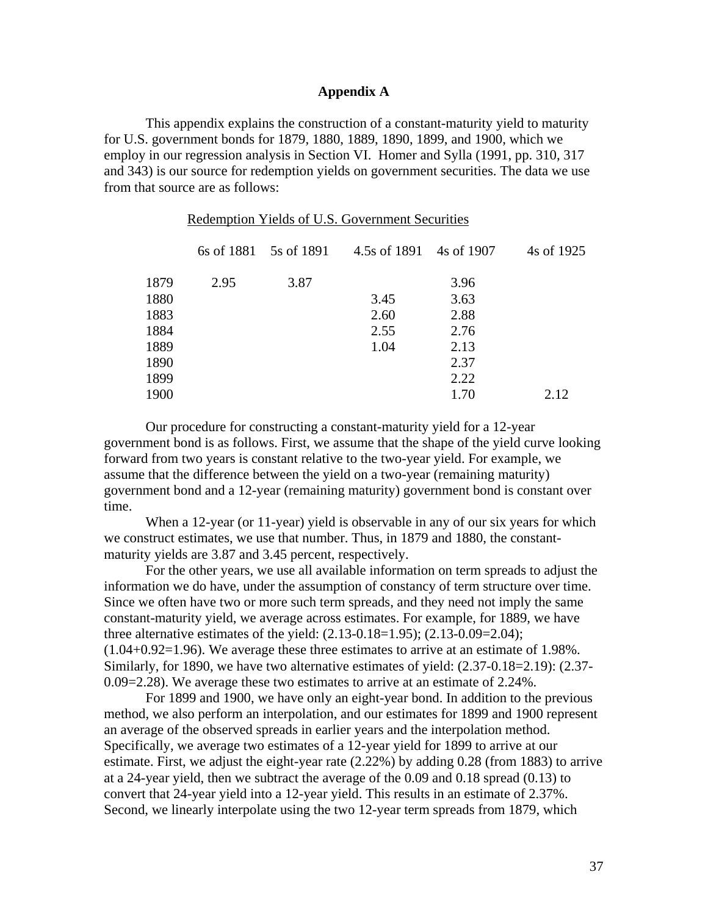# Appendix A

This appendix explains the construction of a constant-maturity yield to maturity for U.S. government bonds for 1879, 1880, 1889, 1890, 1899, and 1900, which we employ in our regression analysis in Section VI. Homer and Sylla (1991, pp. 310, 317 and 343) is our source for redemption yields on government securities. The data we use from that source are as follows:

Redemption Yields of U.S. Government Securities

| | 6s of 1881 | 5s of 1891 | 4.5s of 1891 | 4s of 1907 | 4s of 1925 |
|---|---|---|---|---|---|
| 1879 | 2.95 | 3.87 | | 3.96 | |
| 1880 | | | 3.45 | 3.63 | |
| 1883 | | | 2.60 | 2.88 | |
| 1884 | | | 2.55 | 2.76 | |
| 1889 | | | 1.04 | 2.13 | |
| 1890 | | | | 2.37 | |
| 1899 | | | | 2.22 | |
| 1900 | | | | 1.70 | 2.12 |

Our procedure for constructing a constant-maturity yield for a 12-year government bond is as follows. First, we assume that the shape of the yield curve looking forward from two years is constant relative to the two-year yield. For example, we assume that the difference between the yield on a two-year (remaining maturity) government bond and a 12-year (remaining maturity) government bond is constant over time.

When a 12-year (or 11-year) yield is observable in any of our six years for which we construct estimates, we use that number. Thus, in 1879 and 1880, the constant-maturity yields are 3.87 and 3.45 percent, respectively.

For the other years, we use all available information on term spreads to adjust the information we do have, under the assumption of constancy of term structure over time. Since we often have two or more such term spreads, and they need not imply the same constant-maturity yield, we average across estimates. For example, for 1889, we have three alternative estimates of the yield: (2.13-0.18=1.95); (2.13-0.09=2.04); (1.04+0.92=1.96). We average these three estimates to arrive at an estimate of 1.98%. Similarly, for 1890, we have two alternative estimates of yield: (2.37-0.18=2.19): (2.37-0.09=2.28). We average these two estimates to arrive at an estimate of 2.24%.

For 1899 and 1900, we have only an eight-year bond. In addition to the previous method, we also perform an interpolation, and our estimates for 1899 and 1900 represent an average of the observed spreads in earlier years and the interpolation method. Specifically, we average two estimates of a 12-year yield for 1899 to arrive at our estimate. First, we adjust the eight-year rate (2.22%) by adding 0.28 (from 1883) to arrive at a 24-year yield, then we subtract the average of the 0.09 and 0.18 spread (0.13) to convert that 24-year yield into a 12-year yield. This results in an estimate of 2.37%. Second, we linearly interpolate using the two 12-year term spreads from 1879, which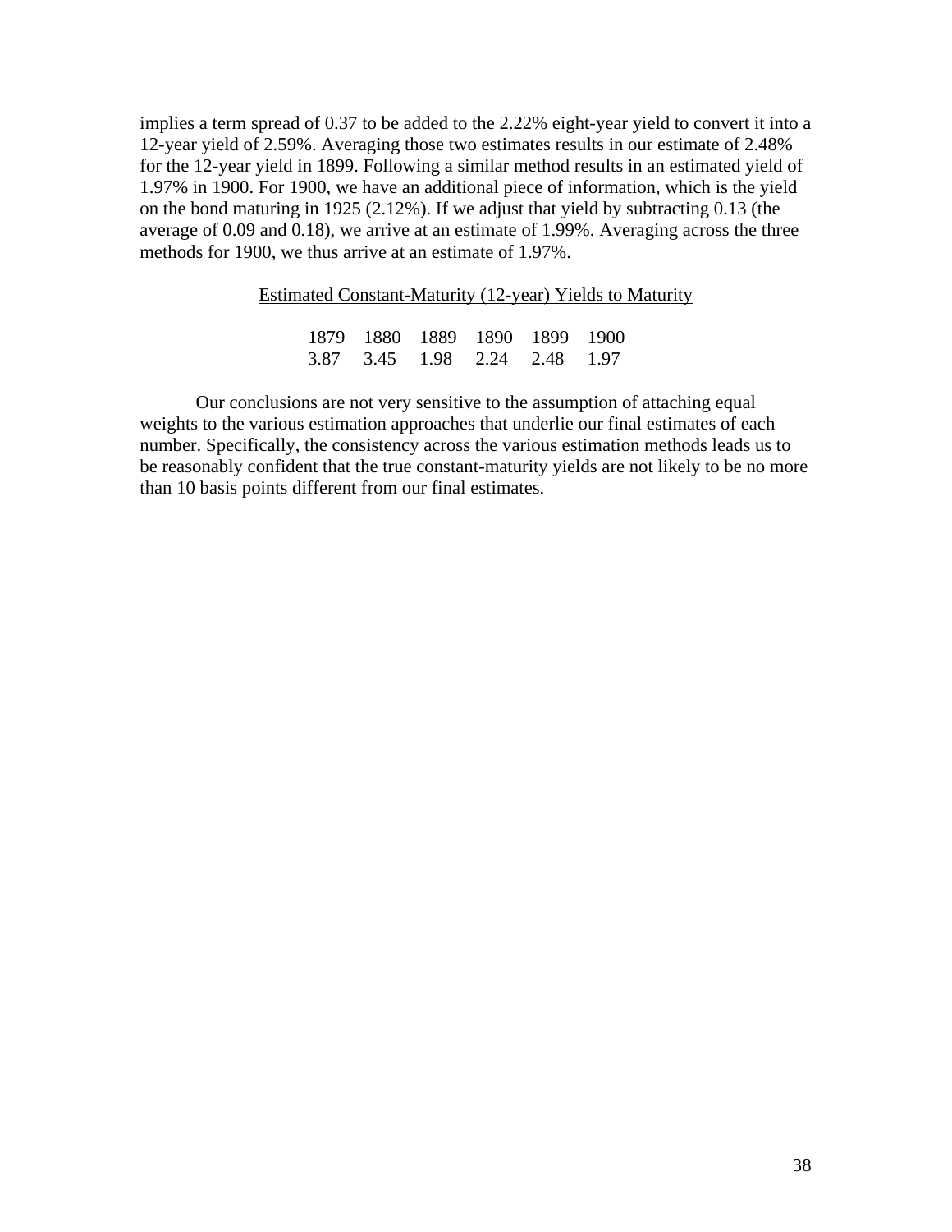implies a term spread of 0.37 to be added to the 2.22% eight-year yield to convert it into a 12-year yield of 2.59%. Averaging those two estimates results in our estimate of 2.48% for the 12-year yield in 1899. Following a similar method results in an estimated yield of 1.97% in 1900. For 1900, we have an additional piece of information, which is the yield on the bond maturing in 1925 (2.12%). If we adjust that yield by subtracting 0.13 (the average of 0.09 and 0.18), we arrive at an estimate of 1.99%. Averaging across the three methods for 1900, we thus arrive at an estimate of 1.97%.

Estimated Constant-Maturity (12-year) Yields to Maturity

| 1879 | 1880 | 1889 | 1890 | 1899 | 1900 |
|---|---|---|---|---|---|
| 3.87 | 3.45 | 1.98 | 2.24 | 2.48 | 1.97 |

Our conclusions are not very sensitive to the assumption of attaching equal weights to the various estimation approaches that underlie our final estimates of each number. Specifically, the consistency across the various estimation methods leads us to be reasonably confident that the true constant-maturity yields are not likely to be no more than 10 basis points different from our final estimates.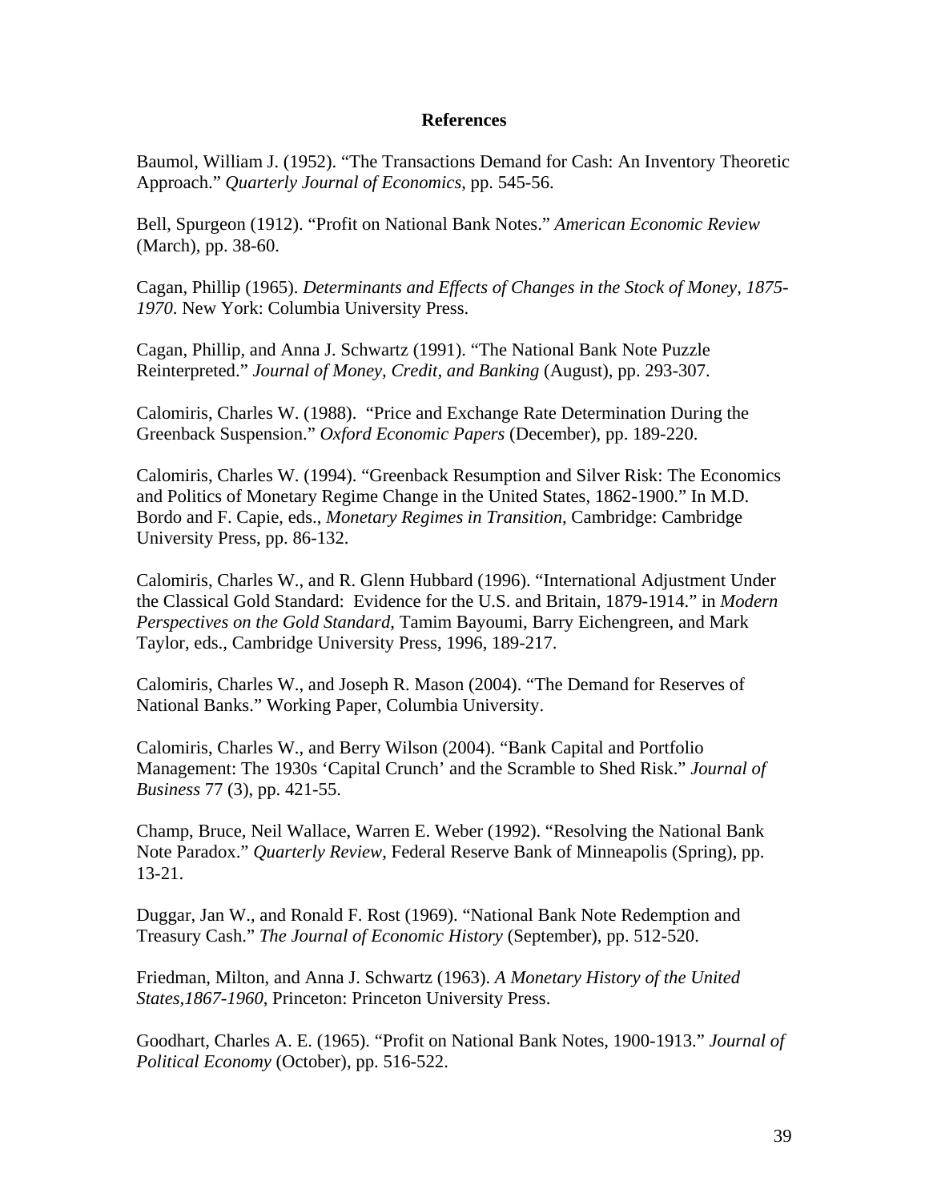**References**

Baumol, William J. (1952). "The Transactions Demand for Cash: An Inventory Theoretic Approach." *Quarterly Journal of Economics*, pp. 545-56.

Bell, Spurgeon (1912). "Profit on National Bank Notes." *American Economic Review* (March), pp. 38-60.

Cagan, Phillip (1965). *Determinants and Effects of Changes in the Stock of Money, 1875-1970*. New York: Columbia University Press.

Cagan, Phillip, and Anna J. Schwartz (1991). "The National Bank Note Puzzle Reinterpreted." *Journal of Money, Credit, and Banking* (August), pp. 293-307.

Calomiris, Charles W. (1988). "Price and Exchange Rate Determination During the Greenback Suspension." *Oxford Economic Papers* (December), pp. 189-220.

Calomiris, Charles W. (1994). "Greenback Resumption and Silver Risk: The Economics and Politics of Monetary Regime Change in the United States, 1862-1900." In M.D. Bordo and F. Capie, eds., *Monetary Regimes in Transition*, Cambridge: Cambridge University Press, pp. 86-132.

Calomiris, Charles W., and R. Glenn Hubbard (1996). "International Adjustment Under the Classical Gold Standard: Evidence for the U.S. and Britain, 1879-1914." in *Modern Perspectives on the Gold Standard*, Tamim Bayoumi, Barry Eichengreen, and Mark Taylor, eds., Cambridge University Press, 1996, 189-217.

Calomiris, Charles W., and Joseph R. Mason (2004). "The Demand for Reserves of National Banks." Working Paper, Columbia University.

Calomiris, Charles W., and Berry Wilson (2004). "Bank Capital and Portfolio Management: The 1930s 'Capital Crunch' and the Scramble to Shed Risk." *Journal of Business* 77 (3), pp. 421-55.

Champ, Bruce, Neil Wallace, Warren E. Weber (1992). "Resolving the National Bank Note Paradox." *Quarterly Review*, Federal Reserve Bank of Minneapolis (Spring), pp. 13-21.

Duggar, Jan W., and Ronald F. Rost (1969). "National Bank Note Redemption and Treasury Cash." *The Journal of Economic History* (September), pp. 512-520.

Friedman, Milton, and Anna J. Schwartz (1963). *A Monetary History of the United States,1867-1960*, Princeton: Princeton University Press.

Goodhart, Charles A. E. (1965). "Profit on National Bank Notes, 1900-1913." *Journal of Political Economy* (October), pp. 516-522.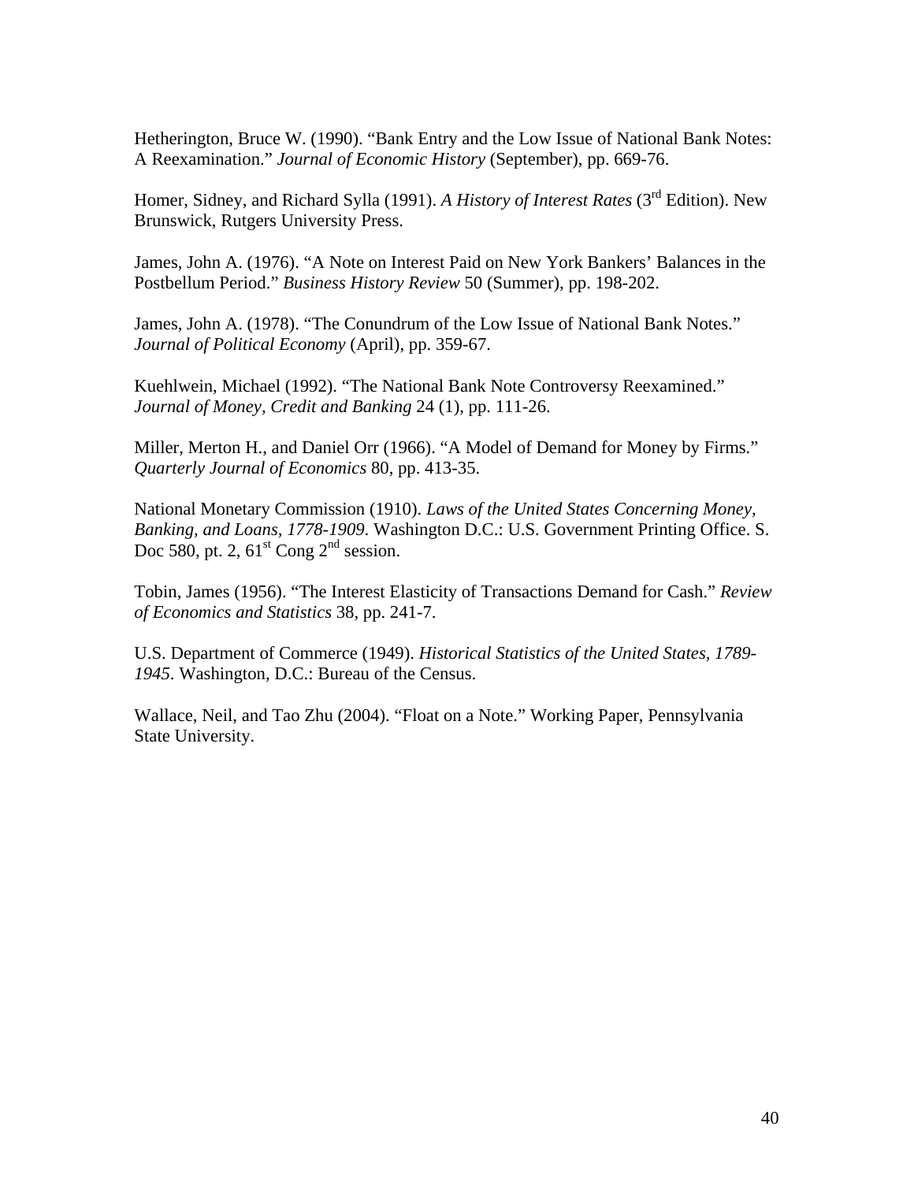Hetherington, Bruce W. (1990). "Bank Entry and the Low Issue of National Bank Notes: A Reexamination." *Journal of Economic History* (September), pp. 669-76.

Homer, Sidney, and Richard Sylla (1991). *A History of Interest Rates* (3rd Edition). New Brunswick, Rutgers University Press.

James, John A. (1976). "A Note on Interest Paid on New York Bankers' Balances in the Postbellum Period." *Business History Review* 50 (Summer), pp. 198-202.

James, John A. (1978). "The Conundrum of the Low Issue of National Bank Notes." *Journal of Political Economy* (April), pp. 359-67.

Kuehlwein, Michael (1992). "The National Bank Note Controversy Reexamined." *Journal of Money, Credit and Banking* 24 (1), pp. 111-26.

Miller, Merton H., and Daniel Orr (1966). "A Model of Demand for Money by Firms." *Quarterly Journal of Economics* 80, pp. 413-35.

National Monetary Commission (1910). *Laws of the United States Concerning Money, Banking, and Loans, 1778-1909*. Washington D.C.: U.S. Government Printing Office. S. Doc 580, pt. 2, 61st Cong 2nd session.

Tobin, James (1956). "The Interest Elasticity of Transactions Demand for Cash." *Review of Economics and Statistics* 38, pp. 241-7.

U.S. Department of Commerce (1949). *Historical Statistics of the United States, 1789-1945*. Washington, D.C.: Bureau of the Census.

Wallace, Neil, and Tao Zhu (2004). "Float on a Note." Working Paper, Pennsylvania State University.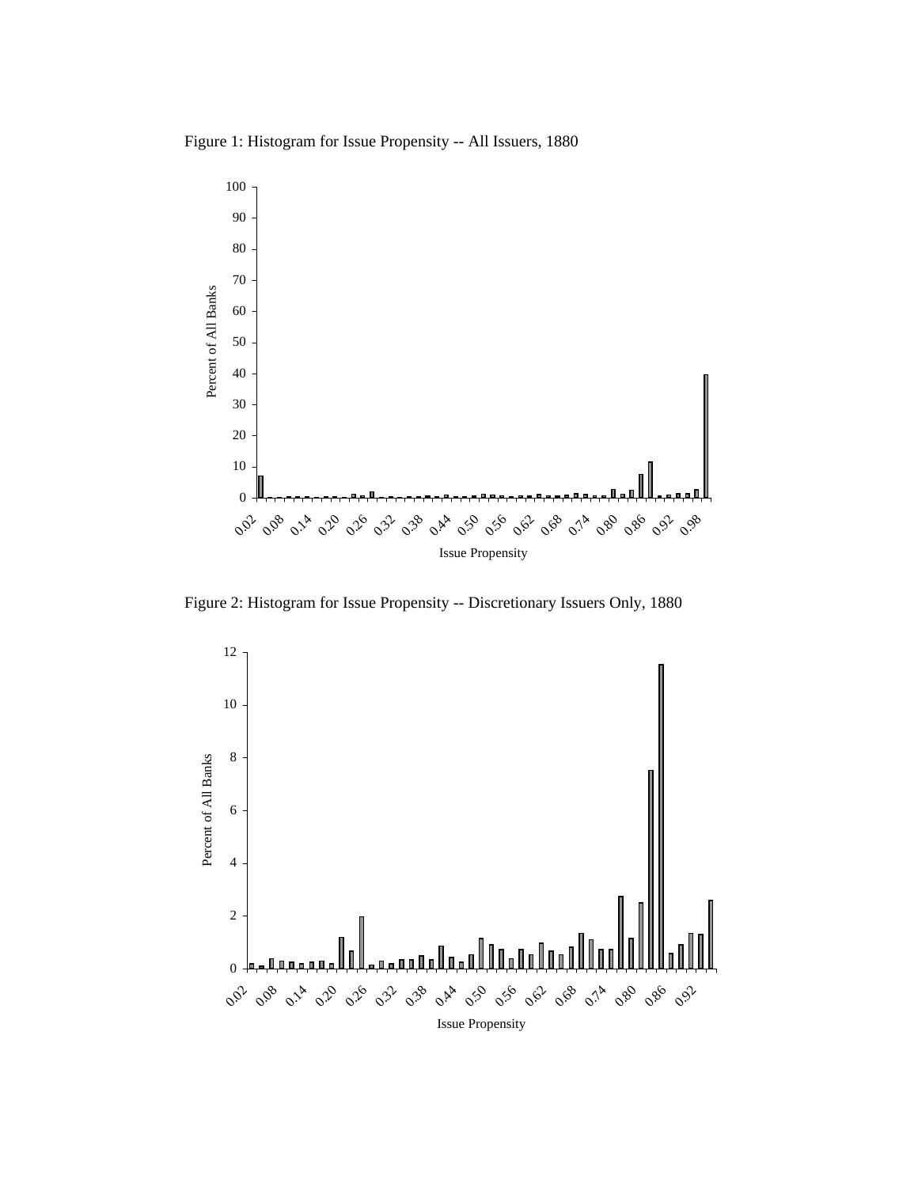Figure 1: Histogram for Issue Propensity -- All Issuers, 1880

Figure 2: Histogram for Issue Propensity -- Discretionary Issuers Only, 1880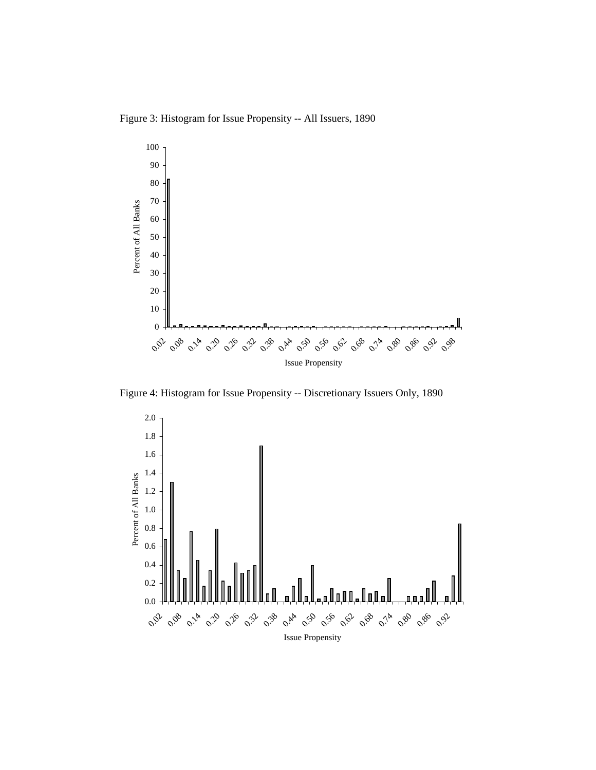Figure 3: Histogram for Issue Propensity -- All Issuers, 1890

Figure 4: Histogram for Issue Propensity -- Discretionary Issuers Only, 1890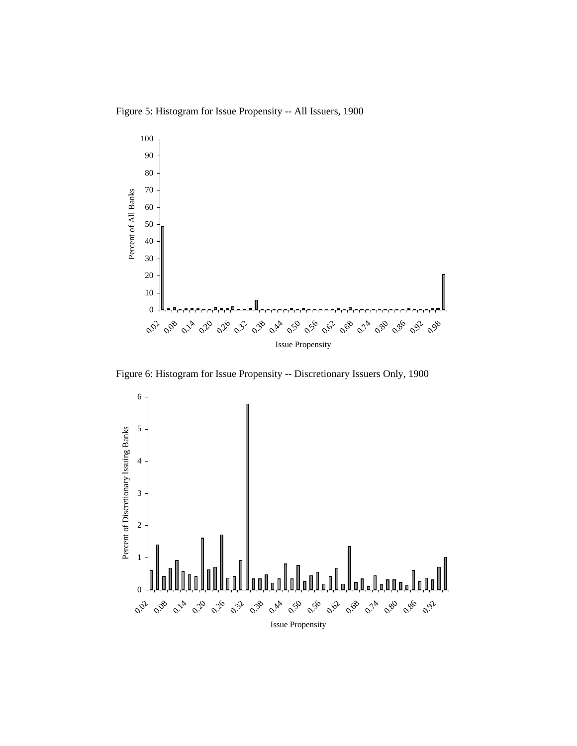Figure 5: Histogram for Issue Propensity -- All Issuers, 1900

Figure 6: Histogram for Issue Propensity -- Discretionary Issuers Only, 1900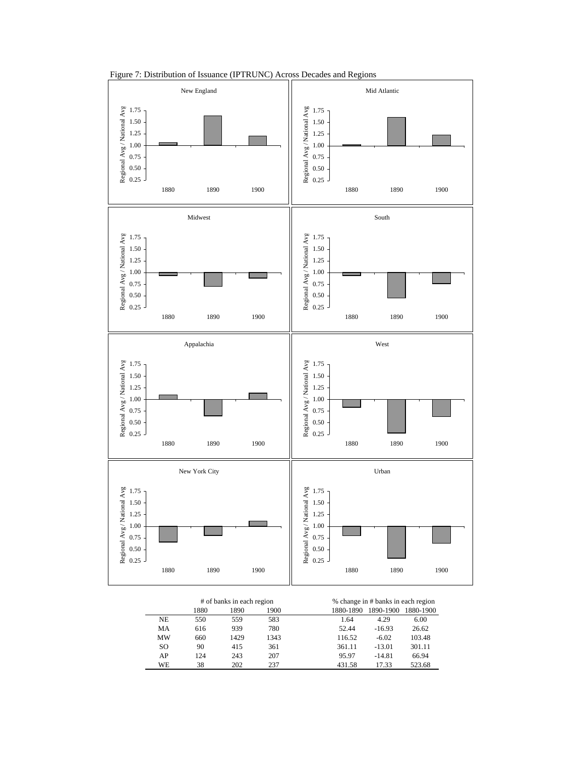Figure 7: Distribution of Issuance (IPTRUNC) Across Decades and Regions

| | # of banks in each region | | | % change in # banks in each region | | |
|---|---|---|---|---|---|---|
| | 1880 | 1890 | 1900 | 1880-1890 | 1890-1900 | 1880-1900 |
| NE | 550 | 559 | 583 | 1.64 | 4.29 | 6.00 |
| MA | 616 | 939 | 780 | 52.44 | -16.93 | 26.62 |
| MW | 660 | 1429 | 1343 | 116.52 | -6.02 | 103.48 |
| SO | 90 | 415 | 361 | 361.11 | -13.01 | 301.11 |
| AP | 124 | 243 | 207 | 95.97 | -14.81 | 66.94 |
| WE | 38 | 202 | 237 | 431.58 | 17.33 | 523.68 |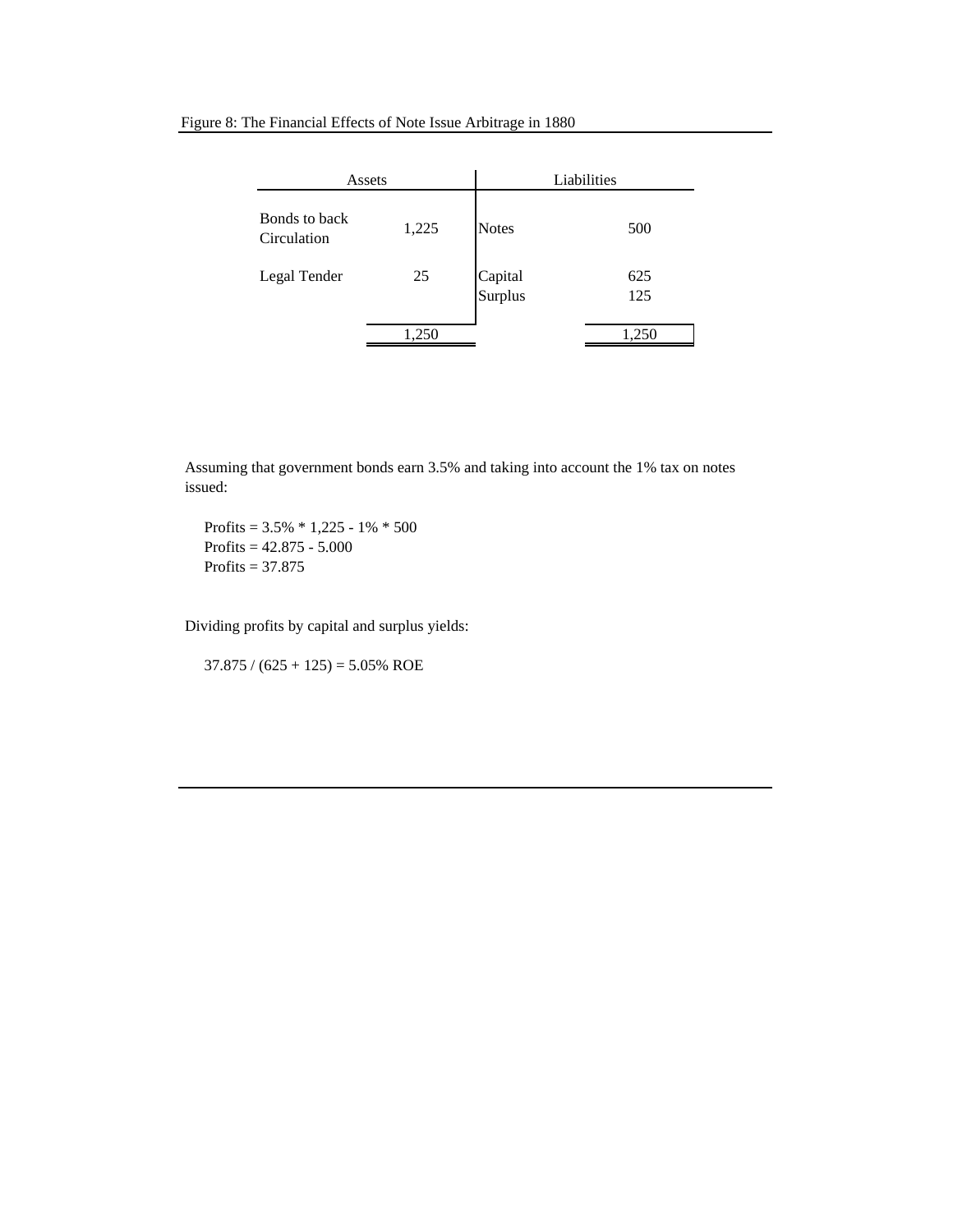Figure 8: The Financial Effects of Note Issue Arbitrage in 1880

| Assets | | Liabilities | |
|---|---|---|---|
| Bonds to back Circulation | 1,225 | Notes | 500 |
| Legal Tender | 25 | Capital | 625 |
| | | Surplus | 125 |
| | 1,250 | | 1,250 |

Assuming that government bonds earn 3.5% and taking into account the 1% tax on notes issued:

Profits = 3.5% * 1,225 - 1% * 500
Profits = 42.875 - 5.000
Profits = 37.875

Dividing profits by capital and surplus yields:

37.875 / (625 + 125) = 5.05% ROE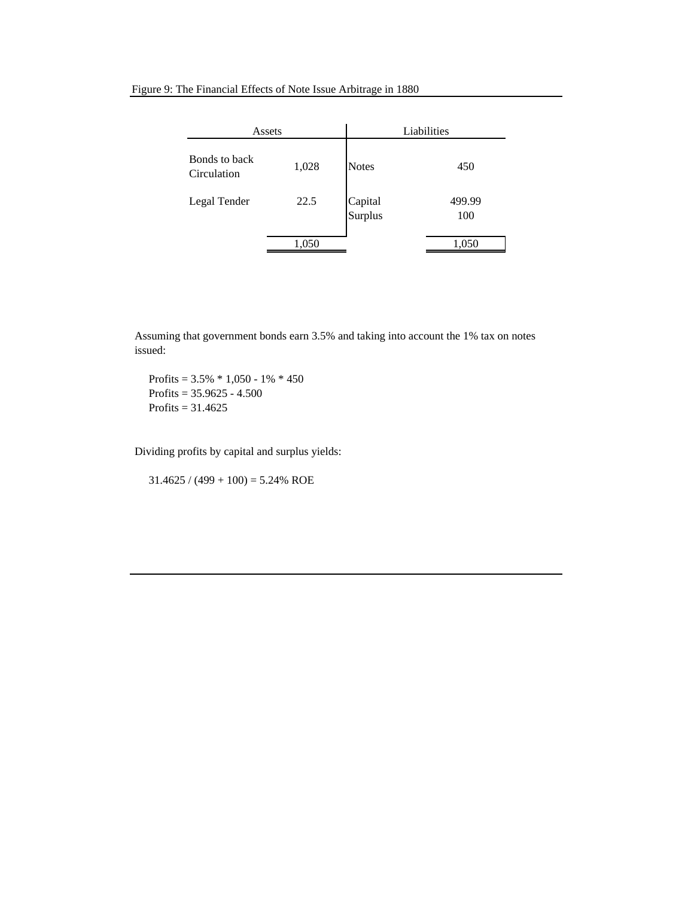Figure 9: The Financial Effects of Note Issue Arbitrage in 1880

| Assets | | Liabilities | |
|---|---|---|---|
| Bonds to back Circulation | 1,028 | Notes | 450 |
| Legal Tender | 22.5 | Capital | 499.99 |
| | | Surplus | 100 |
| | 1,050 | | 1,050 |

Assuming that government bonds earn 3.5% and taking into account the 1% tax on notes issued:

Profits = 3.5% * 1,050 - 1% * 450
Profits = 35.9625 - 4.500
Profits = 31.4625

Dividing profits by capital and surplus yields:

31.4625 / (499 + 100) = 5.24% ROE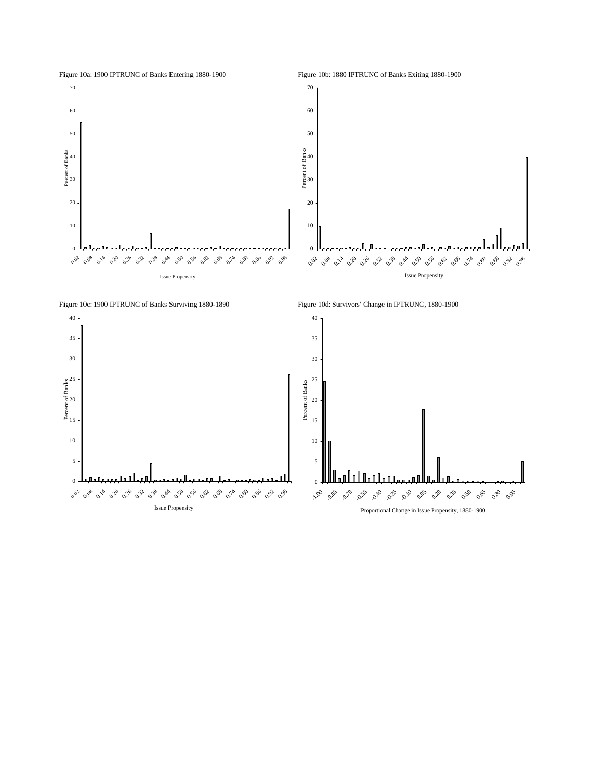Figure 10a: 1900 IPTRUNC of Banks Entering 1880-1900

Figure 10b: 1880 IPTRUNC of Banks Exiting 1880-1900

Figure 10c: 1900 IPTRUNC of Banks Surviving 1880-1890

Figure 10d: Survivors' Change in IPTRUNC, 1880-1900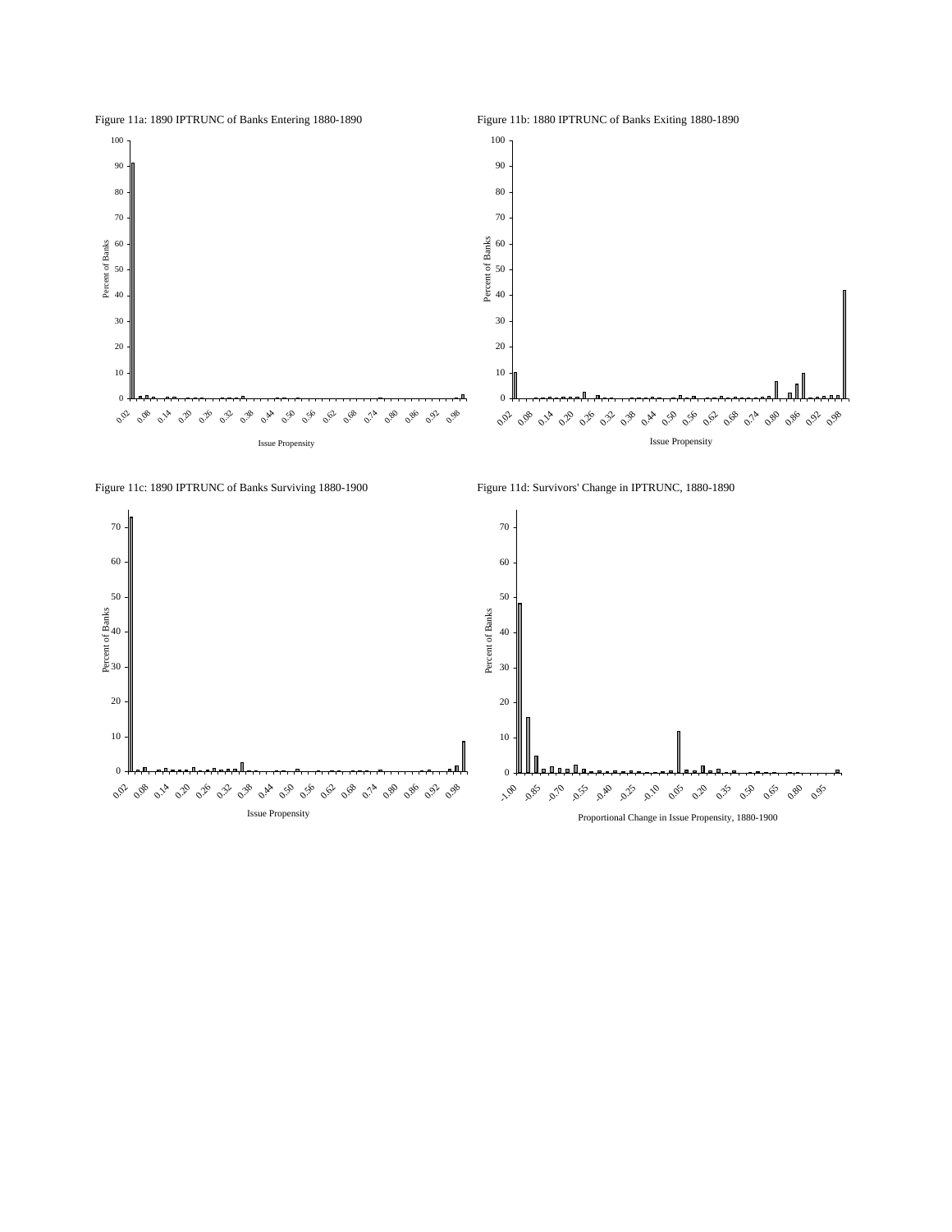Figure 11a: 1890 IPTRUNC of Banks Entering 1880-1890

Figure 11b: 1880 IPTRUNC of Banks Exiting 1880-1890

Figure 11c: 1890 IPTRUNC of Banks Surviving 1880-1900

Figure 11d: Survivors' Change in IPTRUNC, 1880-1890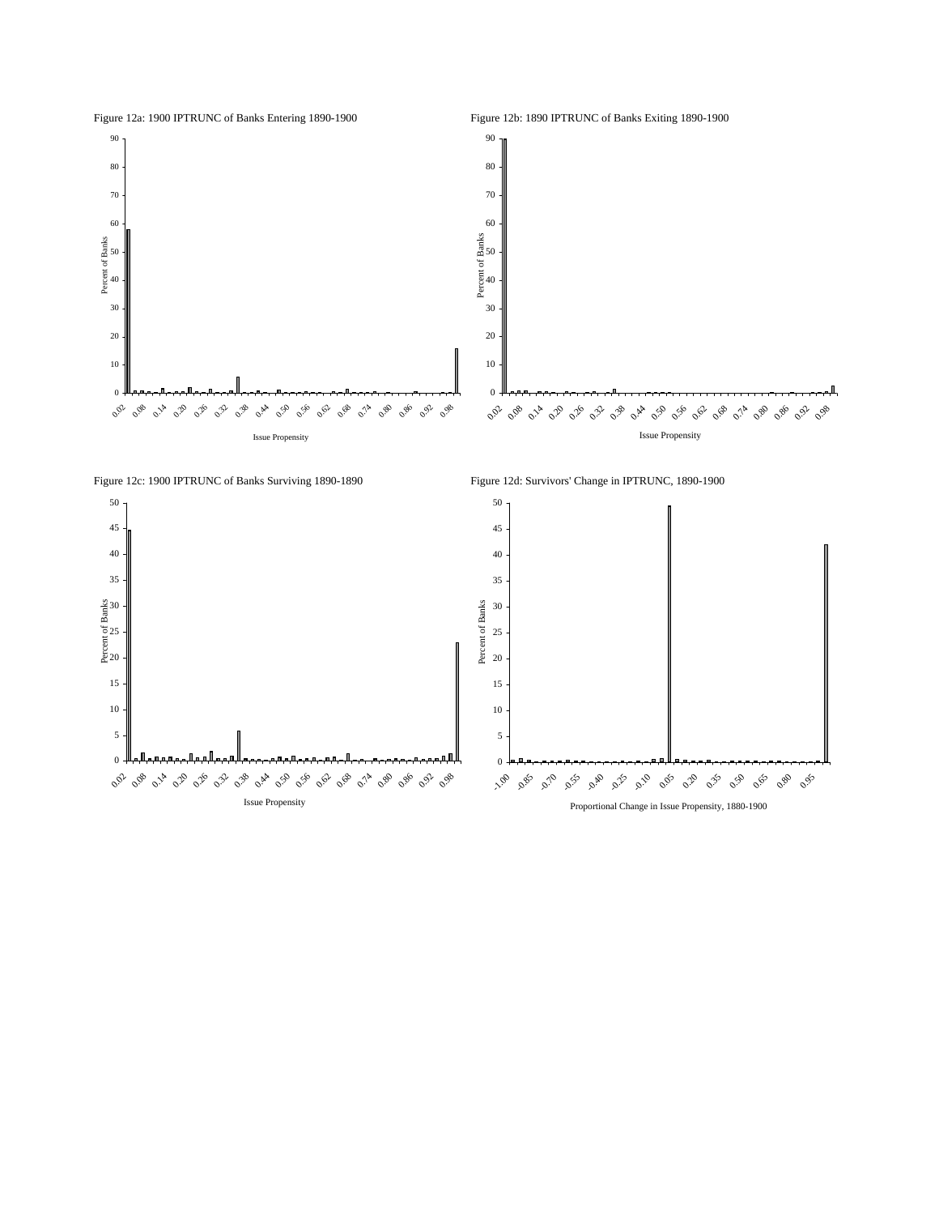Figure 12a: 1900 IPTRUNC of Banks Entering 1890-1900

Figure 12b: 1890 IPTRUNC of Banks Exiting 1890-1900

Figure 12c: 1900 IPTRUNC of Banks Surviving 1890-1890

Figure 12d: Survivors' Change in IPTRUNC, 1890-1900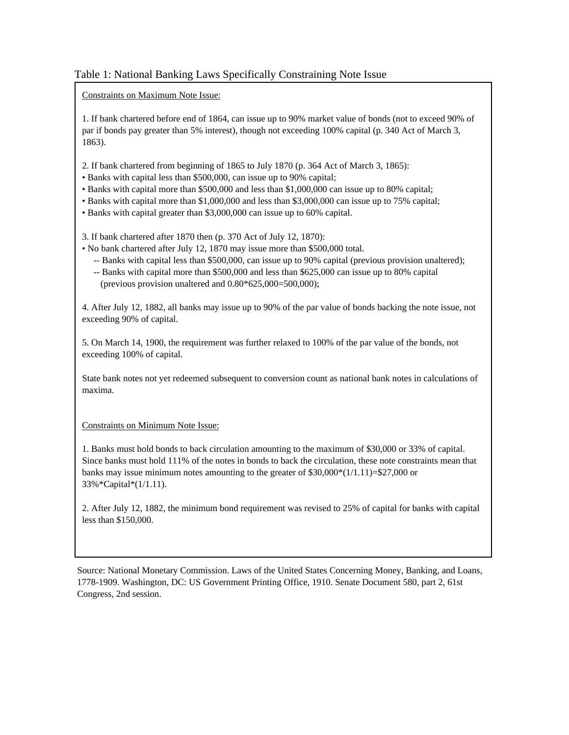Table 1: National Banking Laws Specifically Constraining Note Issue

<u>Constraints on Maximum Note Issue:</u>

1. If bank chartered before end of 1864, can issue up to 90% market value of bonds (not to exceed 90% of par if bonds pay greater than 5% interest), though not exceeding 100% capital (p. 340 Act of March 3, 1863).

2. If bank chartered from beginning of 1865 to July 1870 (p. 364 Act of March 3, 1865):
- Banks with capital less than $500,000, can issue up to 90% capital;
- Banks with capital more than $500,000 and less than $1,000,000 can issue up to 80% capital;
- Banks with capital more than $1,000,000 and less than $3,000,000 can issue up to 75% capital;
- Banks with capital greater than $3,000,000 can issue up to 60% capital.

3. If bank chartered after 1870 then (p. 370 Act of July 12, 1870):
- No bank chartered after July 12, 1870 may issue more than $500,000 total.
  - -- Banks with capital less than $500,000, can issue up to 90% capital (previous provision unaltered);
  - -- Banks with capital more than $500,000 and less than $625,000 can issue up to 80% capital (previous provision unaltered and 0.80*625,000=500,000);

4. After July 12, 1882, all banks may issue up to 90% of the par value of bonds backing the note issue, not exceeding 90% of capital.

5. On March 14, 1900, the requirement was further relaxed to 100% of the par value of the bonds, not exceeding 100% of capital.

State bank notes not yet redeemed subsequent to conversion count as national bank notes in calculations of maxima.

<u>Constraints on Minimum Note Issue:</u>

1. Banks must hold bonds to back circulation amounting to the maximum of $30,000 or 33% of capital. Since banks must hold 111% of the notes in bonds to back the circulation, these note constraints mean that banks may issue minimum notes amounting to the greater of $30,000*(1/1.11)=$27,000 or 33%*Capital*(1/1.11).

2. After July 12, 1882, the minimum bond requirement was revised to 25% of capital for banks with capital less than $150,000.

Source: National Monetary Commission. Laws of the United States Concerning Money, Banking, and Loans, 1778-1909. Washington, DC: US Government Printing Office, 1910. Senate Document 580, part 2, 61st Congress, 2nd session.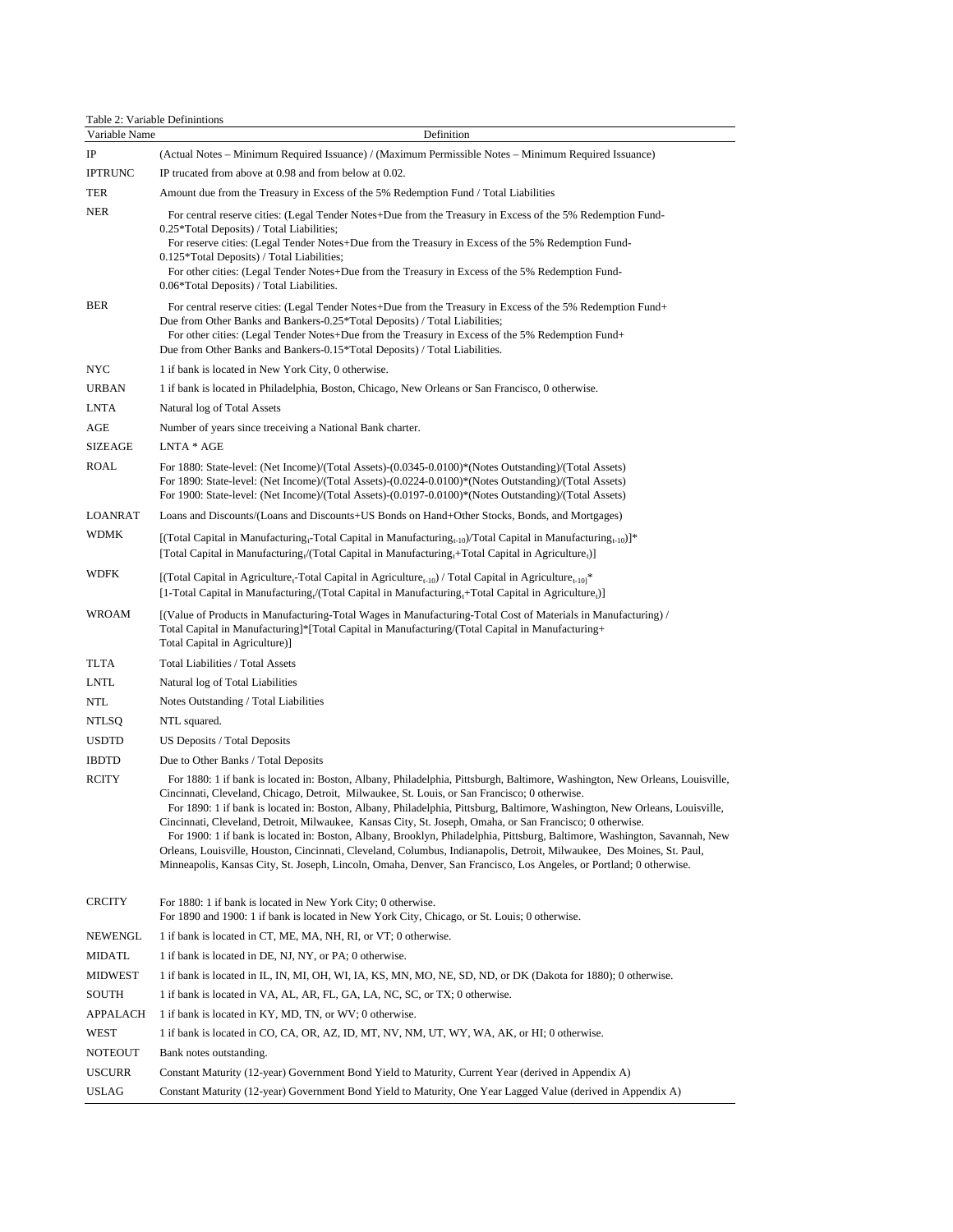Table 2: Variable Defínintions

| Variable Name | Definition |
|---|---|
| IP | (Actual Notes – Minimum Required Issuance) / (Maximum Permissible Notes – Minimum Required Issuance) |
| IPTRUNC | IP trucated from above at 0.98 and from below at 0.02. |
| TER | Amount due from the Treasury in Excess of the 5% Redemption Fund / Total Liabilities |
| NER | For central reserve cities: (Legal Tender Notes+Due from the Treasury in Excess of the 5% Redemption Fund-0.25*Total Deposits) / Total Liabilities; For reserve cities: (Legal Tender Notes+Due from the Treasury in Excess of the 5% Redemption Fund-0.125*Total Deposits) / Total Liabilities; For other cities: (Legal Tender Notes+Due from the Treasury in Excess of the 5% Redemption Fund-0.06*Total Deposits) / Total Liabilities. |
| BER | For central reserve cities: (Legal Tender Notes+Due from the Treasury in Excess of the 5% Redemption Fund+ Due from Other Banks and Bankers-0.25*Total Deposits) / Total Liabilities; For other cities: (Legal Tender Notes+Due from the Treasury in Excess of the 5% Redemption Fund+ Due from Other Banks and Bankers-0.15*Total Deposits) / Total Liabilities. |
| NYC | 1 if bank is located in New York City, 0 otherwise. |
| URBAN | 1 if bank is located in Philadelphia, Boston, Chicago, New Orleans or San Francisco, 0 otherwise. |
| LNTA | Natural log of Total Assets |
| AGE | Number of years since treceiving a National Bank charter. |
| SIZEAGE | LNTA * AGE |
| ROAL | For 1880: State-level: (Net Income)/(Total Assets)-(0.0345-0.0100)*(Notes Outstanding)/(Total Assets) For 1890: State-level: (Net Income)/(Total Assets)-(0.0224-0.0100)*(Notes Outstanding)/(Total Assets) For 1900: State-level: (Net Income)/(Total Assets)-(0.0197-0.0100)*(Notes Outstanding)/(Total Assets) |
| LOANRAT | Loans and Discounts/(Loans and Discounts+US Bonds on Hand+Other Stocks, Bonds, and Mortgages) |
| WDMK | [(Total Capital in Manufacturing$_t$-Total Capital in Manufacturing$_{t-10}$)/Total Capital in Manufacturing$_{t-10}$)]* [Total Capital in Manufacturing$_t$/(Total Capital in Manufacturing$_t$+Total Capital in Agriculture$_t$)] |
| WDFK | [(Total Capital in Agriculture$_t$-Total Capital in Agriculture$_{t-10}$) / Total Capital in Agriculture$_{t-10}$]* [1-Total Capital in Manufacturing$_t$/(Total Capital in Manufacturing$_t$+Total Capital in Agriculture$_t$)] |
| WROAM | [(Value of Products in Manufacturing-Total Wages in Manufacturing-Total Cost of Materials in Manufacturing) / Total Capital in Manufacturing]*[Total Capital in Manufacturing/(Total Capital in Manufacturing+ Total Capital in Agriculture)] |
| TLTA | Total Liabilities / Total Assets |
| LNTL | Natural log of Total Liabilities |
| NTL | Notes Outstanding / Total Liabilities |
| NTLSQ | NTL squared. |
| USDTD | US Deposits / Total Deposits |
| IBDTD | Due to Other Banks / Total Deposits |
| RCITY | For 1880: 1 if bank is located in: Boston, Albany, Philadelphia, Pittsburgh, Baltimore, Washington, New Orleans, Louisville, Cincinnati, Cleveland, Chicago, Detroit, Milwaukee, St. Louis, or San Francisco; 0 otherwise. For 1890: 1 if bank is located in: Boston, Albany, Philadelphia, Pittsburg, Baltimore, Washington, New Orleans, Louisville, Cincinnati, Cleveland, Detroit, Milwaukee, Kansas City, St. Joseph, Omaha, or San Francisco; 0 otherwise. For 1900: 1 if bank is located in: Boston, Albany, Brooklyn, Philadelphia, Pittsburg, Baltimore, Washington, Savannah, New Orleans, Louisville, Houston, Cincinnati, Cleveland, Columbus, Indianapolis, Detroit, Milwaukee, Des Moines, St. Paul, Minneapolis, Kansas City, St. Joseph, Lincoln, Omaha, Denver, San Francisco, Los Angeles, or Portland; 0 otherwise. |
| CRCITY | For 1880: 1 if bank is located in New York City; 0 otherwise. For 1890 and 1900: 1 if bank is located in New York City, Chicago, or St. Louis; 0 otherwise. |
| NEWENGL | 1 if bank is located in CT, ME, MA, NH, RI, or VT; 0 otherwise. |
| MIDATL | 1 if bank is located in DE, NJ, NY, or PA; 0 otherwise. |
| MIDWEST | 1 if bank is located in IL, IN, MI, OH, WI, IA, KS, MN, MO, NE, SD, ND, or DK (Dakota for 1880); 0 otherwise. |
| SOUTH | 1 if bank is located in VA, AL, AR, FL, GA, LA, NC, SC, or TX; 0 otherwise. |
| APPALACH | 1 if bank is located in KY, MD, TN, or WV; 0 otherwise. |
| WEST | 1 if bank is located in CO, CA, OR, AZ, ID, MT, NV, NM, UT, WY, WA, AK, or HI; 0 otherwise. |
| NOTEOUT | Bank notes outstanding. |
| USCURR | Constant Maturity (12-year) Government Bond Yield to Maturity, Current Year (derived in Appendix A) |
| USLAG | Constant Maturity (12-year) Government Bond Yield to Maturity, One Year Lagged Value (derived in Appendix A) |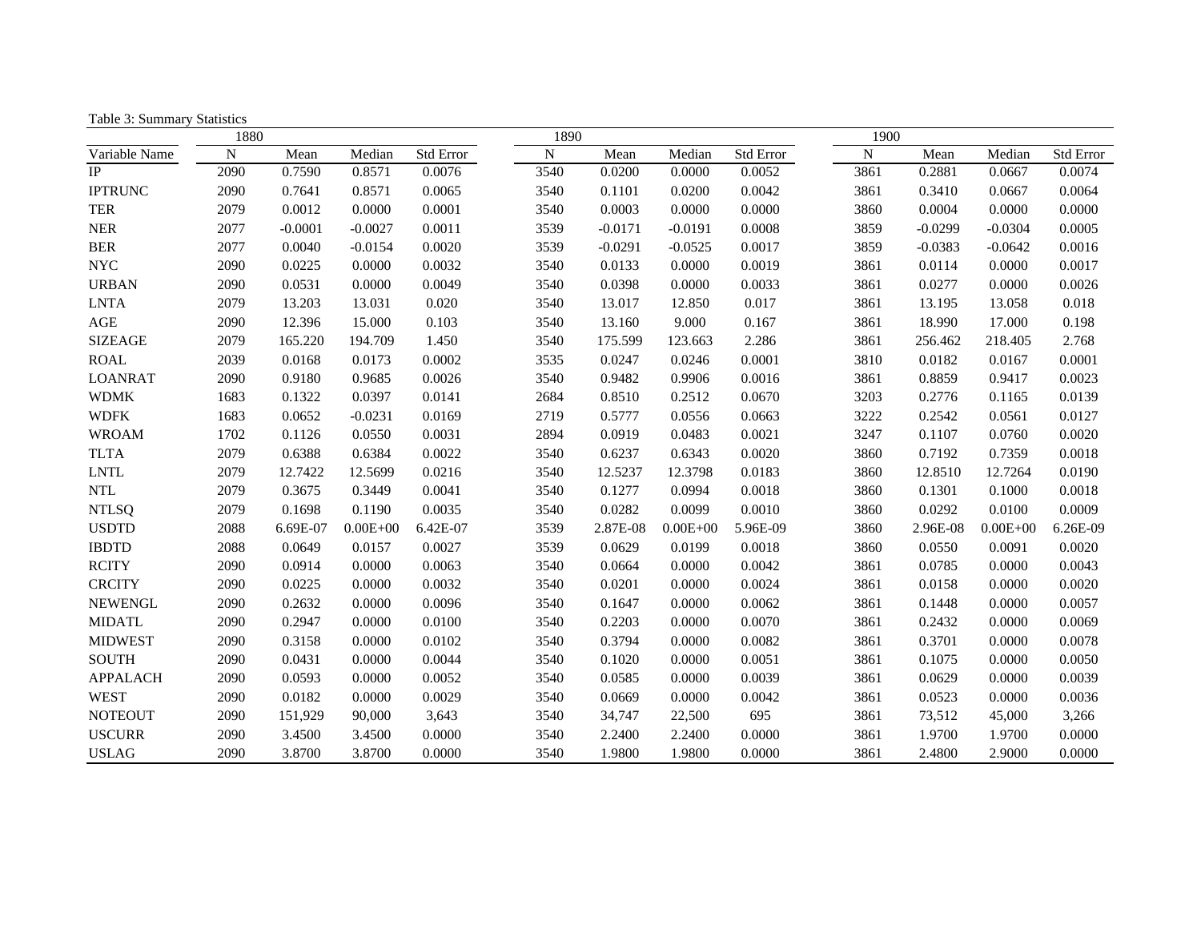Table 3: Summary Statistics

| | 1880 | | | | 1890 | | | | 1900 | | | |
|---|---|---|---|---|---|---|---|---|---|---|---|---|
| Variable Name | N | Mean | Median | Std Error | N | Mean | Median | Std Error | N | Mean | Median | Std Error |
| IP | 2090 | 0.7590 | 0.8571 | 0.0076 | 3540 | 0.0200 | 0.0000 | 0.0052 | 3861 | 0.2881 | 0.0667 | 0.0074 |
| IPTRUNC | 2090 | 0.7641 | 0.8571 | 0.0065 | 3540 | 0.1101 | 0.0200 | 0.0042 | 3861 | 0.3410 | 0.0667 | 0.0064 |
| TER | 2079 | 0.0012 | 0.0000 | 0.0001 | 3540 | 0.0003 | 0.0000 | 0.0000 | 3860 | 0.0004 | 0.0000 | 0.0000 |
| NER | 2077 | -0.0001 | -0.0027 | 0.0011 | 3539 | -0.0171 | -0.0191 | 0.0008 | 3859 | -0.0299 | -0.0304 | 0.0005 |
| BER | 2077 | 0.0040 | -0.0154 | 0.0020 | 3539 | -0.0291 | -0.0525 | 0.0017 | 3859 | -0.0383 | -0.0642 | 0.0016 |
| NYC | 2090 | 0.0225 | 0.0000 | 0.0032 | 3540 | 0.0133 | 0.0000 | 0.0019 | 3861 | 0.0114 | 0.0000 | 0.0017 |
| URBAN | 2090 | 0.0531 | 0.0000 | 0.0049 | 3540 | 0.0398 | 0.0000 | 0.0033 | 3861 | 0.0277 | 0.0000 | 0.0026 |
| LNTA | 2079 | 13.203 | 13.031 | 0.020 | 3540 | 13.017 | 12.850 | 0.017 | 3861 | 13.195 | 13.058 | 0.018 |
| AGE | 2090 | 12.396 | 15.000 | 0.103 | 3540 | 13.160 | 9.000 | 0.167 | 3861 | 18.990 | 17.000 | 0.198 |
| SIZEAGE | 2079 | 165.220 | 194.709 | 1.450 | 3540 | 175.599 | 123.663 | 2.286 | 3861 | 256.462 | 218.405 | 2.768 |
| ROAL | 2039 | 0.0168 | 0.0173 | 0.0002 | 3535 | 0.0247 | 0.0246 | 0.0001 | 3810 | 0.0182 | 0.0167 | 0.0001 |
| LOANRAT | 2090 | 0.9180 | 0.9685 | 0.0026 | 3540 | 0.9482 | 0.9906 | 0.0016 | 3861 | 0.8859 | 0.9417 | 0.0023 |
| WDMK | 1683 | 0.1322 | 0.0397 | 0.0141 | 2684 | 0.8510 | 0.2512 | 0.0670 | 3203 | 0.2776 | 0.1165 | 0.0139 |
| WDFK | 1683 | 0.0652 | -0.0231 | 0.0169 | 2719 | 0.5777 | 0.0556 | 0.0663 | 3222 | 0.2542 | 0.0561 | 0.0127 |
| WROAM | 1702 | 0.1126 | 0.0550 | 0.0031 | 2894 | 0.0919 | 0.0483 | 0.0021 | 3247 | 0.1107 | 0.0760 | 0.0020 |
| TLTA | 2079 | 0.6388 | 0.6384 | 0.0022 | 3540 | 0.6237 | 0.6343 | 0.0020 | 3860 | 0.7192 | 0.7359 | 0.0018 |
| LNTL | 2079 | 12.7422 | 12.5699 | 0.0216 | 3540 | 12.5237 | 12.3798 | 0.0183 | 3860 | 12.8510 | 12.7264 | 0.0190 |
| NTL | 2079 | 0.3675 | 0.3449 | 0.0041 | 3540 | 0.1277 | 0.0994 | 0.0018 | 3860 | 0.1301 | 0.1000 | 0.0018 |
| NTLSQ | 2079 | 0.1698 | 0.1190 | 0.0035 | 3540 | 0.0282 | 0.0099 | 0.0010 | 3860 | 0.0292 | 0.0100 | 0.0009 |
| USDTD | 2088 | 6.69E-07 | 0.00E+00 | 6.42E-07 | 3539 | 2.87E-08 | 0.00E+00 | 5.96E-09 | 3860 | 2.96E-08 | 0.00E+00 | 6.26E-09 |
| IBDTD | 2088 | 0.0649 | 0.0157 | 0.0027 | 3539 | 0.0629 | 0.0199 | 0.0018 | 3860 | 0.0550 | 0.0091 | 0.0020 |
| RCITY | 2090 | 0.0914 | 0.0000 | 0.0063 | 3540 | 0.0664 | 0.0000 | 0.0042 | 3861 | 0.0785 | 0.0000 | 0.0043 |
| CRCITY | 2090 | 0.0225 | 0.0000 | 0.0032 | 3540 | 0.0201 | 0.0000 | 0.0024 | 3861 | 0.0158 | 0.0000 | 0.0020 |
| NEWENGL | 2090 | 0.2632 | 0.0000 | 0.0096 | 3540 | 0.1647 | 0.0000 | 0.0062 | 3861 | 0.1448 | 0.0000 | 0.0057 |
| MIDATL | 2090 | 0.2947 | 0.0000 | 0.0100 | 3540 | 0.2203 | 0.0000 | 0.0070 | 3861 | 0.2432 | 0.0000 | 0.0069 |
| MIDWEST | 2090 | 0.3158 | 0.0000 | 0.0102 | 3540 | 0.3794 | 0.0000 | 0.0082 | 3861 | 0.3701 | 0.0000 | 0.0078 |
| SOUTH | 2090 | 0.0431 | 0.0000 | 0.0044 | 3540 | 0.1020 | 0.0000 | 0.0051 | 3861 | 0.1075 | 0.0000 | 0.0050 |
| APPALACH | 2090 | 0.0593 | 0.0000 | 0.0052 | 3540 | 0.0585 | 0.0000 | 0.0039 | 3861 | 0.0629 | 0.0000 | 0.0039 |
| WEST | 2090 | 0.0182 | 0.0000 | 0.0029 | 3540 | 0.0669 | 0.0000 | 0.0042 | 3861 | 0.0523 | 0.0000 | 0.0036 |
| NOTEOUT | 2090 | 151,929 | 90,000 | 3,643 | 3540 | 34,747 | 22,500 | 695 | 3861 | 73,512 | 45,000 | 3,266 |
| USCURR | 2090 | 3.4500 | 3.4500 | 0.0000 | 3540 | 2.2400 | 2.2400 | 0.0000 | 3861 | 1.9700 | 1.9700 | 0.0000 |
| USLAG | 2090 | 3.8700 | 3.8700 | 0.0000 | 3540 | 1.9800 | 1.9800 | 0.0000 | 3861 | 2.4800 | 2.9000 | 0.0000 |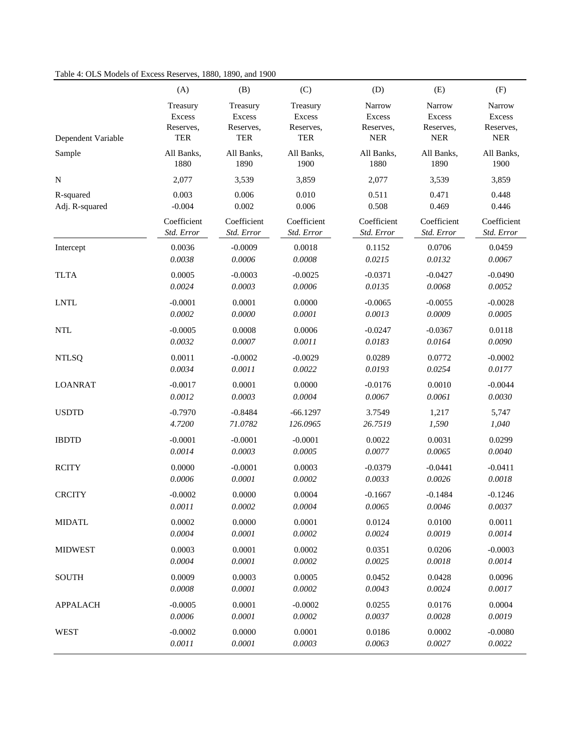Table 4: OLS Models of Excess Reserves, 1880, 1890, and 1900

| | (A) | (B) | (C) | (D) | (E) | (F) |
|---|---|---|---|---|---|---|
| Dependent Variable | Treasury Excess Reserves, TER | Treasury Excess Reserves, TER | Treasury Excess Reserves, TER | Narrow Excess Reserves, NER | Narrow Excess Reserves, NER | Narrow Excess Reserves, NER |
| Sample | All Banks, 1880 | All Banks, 1890 | All Banks, 1900 | All Banks, 1880 | All Banks, 1890 | All Banks, 1900 |
| N | 2,077 | 3,539 | 3,859 | 2,077 | 3,539 | 3,859 |
| R-squared | 0.003 | 0.006 | 0.010 | 0.511 | 0.471 | 0.448 |
| Adj. R-squared | -0.004 | 0.002 | 0.006 | 0.508 | 0.469 | 0.446 |
| | Coefficient *Std. Error* | Coefficient *Std. Error* | Coefficient *Std. Error* | Coefficient *Std. Error* | Coefficient *Std. Error* | Coefficient *Std. Error* |
| Intercept | 0.0036 | -0.0009 | 0.0018 | 0.1152 | 0.0706 | 0.0459 |
| | *0.0038* | *0.0006* | *0.0008* | *0.0215* | *0.0132* | *0.0067* |
| TLTA | 0.0005 | -0.0003 | -0.0025 | -0.0371 | -0.0427 | -0.0490 |
| | *0.0024* | *0.0003* | *0.0006* | *0.0135* | *0.0068* | *0.0052* |
| LNTL | -0.0001 | 0.0001 | 0.0000 | -0.0065 | -0.0055 | -0.0028 |
| | *0.0002* | *0.0000* | *0.0001* | *0.0013* | *0.0009* | *0.0005* |
| NTL | -0.0005 | 0.0008 | 0.0006 | -0.0247 | -0.0367 | 0.0118 |
| | *0.0032* | *0.0007* | *0.0011* | *0.0183* | *0.0164* | *0.0090* |
| NTLSQ | 0.0011 | -0.0002 | -0.0029 | 0.0289 | 0.0772 | -0.0002 |
| | *0.0034* | *0.0011* | *0.0022* | *0.0193* | *0.0254* | *0.0177* |
| LOANRAT | -0.0017 | 0.0001 | 0.0000 | -0.0176 | 0.0010 | -0.0044 |
| | *0.0012* | *0.0003* | *0.0004* | *0.0067* | *0.0061* | *0.0030* |
| USDTD | -0.7970 | -0.8484 | -66.1297 | 3.7549 | 1,217 | 5,747 |
| | *4.7200* | *71.0782* | *126.0965* | *26.7519* | *1,590* | *1,040* |
| IBDTD | -0.0001 | -0.0001 | -0.0001 | 0.0022 | 0.0031 | 0.0299 |
| | *0.0014* | *0.0003* | *0.0005* | *0.0077* | *0.0065* | *0.0040* |
| RCITY | 0.0000 | -0.0001 | 0.0003 | -0.0379 | -0.0441 | -0.0411 |
| | *0.0006* | *0.0001* | *0.0002* | *0.0033* | *0.0026* | *0.0018* |
| CRCITY | -0.0002 | 0.0000 | 0.0004 | -0.1667 | -0.1484 | -0.1246 |
| | *0.0011* | *0.0002* | *0.0004* | *0.0065* | *0.0046* | *0.0037* |
| MIDATL | 0.0002 | 0.0000 | 0.0001 | 0.0124 | 0.0100 | 0.0011 |
| | *0.0004* | *0.0001* | *0.0002* | *0.0024* | *0.0019* | *0.0014* |
| MIDWEST | 0.0003 | 0.0001 | 0.0002 | 0.0351 | 0.0206 | -0.0003 |
| | *0.0004* | *0.0001* | *0.0002* | *0.0025* | *0.0018* | *0.0014* |
| SOUTH | 0.0009 | 0.0003 | 0.0005 | 0.0452 | 0.0428 | 0.0096 |
| | *0.0008* | *0.0001* | *0.0002* | *0.0043* | *0.0024* | *0.0017* |
| APPALACH | -0.0005 | 0.0001 | -0.0002 | 0.0255 | 0.0176 | 0.0004 |
| | *0.0006* | *0.0001* | *0.0002* | *0.0037* | *0.0028* | *0.0019* |
| WEST | -0.0002 | 0.0000 | 0.0001 | 0.0186 | 0.0002 | -0.0080 |
| | *0.0011* | *0.0001* | *0.0003* | *0.0063* | *0.0027* | *0.0022* |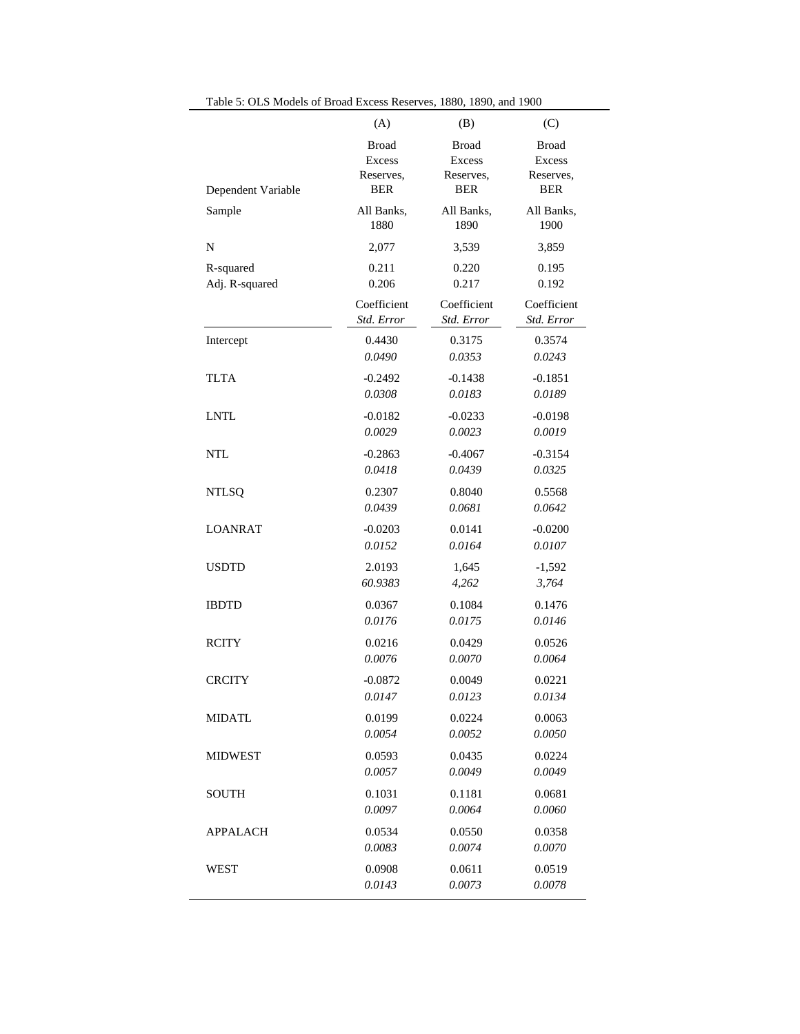Table 5: OLS Models of Broad Excess Reserves, 1880, 1890, and 1900

| | (A) | (B) | (C) |
|---|---|---|---|
| Dependent Variable | Broad Excess Reserves, BER | Broad Excess Reserves, BER | Broad Excess Reserves, BER |
| Sample | All Banks, 1880 | All Banks, 1890 | All Banks, 1900 |
| N | 2,077 | 3,539 | 3,859 |
| R-squared | 0.211 | 0.220 | 0.195 |
| Adj. R-squared | 0.206 | 0.217 | 0.192 |
| | Coefficient *Std. Error* | Coefficient *Std. Error* | Coefficient *Std. Error* |
| Intercept | 0.4430 | 0.3175 | 0.3574 |
| | *0.0490* | *0.0353* | *0.0243* |
| TLTA | -0.2492 | -0.1438 | -0.1851 |
| | *0.0308* | *0.0183* | *0.0189* |
| LNTL | -0.0182 | -0.0233 | -0.0198 |
| | *0.0029* | *0.0023* | *0.0019* |
| NTL | -0.2863 | -0.4067 | -0.3154 |
| | *0.0418* | *0.0439* | *0.0325* |
| NTLSQ | 0.2307 | 0.8040 | 0.5568 |
| | *0.0439* | *0.0681* | *0.0642* |
| LOANRAT | -0.0203 | 0.0141 | -0.0200 |
| | *0.0152* | *0.0164* | *0.0107* |
| USDTD | 2.0193 | 1,645 | -1,592 |
| | *60.9383* | *4,262* | *3,764* |
| IBDTD | 0.0367 | 0.1084 | 0.1476 |
| | *0.0176* | *0.0175* | *0.0146* |
| RCITY | 0.0216 | 0.0429 | 0.0526 |
| | *0.0076* | *0.0070* | *0.0064* |
| CRCITY | -0.0872 | 0.0049 | 0.0221 |
| | *0.0147* | *0.0123* | *0.0134* |
| MIDATL | 0.0199 | 0.0224 | 0.0063 |
| | *0.0054* | *0.0052* | *0.0050* |
| MIDWEST | 0.0593 | 0.0435 | 0.0224 |
| | *0.0057* | *0.0049* | *0.0049* |
| SOUTH | 0.1031 | 0.1181 | 0.0681 |
| | *0.0097* | *0.0064* | *0.0060* |
| APPALACH | 0.0534 | 0.0550 | 0.0358 |
| | *0.0083* | *0.0074* | *0.0070* |
| WEST | 0.0908 | 0.0611 | 0.0519 |
| | *0.0143* | *0.0073* | *0.0078* |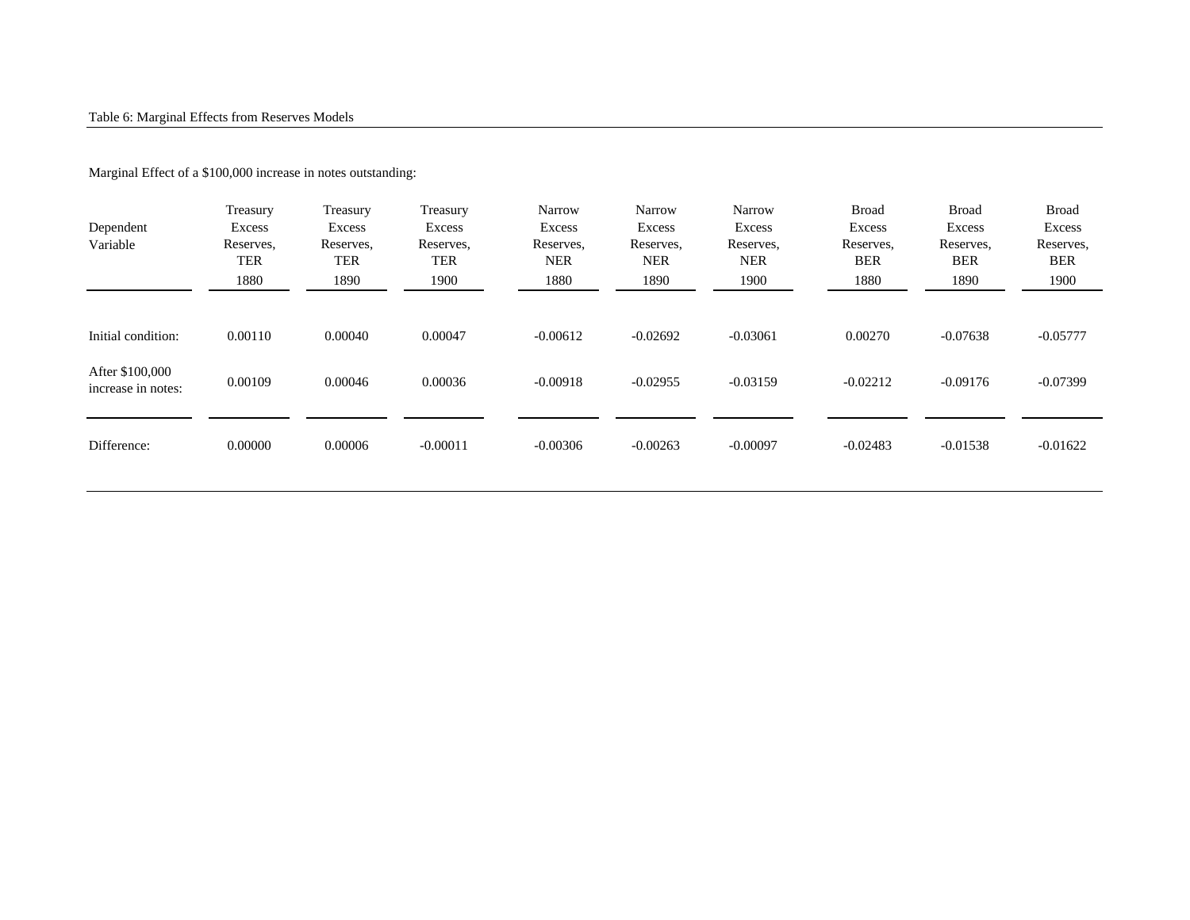Table 6: Marginal Effects from Reserves Models

Marginal Effect of a $100,000 increase in notes outstanding:

| Dependent Variable | Treasury Excess Reserves, TER 1880 | Treasury Excess Reserves, TER 1890 | Treasury Excess Reserves, TER 1900 | Narrow Excess Reserves, NER 1880 | Narrow Excess Reserves, NER 1890 | Narrow Excess Reserves, NER 1900 | Broad Excess Reserves, BER 1880 | Broad Excess Reserves, BER 1890 | Broad Excess Reserves, BER 1900 |
|---|---|---|---|---|---|---|---|---|---|
| Initial condition: | 0.00110 | 0.00040 | 0.00047 | -0.00612 | -0.02692 | -0.03061 | 0.00270 | -0.07638 | -0.05777 |
| After $100,000 increase in notes: | 0.00109 | 0.00046 | 0.00036 | -0.00918 | -0.02955 | -0.03159 | -0.02212 | -0.09176 | -0.07399 |
| Difference: | 0.00000 | 0.00006 | -0.00011 | -0.00306 | -0.00263 | -0.00097 | -0.02483 | -0.01538 | -0.01622 |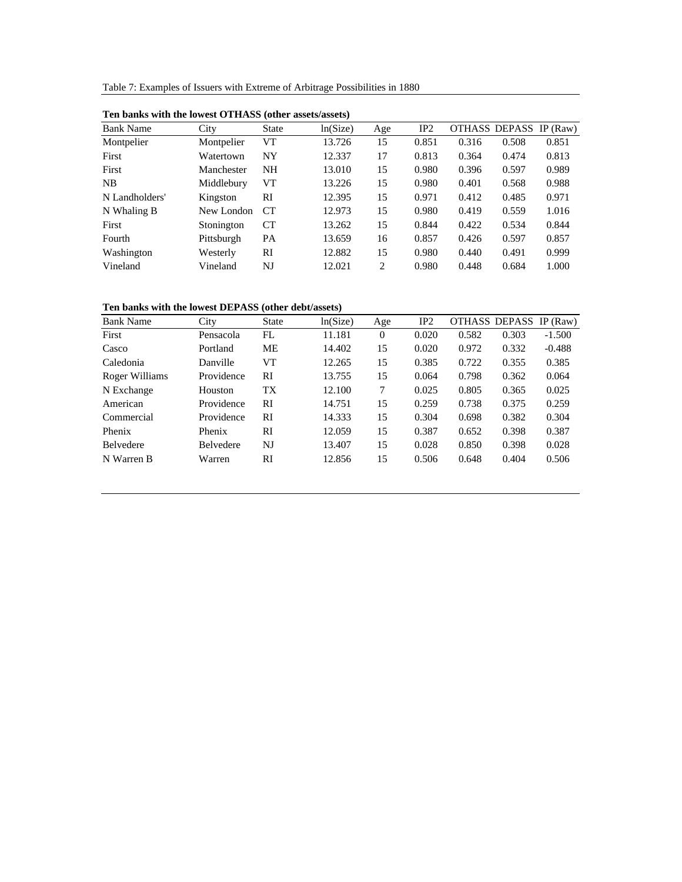Table 7: Examples of Issuers with Extreme of Arbitrage Possibilities in 1880

**Ten banks with the lowest OTHASS (other assets/assets)**

| Bank Name | City | State | ln(Size) | Age | IP2 | OTHASS | DEPASS | IP (Raw) |
|---|---|---|---|---|---|---|---|---|
| Montpelier | Montpelier | VT | 13.726 | 15 | 0.851 | 0.316 | 0.508 | 0.851 |
| First | Watertown | NY | 12.337 | 17 | 0.813 | 0.364 | 0.474 | 0.813 |
| First | Manchester | NH | 13.010 | 15 | 0.980 | 0.396 | 0.597 | 0.989 |
| NB | Middlebury | VT | 13.226 | 15 | 0.980 | 0.401 | 0.568 | 0.988 |
| N Landholders' | Kingston | RI | 12.395 | 15 | 0.971 | 0.412 | 0.485 | 0.971 |
| N Whaling B | New London | CT | 12.973 | 15 | 0.980 | 0.419 | 0.559 | 1.016 |
| First | Stonington | CT | 13.262 | 15 | 0.844 | 0.422 | 0.534 | 0.844 |
| Fourth | Pittsburgh | PA | 13.659 | 16 | 0.857 | 0.426 | 0.597 | 0.857 |
| Washington | Westerly | RI | 12.882 | 15 | 0.980 | 0.440 | 0.491 | 0.999 |
| Vineland | Vineland | NJ | 12.021 | 2 | 0.980 | 0.448 | 0.684 | 1.000 |

**Ten banks with the lowest DEPASS (other debt/assets)**

| Bank Name | City | State | ln(Size) | Age | IP2 | OTHASS | DEPASS | IP (Raw) |
|---|---|---|---|---|---|---|---|---|
| First | Pensacola | FL | 11.181 | 0 | 0.020 | 0.582 | 0.303 | -1.500 |
| Casco | Portland | ME | 14.402 | 15 | 0.020 | 0.972 | 0.332 | -0.488 |
| Caledonia | Danville | VT | 12.265 | 15 | 0.385 | 0.722 | 0.355 | 0.385 |
| Roger Williams | Providence | RI | 13.755 | 15 | 0.064 | 0.798 | 0.362 | 0.064 |
| N Exchange | Houston | TX | 12.100 | 7 | 0.025 | 0.805 | 0.365 | 0.025 |
| American | Providence | RI | 14.751 | 15 | 0.259 | 0.738 | 0.375 | 0.259 |
| Commercial | Providence | RI | 14.333 | 15 | 0.304 | 0.698 | 0.382 | 0.304 |
| Phenix | Phenix | RI | 12.059 | 15 | 0.387 | 0.652 | 0.398 | 0.387 |
| Belvedere | Belvedere | NJ | 13.407 | 15 | 0.028 | 0.850 | 0.398 | 0.028 |
| N Warren B | Warren | RI | 12.856 | 15 | 0.506 | 0.648 | 0.404 | 0.506 |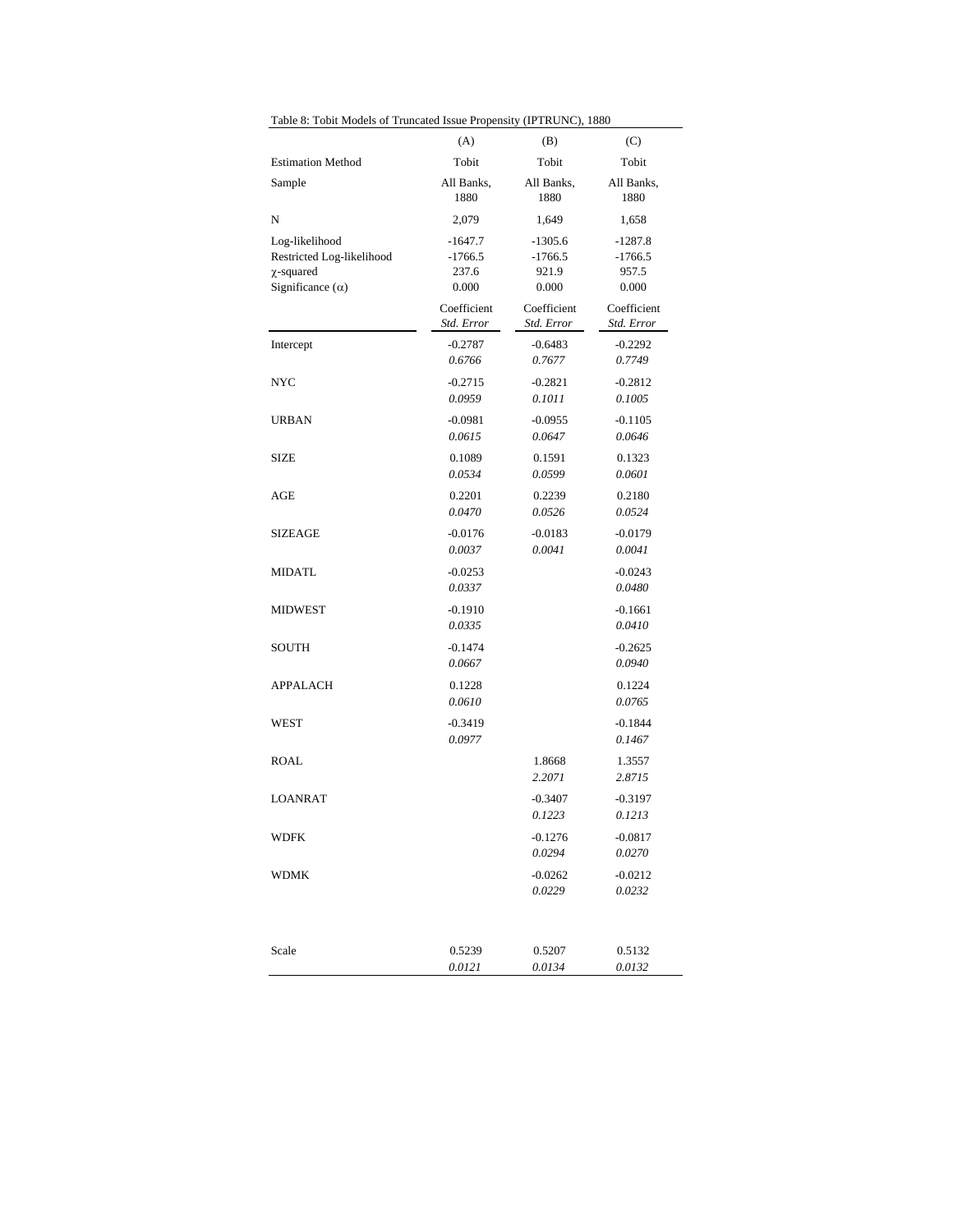Table 8: Tobit Models of Truncated Issue Propensity (IPTRUNC), 1880

| | (A) | (B) | (C) |
|---|---|---|---|
| Estimation Method | Tobit | Tobit | Tobit |
| Sample | All Banks, 1880 | All Banks, 1880 | All Banks, 1880 |
| N | 2,079 | 1,649 | 1,658 |
| Log-likelihood | -1647.7 | -1305.6 | -1287.8 |
| Restricted Log-likelihood | -1766.5 | -1766.5 | -1766.5 |
| $\chi$-squared | 237.6 | 921.9 | 957.5 |
| Significance ($\alpha$) | 0.000 | 0.000 | 0.000 |
| | Coefficient *Std. Error* | Coefficient *Std. Error* | Coefficient *Std. Error* |
| Intercept | -0.2787 | -0.6483 | -0.2292 |
| | *0.6766* | *0.7677* | *0.7749* |
| NYC | -0.2715 | -0.2821 | -0.2812 |
| | *0.0959* | *0.1011* | *0.1005* |
| URBAN | -0.0981 | -0.0955 | -0.1105 |
| | *0.0615* | *0.0647* | *0.0646* |
| SIZE | 0.1089 | 0.1591 | 0.1323 |
| | *0.0534* | *0.0599* | *0.0601* |
| AGE | 0.2201 | 0.2239 | 0.2180 |
| | *0.0470* | *0.0526* | *0.0524* |
| SIZEAGE | -0.0176 | -0.0183 | -0.0179 |
| | *0.0037* | *0.0041* | *0.0041* |
| MIDATL | -0.0253 | | -0.0243 |
| | *0.0337* | | *0.0480* |
| MIDWEST | -0.1910 | | -0.1661 |
| | *0.0335* | | *0.0410* |
| SOUTH | -0.1474 | | -0.2625 |
| | *0.0667* | | *0.0940* |
| APPALACH | 0.1228 | | 0.1224 |
| | *0.0610* | | *0.0765* |
| WEST | -0.3419 | | -0.1844 |
| | *0.0977* | | *0.1467* |
| ROAL | | 1.8668 | 1.3557 |
| | | *2.2071* | *2.8715* |
| LOANRAT | | -0.3407 | -0.3197 |
| | | *0.1223* | *0.1213* |
| WDFK | | -0.1276 | -0.0817 |
| | | *0.0294* | *0.0270* |
| WDMK | | -0.0262 | -0.0212 |
| | | *0.0229* | *0.0232* |
| Scale | 0.5239 | 0.5207 | 0.5132 |
| | *0.0121* | *0.0134* | *0.0132* |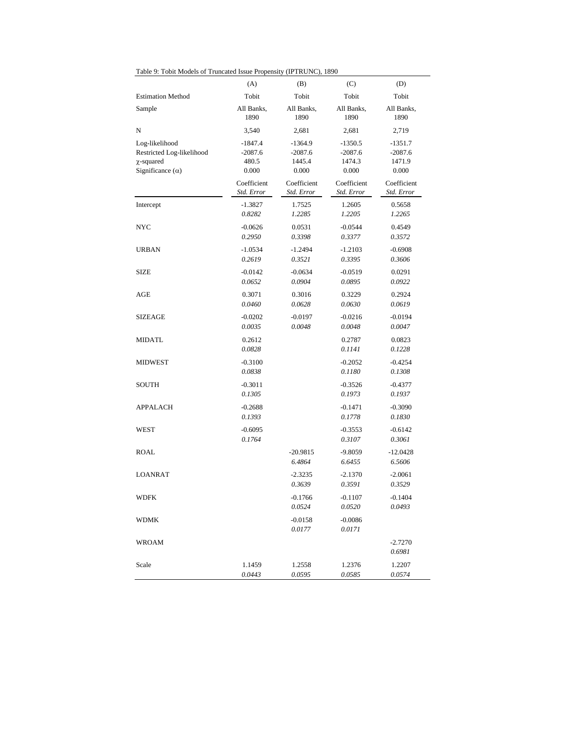Table 9: Tobit Models of Truncated Issue Propensity (IPTRUNC), 1890

| | (A) | (B) | (C) | (D) |
|---|---|---|---|---|
| Estimation Method | Tobit | Tobit | Tobit | Tobit |
| Sample | All Banks, 1890 | All Banks, 1890 | All Banks, 1890 | All Banks, 1890 |
| N | 3,540 | 2,681 | 2,681 | 2,719 |
| Log-likelihood | -1847.4 | -1364.9 | -1350.5 | -1351.7 |
| Restricted Log-likelihood | -2087.6 | -2087.6 | -2087.6 | -2087.6 |
| $\chi$-squared | 480.5 | 1445.4 | 1474.3 | 1471.9 |
| Significance ($\alpha$) | 0.000 | 0.000 | 0.000 | 0.000 |
| | Coefficient *Std. Error* | Coefficient *Std. Error* | Coefficient *Std. Error* | Coefficient *Std. Error* |
| Intercept | -1.3827 | 1.7525 | 1.2605 | 0.5658 |
| | *0.8282* | *1.2285* | *1.2205* | *1.2265* |
| NYC | -0.0626 | 0.0531 | -0.0544 | 0.4549 |
| | *0.2950* | *0.3398* | *0.3377* | *0.3572* |
| URBAN | -1.0534 | -1.2494 | -1.2103 | -0.6908 |
| | *0.2619* | *0.3521* | *0.3395* | *0.3606* |
| SIZE | -0.0142 | -0.0634 | -0.0519 | 0.0291 |
| | *0.0652* | *0.0904* | *0.0895* | *0.0922* |
| AGE | 0.3071 | 0.3016 | 0.3229 | 0.2924 |
| | *0.0460* | *0.0628* | *0.0630* | *0.0619* |
| SIZEAGE | -0.0202 | -0.0197 | -0.0216 | -0.0194 |
| | *0.0035* | *0.0048* | *0.0048* | *0.0047* |
| MIDATL | 0.2612 | | 0.2787 | 0.0823 |
| | *0.0828* | | *0.1141* | *0.1228* |
| MIDWEST | -0.3100 | | -0.2052 | -0.4254 |
| | *0.0838* | | *0.1180* | *0.1308* |
| SOUTH | -0.3011 | | -0.3526 | -0.4377 |
| | *0.1305* | | *0.1973* | *0.1937* |
| APPALACH | -0.2688 | | -0.1471 | -0.3090 |
| | *0.1393* | | *0.1778* | *0.1830* |
| WEST | -0.6095 | | -0.3553 | -0.6142 |
| | *0.1764* | | *0.3107* | *0.3061* |
| ROAL | | -20.9815 | -9.8059 | -12.0428 |
| | | *6.4864* | *6.6455* | *6.5606* |
| LOANRAT | | -2.3235 | -2.1370 | -2.0061 |
| | | *0.3639* | *0.3591* | *0.3529* |
| WDFK | | -0.1766 | -0.1107 | -0.1404 |
| | | *0.0524* | *0.0520* | *0.0493* |
| WDMK | | -0.0158 | -0.0086 | |
| | | *0.0177* | *0.0171* | |
| WROAM | | | | -2.7270 |
| | | | | *0.6981* |
| Scale | 1.1459 | 1.2558 | 1.2376 | 1.2207 |
| | *0.0443* | *0.0595* | *0.0585* | *0.0574* |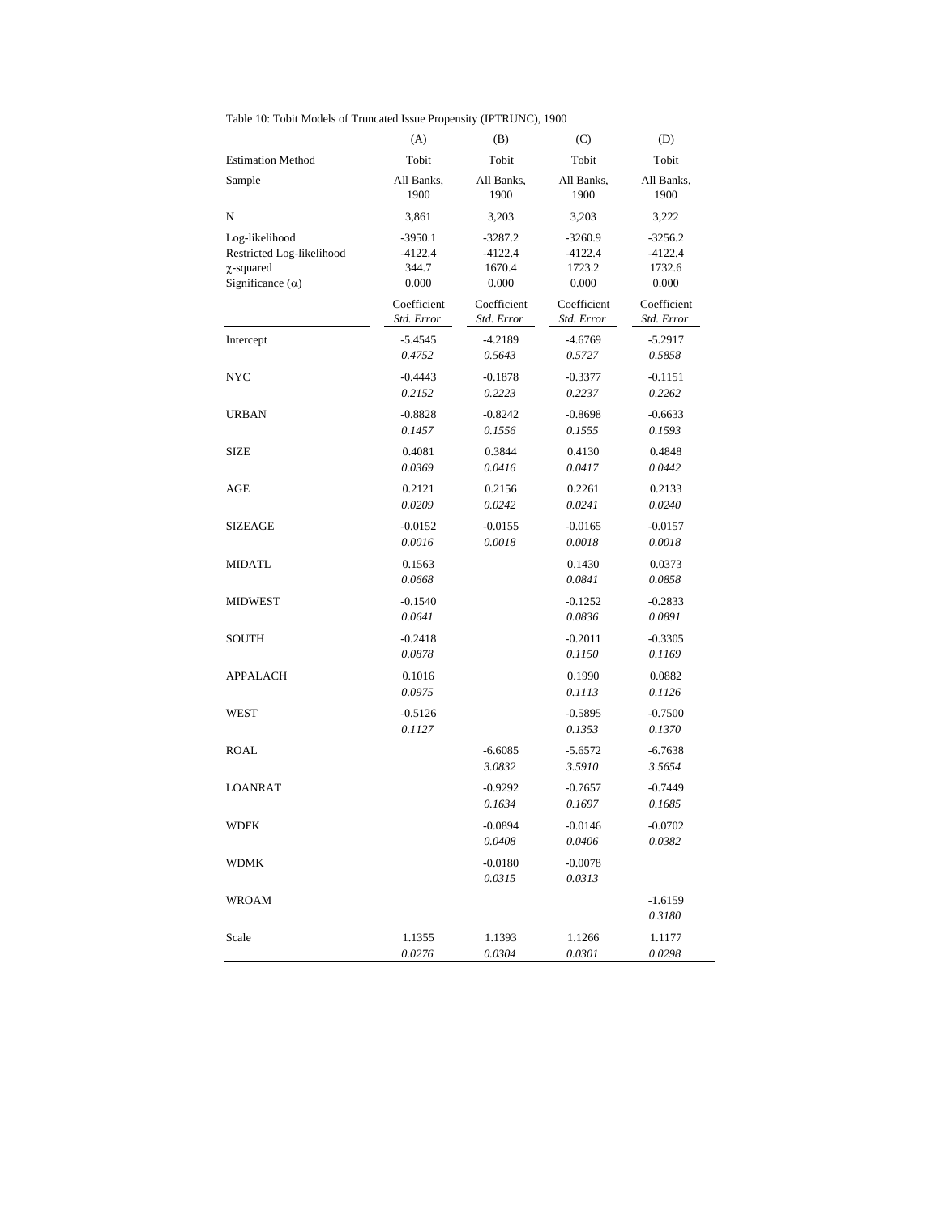Table 10: Tobit Models of Truncated Issue Propensity (IPTRUNC), 1900

| | (A) | (B) | (C) | (D) |
|---|---|---|---|---|
| Estimation Method | Tobit | Tobit | Tobit | Tobit |
| Sample | All Banks, 1900 | All Banks, 1900 | All Banks, 1900 | All Banks, 1900 |
| N | 3,861 | 3,203 | 3,203 | 3,222 |
| Log-likelihood | -3950.1 | -3287.2 | -3260.9 | -3256.2 |
| Restricted Log-likelihood | -4122.4 | -4122.4 | -4122.4 | -4122.4 |
| $\chi$-squared | 344.7 | 1670.4 | 1723.2 | 1732.6 |
| Significance ($\alpha$) | 0.000 | 0.000 | 0.000 | 0.000 |
| | Coefficient *Std. Error* | Coefficient *Std. Error* | Coefficient *Std. Error* | Coefficient *Std. Error* |
| Intercept | -5.4545 | -4.2189 | -4.6769 | -5.2917 |
| | *0.4752* | *0.5643* | *0.5727* | *0.5858* |
| NYC | -0.4443 | -0.1878 | -0.3377 | -0.1151 |
| | *0.2152* | *0.2223* | *0.2237* | *0.2262* |
| URBAN | -0.8828 | -0.8242 | -0.8698 | -0.6633 |
| | *0.1457* | *0.1556* | *0.1555* | *0.1593* |
| SIZE | 0.4081 | 0.3844 | 0.4130 | 0.4848 |
| | *0.0369* | *0.0416* | *0.0417* | *0.0442* |
| AGE | 0.2121 | 0.2156 | 0.2261 | 0.2133 |
| | *0.0209* | *0.0242* | *0.0241* | *0.0240* |
| SIZEAGE | -0.0152 | -0.0155 | -0.0165 | -0.0157 |
| | *0.0016* | *0.0018* | *0.0018* | *0.0018* |
| MIDATL | 0.1563 | | 0.1430 | 0.0373 |
| | *0.0668* | | *0.0841* | *0.0858* |
| MIDWEST | -0.1540 | | -0.1252 | -0.2833 |
| | *0.0641* | | *0.0836* | *0.0891* |
| SOUTH | -0.2418 | | -0.2011 | -0.3305 |
| | *0.0878* | | *0.1150* | *0.1169* |
| APPALACH | 0.1016 | | 0.1990 | 0.0882 |
| | *0.0975* | | *0.1113* | *0.1126* |
| WEST | -0.5126 | | -0.5895 | -0.7500 |
| | *0.1127* | | *0.1353* | *0.1370* |
| ROAL | | -6.6085 | -5.6572 | -6.7638 |
| | | *3.0832* | *3.5910* | *3.5654* |
| LOANRAT | | -0.9292 | -0.7657 | -0.7449 |
| | | *0.1634* | *0.1697* | *0.1685* |
| WDFK | | -0.0894 | -0.0146 | -0.0702 |
| | | *0.0408* | *0.0406* | *0.0382* |
| WDMK | | -0.0180 | -0.0078 | |
| | | *0.0315* | *0.0313* | |
| WROAM | | | | -1.6159 |
| | | | | *0.3180* |
| Scale | 1.1355 | 1.1393 | 1.1266 | 1.1177 |
| | *0.0276* | *0.0304* | *0.0301* | *0.0298* |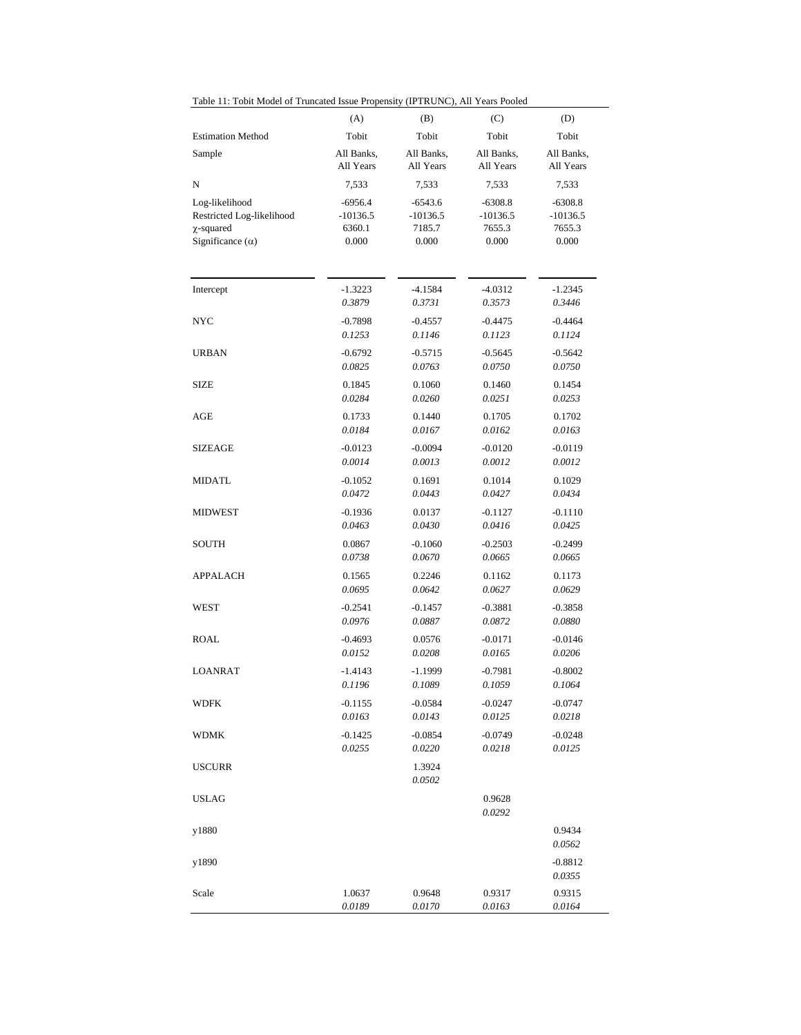Table 11: Tobit Model of Truncated Issue Propensity (IPTRUNC), All Years Pooled

| | (A) | (B) | (C) | (D) |
|---|---|---|---|---|
| Estimation Method | Tobit | Tobit | Tobit | Tobit |
| Sample | All Banks, All Years | All Banks, All Years | All Banks, All Years | All Banks, All Years |
| N | 7,533 | 7,533 | 7,533 | 7,533 |
| Log-likelihood | -6956.4 | -6543.6 | -6308.8 | -6308.8 |
| Restricted Log-likelihood | -10136.5 | -10136.5 | -10136.5 | -10136.5 |
| $\chi$-squared | 6360.1 | 7185.7 | 7655.3 | 7655.3 |
| Significance ($\alpha$) | 0.000 | 0.000 | 0.000 | 0.000 |
| Intercept | -1.3223 | -4.1584 | -4.0312 | -1.2345 |
| | *0.3879* | *0.3731* | *0.3573* | *0.3446* |
| NYC | -0.7898 | -0.4557 | -0.4475 | -0.4464 |
| | *0.1253* | *0.1146* | *0.1123* | *0.1124* |
| URBAN | -0.6792 | -0.5715 | -0.5645 | -0.5642 |
| | *0.0825* | *0.0763* | *0.0750* | *0.0750* |
| SIZE | 0.1845 | 0.1060 | 0.1460 | 0.1454 |
| | *0.0284* | *0.0260* | *0.0251* | *0.0253* |
| AGE | 0.1733 | 0.1440 | 0.1705 | 0.1702 |
| | *0.0184* | *0.0167* | *0.0162* | *0.0163* |
| SIZEAGE | -0.0123 | -0.0094 | -0.0120 | -0.0119 |
| | *0.0014* | *0.0013* | *0.0012* | *0.0012* |
| MIDATL | -0.1052 | 0.1691 | 0.1014 | 0.1029 |
| | *0.0472* | *0.0443* | *0.0427* | *0.0434* |
| MIDWEST | -0.1936 | 0.0137 | -0.1127 | -0.1110 |
| | *0.0463* | *0.0430* | *0.0416* | *0.0425* |
| SOUTH | 0.0867 | -0.1060 | -0.2503 | -0.2499 |
| | *0.0738* | *0.0670* | *0.0665* | *0.0665* |
| APPALACH | 0.1565 | 0.2246 | 0.1162 | 0.1173 |
| | *0.0695* | *0.0642* | *0.0627* | *0.0629* |
| WEST | -0.2541 | -0.1457 | -0.3881 | -0.3858 |
| | *0.0976* | *0.0887* | *0.0872* | *0.0880* |
| ROAL | -0.4693 | 0.0576 | -0.0171 | -0.0146 |
| | *0.0152* | *0.0208* | *0.0165* | *0.0206* |
| LOANRAT | -1.4143 | -1.1999 | -0.7981 | -0.8002 |
| | *0.1196* | *0.1089* | *0.1059* | *0.1064* |
| WDFK | -0.1155 | -0.0584 | -0.0247 | -0.0747 |
| | *0.0163* | *0.0143* | *0.0125* | *0.0218* |
| WDMK | -0.1425 | -0.0854 | -0.0749 | -0.0248 |
| | *0.0255* | *0.0220* | *0.0218* | *0.0125* |
| USCURR | | 1.3924 | | |
| | | *0.0502* | | |
| USLAG | | | 0.9628 | |
| | | | *0.0292* | |
| y1880 | | | | 0.9434 |
| | | | | *0.0562* |
| y1890 | | | | -0.8812 |
| | | | | *0.0355* |
| Scale | 1.0637 | 0.9648 | 0.9317 | 0.9315 |
| | *0.0189* | *0.0170* | *0.0163* | *0.0164* |